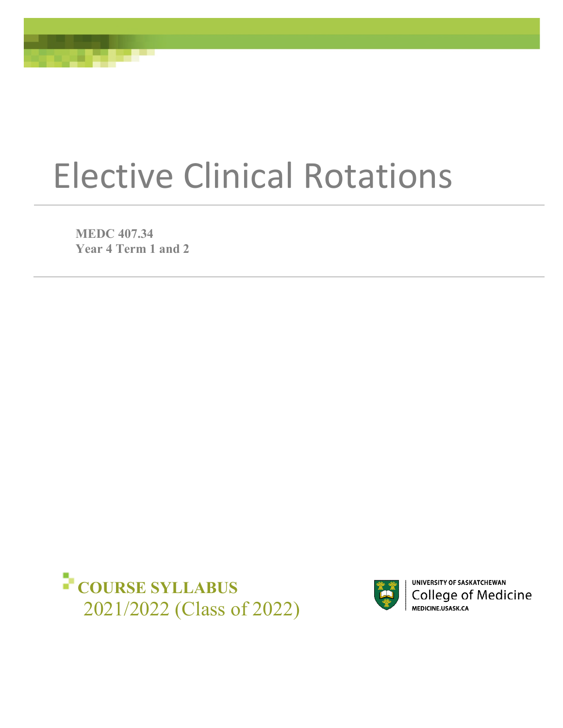# Elective Clinical Rotations

**MEDC 407.34**
**Year 4 Term 1 and 2**

**COURSE SYLLABUS**
2021/2022 (Class of 2022)

UNIVERSITY OF SASKATCHEWAN
College of Medicine
MEDICINE.USASK.CA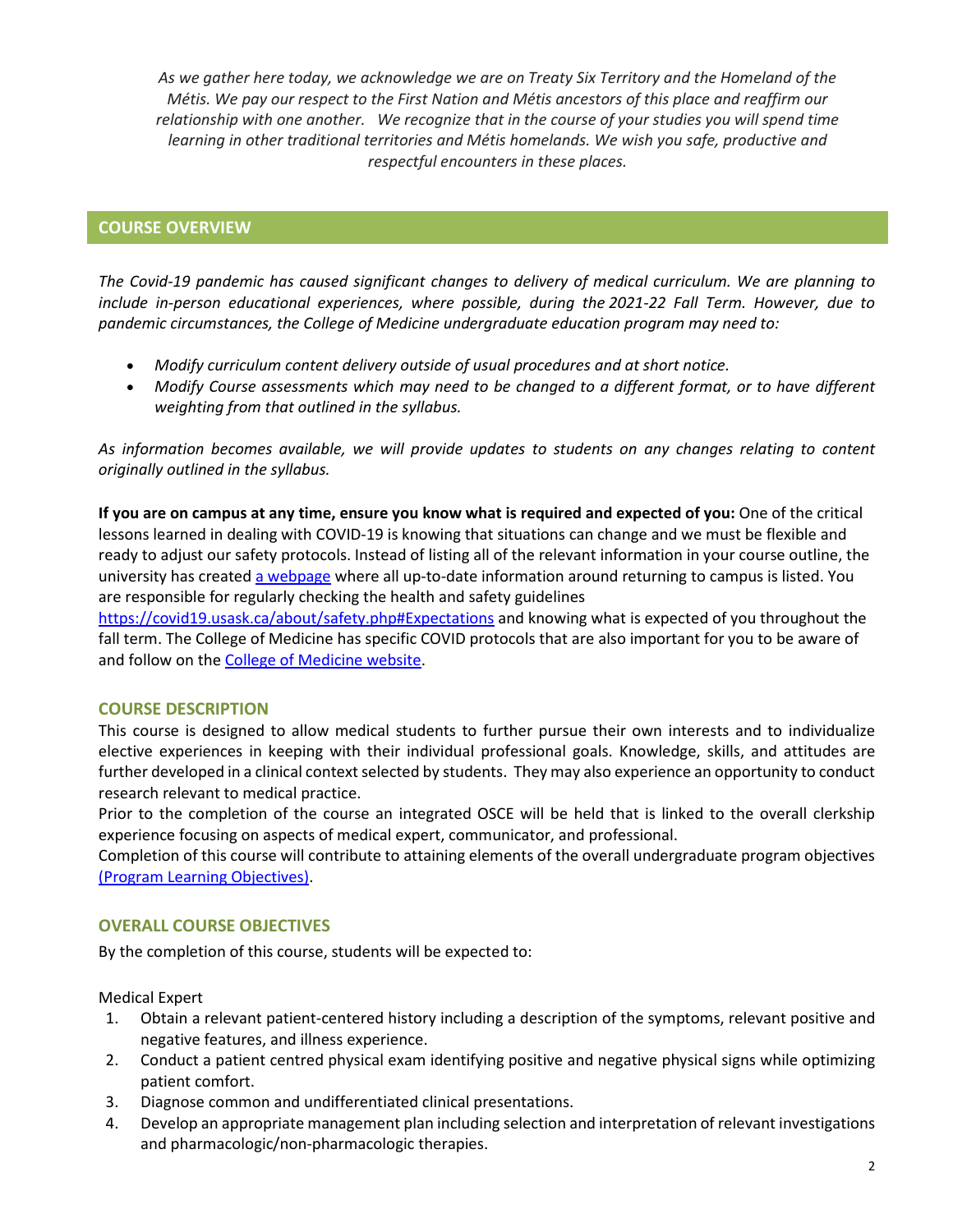*As we gather here today, we acknowledge we are on Treaty Six Territory and the Homeland of the Métis. We pay our respect to the First Nation and Métis ancestors of this place and reaffirm our relationship with one another. We recognize that in the course of your studies you will spend time learning in other traditional territories and Métis homelands. We wish you safe, productive and respectful encounters in these places.*

## COURSE OVERVIEW

*The Covid-19 pandemic has caused significant changes to delivery of medical curriculum. We are planning to include in-person educational experiences, where possible, during the 2021-22 Fall Term. However, due to pandemic circumstances, the College of Medicine undergraduate education program may need to:*

- *Modify curriculum content delivery outside of usual procedures and at short notice.*
- *Modify Course assessments which may need to be changed to a different format, or to have different weighting from that outlined in the syllabus.*

*As information becomes available, we will provide updates to students on any changes relating to content originally outlined in the syllabus.*

**If you are on campus at any time, ensure you know what is required and expected of you:** One of the critical lessons learned in dealing with COVID-19 is knowing that situations can change and we must be flexible and ready to adjust our safety protocols. Instead of listing all of the relevant information in your course outline, the university has created a webpage where all up-to-date information around returning to campus is listed. You are responsible for regularly checking the health and safety guidelines https://covid19.usask.ca/about/safety.php#Expectations and knowing what is expected of you throughout the fall term. The College of Medicine has specific COVID protocols that are also important for you to be aware of and follow on the College of Medicine website.

### COURSE DESCRIPTION

This course is designed to allow medical students to further pursue their own interests and to individualize elective experiences in keeping with their individual professional goals. Knowledge, skills, and attitudes are further developed in a clinical context selected by students. They may also experience an opportunity to conduct research relevant to medical practice.

Prior to the completion of the course an integrated OSCE will be held that is linked to the overall clerkship experience focusing on aspects of medical expert, communicator, and professional.

Completion of this course will contribute to attaining elements of the overall undergraduate program objectives (Program Learning Objectives).

### OVERALL COURSE OBJECTIVES

By the completion of this course, students will be expected to:

Medical Expert

1. Obtain a relevant patient-centered history including a description of the symptoms, relevant positive and negative features, and illness experience.
2. Conduct a patient centred physical exam identifying positive and negative physical signs while optimizing patient comfort.
3. Diagnose common and undifferentiated clinical presentations.
4. Develop an appropriate management plan including selection and interpretation of relevant investigations and pharmacologic/non-pharmacologic therapies.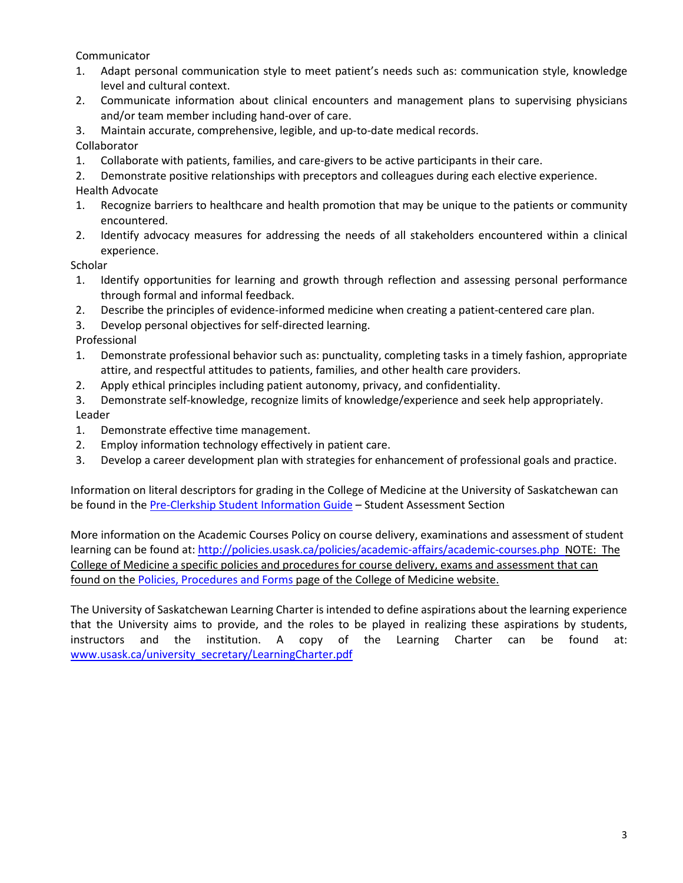Communicator

1. Adapt personal communication style to meet patient's needs such as: communication style, knowledge level and cultural context.
2. Communicate information about clinical encounters and management plans to supervising physicians and/or team member including hand-over of care.
3. Maintain accurate, comprehensive, legible, and up-to-date medical records.

Collaborator

1. Collaborate with patients, families, and care-givers to be active participants in their care.
2. Demonstrate positive relationships with preceptors and colleagues during each elective experience.

Health Advocate

1. Recognize barriers to healthcare and health promotion that may be unique to the patients or community encountered.
2. Identify advocacy measures for addressing the needs of all stakeholders encountered within a clinical experience.

Scholar

1. Identify opportunities for learning and growth through reflection and assessing personal performance through formal and informal feedback.
2. Describe the principles of evidence-informed medicine when creating a patient-centered care plan.
3. Develop personal objectives for self-directed learning.

Professional

1. Demonstrate professional behavior such as: punctuality, completing tasks in a timely fashion, appropriate attire, and respectful attitudes to patients, families, and other health care providers.
2. Apply ethical principles including patient autonomy, privacy, and confidentiality.
3. Demonstrate self-knowledge, recognize limits of knowledge/experience and seek help appropriately.

Leader

1. Demonstrate effective time management.
2. Employ information technology effectively in patient care.
3. Develop a career development plan with strategies for enhancement of professional goals and practice.

Information on literal descriptors for grading in the College of Medicine at the University of Saskatchewan can be found in the [Pre-Clerkship Student Information Guide]() – Student Assessment Section

More information on the Academic Courses Policy on course delivery, examinations and assessment of student learning can be found at: http://policies.usask.ca/policies/academic-affairs/academic-courses.php NOTE: The College of Medicine a specific policies and procedures for course delivery, exams and assessment that can found on the [Policies, Procedures and Forms]() page of the College of Medicine website.

The University of Saskatchewan Learning Charter is intended to define aspirations about the learning experience that the University aims to provide, and the roles to be played in realizing these aspirations by students, instructors and the institution. A copy of the Learning Charter can be found at: www.usask.ca/university_secretary/LearningCharter.pdf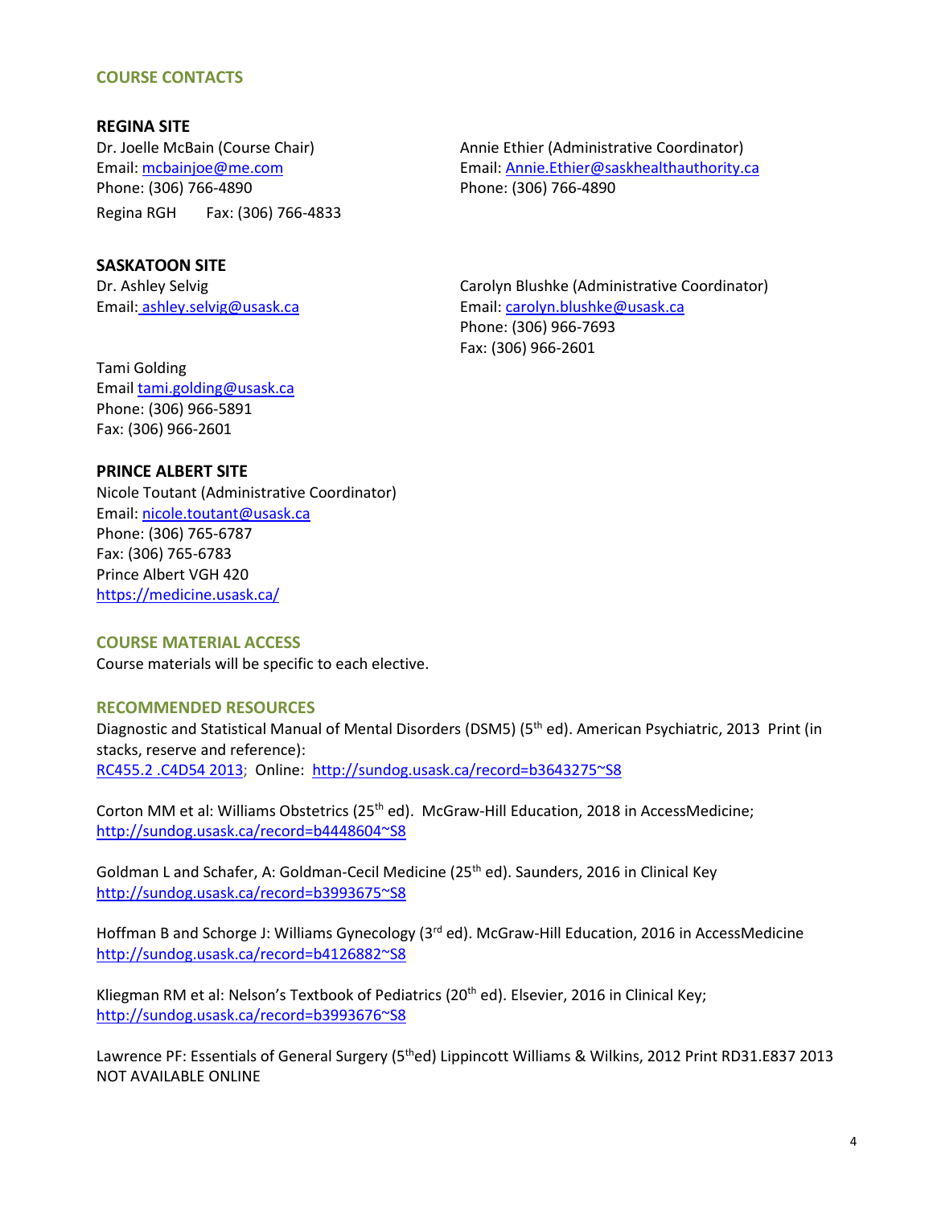## COURSE CONTACTS

### REGINA SITE

Dr. Joelle McBain (Course Chair)
Email: mcbainjoe@me.com
Phone: (306) 766-4890
Regina RGH Fax: (306) 766-4833

Annie Ethier (Administrative Coordinator)
Email: Annie.Ethier@saskhealthauthority.ca
Phone: (306) 766-4890

### SASKATOON SITE

Dr. Ashley Selvig
Email: ashley.selvig@usask.ca

Carolyn Blushke (Administrative Coordinator)
Email: carolyn.blushke@usask.ca
Phone: (306) 966-7693
Fax: (306) 966-2601

Tami Golding
Email tami.golding@usask.ca
Phone: (306) 966-5891
Fax: (306) 966-2601

### PRINCE ALBERT SITE

Nicole Toutant (Administrative Coordinator)
Email: nicole.toutant@usask.ca
Phone: (306) 765-6787
Fax: (306) 765-6783
Prince Albert VGH 420
https://medicine.usask.ca/

## COURSE MATERIAL ACCESS

Course materials will be specific to each elective.

## RECOMMENDED RESOURCES

Diagnostic and Statistical Manual of Mental Disorders (DSM5) (5th ed). American Psychiatric, 2013 Print (in stacks, reserve and reference):
RC455.2 .C4D54 2013; Online: http://sundog.usask.ca/record=b3643275~S8

Corton MM et al: Williams Obstetrics (25th ed). McGraw-Hill Education, 2018 in AccessMedicine; http://sundog.usask.ca/record=b4448604~S8

Goldman L and Schafer, A: Goldman-Cecil Medicine (25th ed). Saunders, 2016 in Clinical Key
http://sundog.usask.ca/record=b3993675~S8

Hoffman B and Schorge J: Williams Gynecology (3rd ed). McGraw-Hill Education, 2016 in AccessMedicine
http://sundog.usask.ca/record=b4126882~S8

Kliegman RM et al: Nelson's Textbook of Pediatrics (20th ed). Elsevier, 2016 in Clinical Key;
http://sundog.usask.ca/record=b3993676~S8

Lawrence PF: Essentials of General Surgery (5thed) Lippincott Williams & Wilkins, 2012 Print RD31.E837 2013
NOT AVAILABLE ONLINE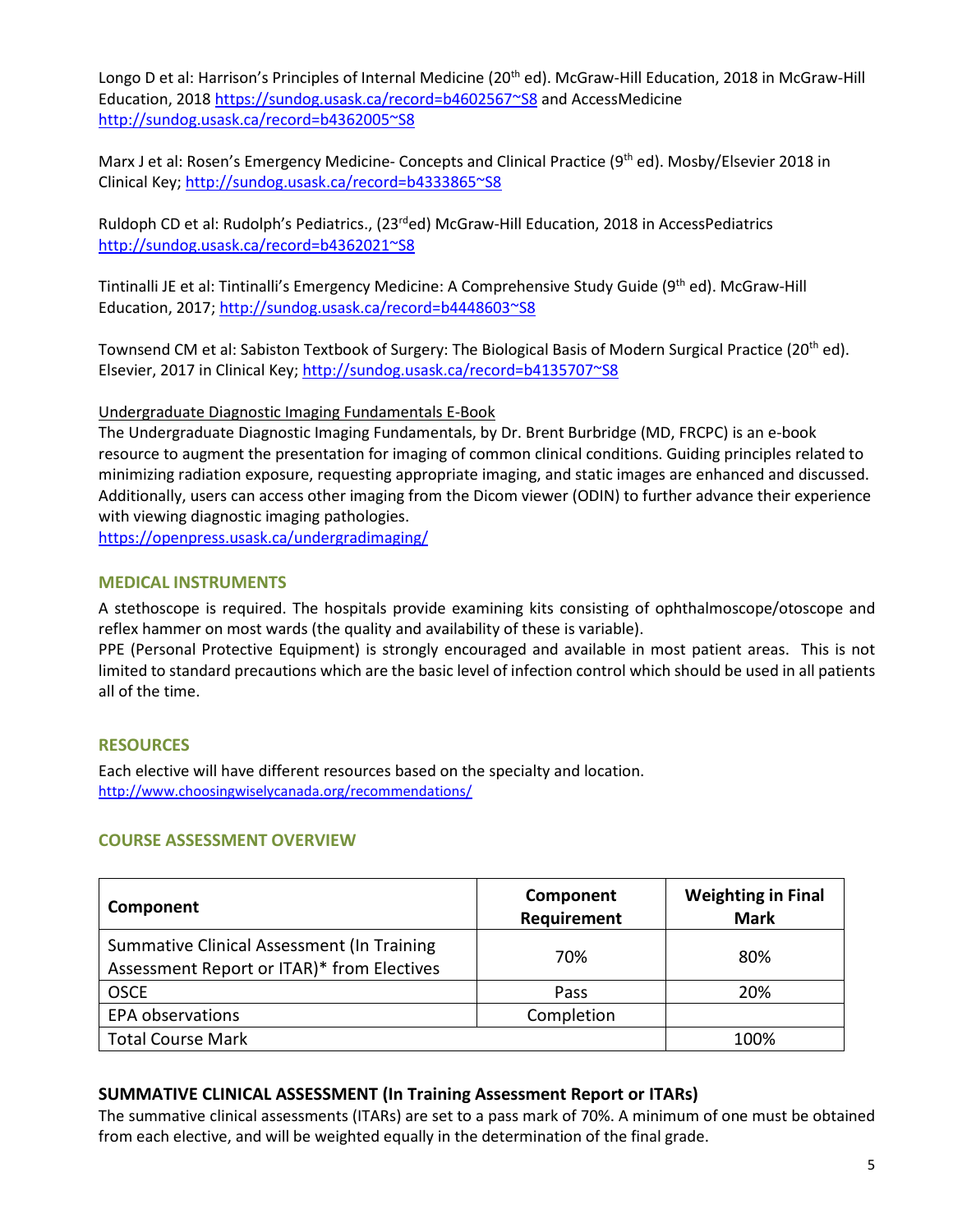Longo D et al: Harrison's Principles of Internal Medicine (20th ed). McGraw-Hill Education, 2018 in McGraw-Hill Education, 2018 https://sundog.usask.ca/record=b4602567~S8 and AccessMedicine http://sundog.usask.ca/record=b4362005~S8

Marx J et al: Rosen's Emergency Medicine- Concepts and Clinical Practice (9th ed). Mosby/Elsevier 2018 in Clinical Key; http://sundog.usask.ca/record=b4333865~S8

Ruldoph CD et al: Rudolph's Pediatrics., (23rd ed) McGraw-Hill Education, 2018 in AccessPediatrics http://sundog.usask.ca/record=b4362021~S8

Tintinalli JE et al: Tintinalli's Emergency Medicine: A Comprehensive Study Guide (9th ed). McGraw-Hill Education, 2017; http://sundog.usask.ca/record=b4448603~S8

Townsend CM et al: Sabiston Textbook of Surgery: The Biological Basis of Modern Surgical Practice (20th ed). Elsevier, 2017 in Clinical Key; http://sundog.usask.ca/record=b4135707~S8

Undergraduate Diagnostic Imaging Fundamentals E-Book

The Undergraduate Diagnostic Imaging Fundamentals, by Dr. Brent Burbridge (MD, FRCPC) is an e-book resource to augment the presentation for imaging of common clinical conditions. Guiding principles related to minimizing radiation exposure, requesting appropriate imaging, and static images are enhanced and discussed. Additionally, users can access other imaging from the Dicom viewer (ODIN) to further advance their experience with viewing diagnostic imaging pathologies.
https://openpress.usask.ca/undergradimaging/

## MEDICAL INSTRUMENTS

A stethoscope is required. The hospitals provide examining kits consisting of ophthalmoscope/otoscope and reflex hammer on most wards (the quality and availability of these is variable).
PPE (Personal Protective Equipment) is strongly encouraged and available in most patient areas. This is not limited to standard precautions which are the basic level of infection control which should be used in all patients all of the time.

## RESOURCES

Each elective will have different resources based on the specialty and location.
http://www.choosingwiselycanada.org/recommendations/

## COURSE ASSESSMENT OVERVIEW

| Component | Component Requirement | Weighting in Final Mark |
|---|---|---|
| Summative Clinical Assessment (In Training Assessment Report or ITAR)* from Electives | 70% | 80% |
| OSCE | Pass | 20% |
| EPA observations | Completion | |
| Total Course Mark | | 100% |

### SUMMATIVE CLINICAL ASSESSMENT (In Training Assessment Report or ITARs)

The summative clinical assessments (ITARs) are set to a pass mark of 70%. A minimum of one must be obtained from each elective, and will be weighted equally in the determination of the final grade.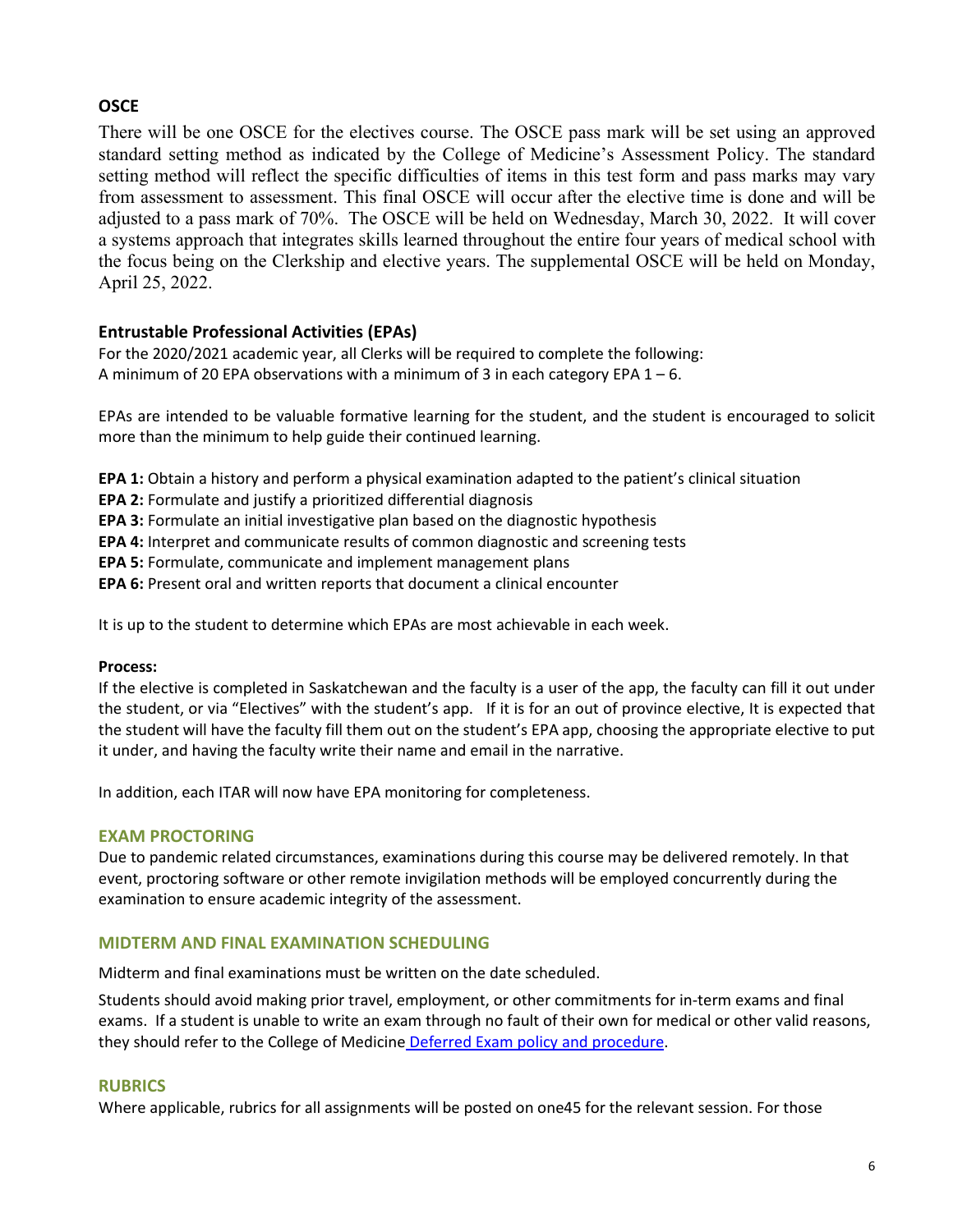## OSCE

There will be one OSCE for the electives course. The OSCE pass mark will be set using an approved standard setting method as indicated by the College of Medicine's Assessment Policy. The standard setting method will reflect the specific difficulties of items in this test form and pass marks may vary from assessment to assessment. This final OSCE will occur after the elective time is done and will be adjusted to a pass mark of 70%. The OSCE will be held on Wednesday, March 30, 2022. It will cover a systems approach that integrates skills learned throughout the entire four years of medical school with the focus being on the Clerkship and elective years. The supplemental OSCE will be held on Monday, April 25, 2022.

## Entrustable Professional Activities (EPAs)

For the 2020/2021 academic year, all Clerks will be required to complete the following:
A minimum of 20 EPA observations with a minimum of 3 in each category EPA 1 – 6.

EPAs are intended to be valuable formative learning for the student, and the student is encouraged to solicit more than the minimum to help guide their continued learning.

**EPA 1:** Obtain a history and perform a physical examination adapted to the patient's clinical situation
**EPA 2:** Formulate and justify a prioritized differential diagnosis
**EPA 3:** Formulate an initial investigative plan based on the diagnostic hypothesis
**EPA 4:** Interpret and communicate results of common diagnostic and screening tests
**EPA 5:** Formulate, communicate and implement management plans
**EPA 6:** Present oral and written reports that document a clinical encounter

It is up to the student to determine which EPAs are most achievable in each week.

**Process:**

If the elective is completed in Saskatchewan and the faculty is a user of the app, the faculty can fill it out under the student, or via "Electives" with the student's app. If it is for an out of province elective, It is expected that the student will have the faculty fill them out on the student's EPA app, choosing the appropriate elective to put it under, and having the faculty write their name and email in the narrative.

In addition, each ITAR will now have EPA monitoring for completeness.

## EXAM PROCTORING

Due to pandemic related circumstances, examinations during this course may be delivered remotely. In that event, proctoring software or other remote invigilation methods will be employed concurrently during the examination to ensure academic integrity of the assessment.

## MIDTERM AND FINAL EXAMINATION SCHEDULING

Midterm and final examinations must be written on the date scheduled.

Students should avoid making prior travel, employment, or other commitments for in-term exams and final exams. If a student is unable to write an exam through no fault of their own for medical or other valid reasons, they should refer to the College of Medicine Deferred Exam policy and procedure.

## RUBRICS

Where applicable, rubrics for all assignments will be posted on one45 for the relevant session. For those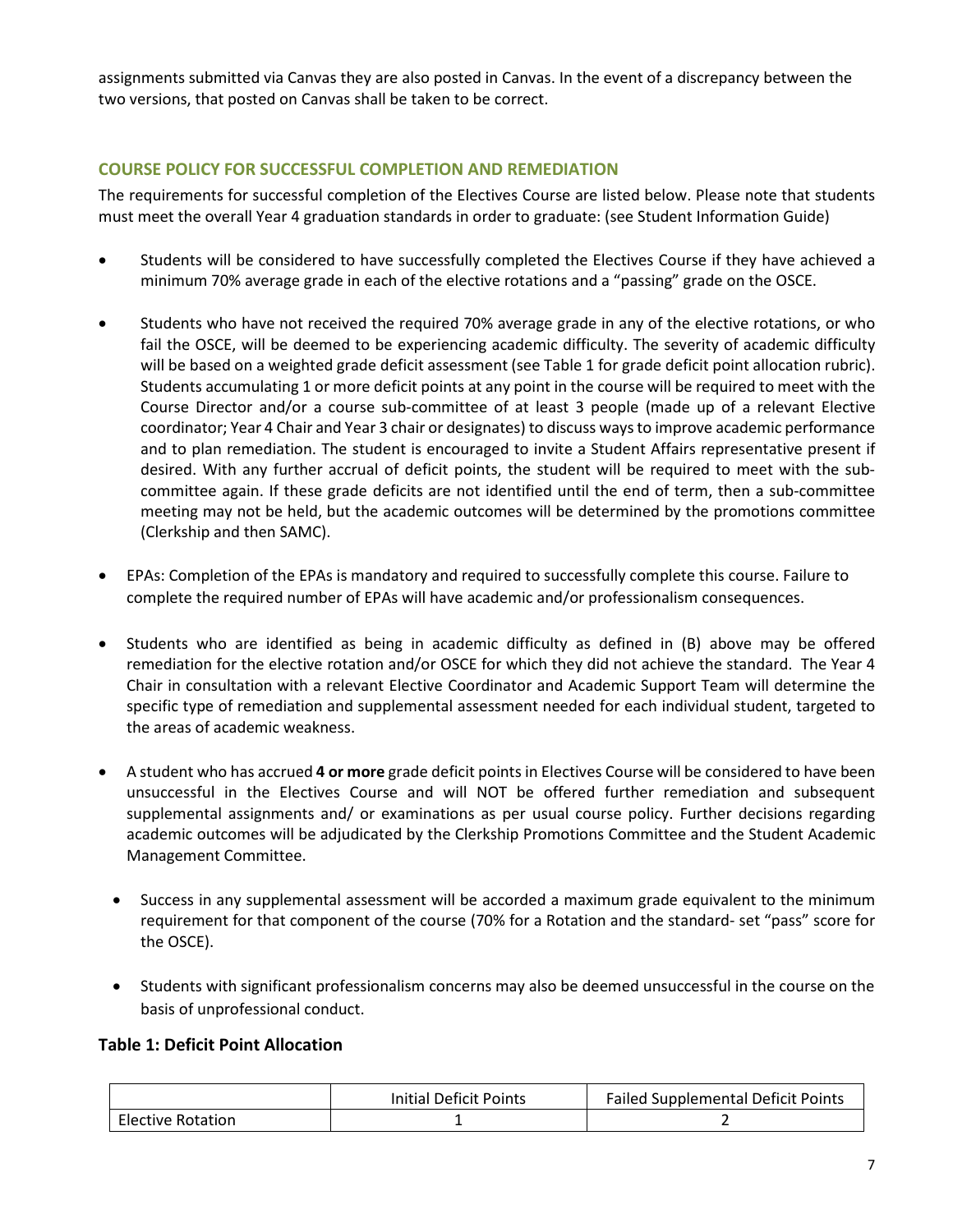assignments submitted via Canvas they are also posted in Canvas. In the event of a discrepancy between the two versions, that posted on Canvas shall be taken to be correct.

## COURSE POLICY FOR SUCCESSFUL COMPLETION AND REMEDIATION

The requirements for successful completion of the Electives Course are listed below. Please note that students must meet the overall Year 4 graduation standards in order to graduate: (see Student Information Guide)

- Students will be considered to have successfully completed the Electives Course if they have achieved a minimum 70% average grade in each of the elective rotations and a "passing" grade on the OSCE.

- Students who have not received the required 70% average grade in any of the elective rotations, or who fail the OSCE, will be deemed to be experiencing academic difficulty. The severity of academic difficulty will be based on a weighted grade deficit assessment (see Table 1 for grade deficit point allocation rubric). Students accumulating 1 or more deficit points at any point in the course will be required to meet with the Course Director and/or a course sub-committee of at least 3 people (made up of a relevant Elective coordinator; Year 4 Chair and Year 3 chair or designates) to discuss ways to improve academic performance and to plan remediation. The student is encouraged to invite a Student Affairs representative present if desired. With any further accrual of deficit points, the student will be required to meet with the sub-committee again. If these grade deficits are not identified until the end of term, then a sub-committee meeting may not be held, but the academic outcomes will be determined by the promotions committee (Clerkship and then SAMC).

- EPAs: Completion of the EPAs is mandatory and required to successfully complete this course. Failure to complete the required number of EPAs will have academic and/or professionalism consequences.

- Students who are identified as being in academic difficulty as defined in (B) above may be offered remediation for the elective rotation and/or OSCE for which they did not achieve the standard. The Year 4 Chair in consultation with a relevant Elective Coordinator and Academic Support Team will determine the specific type of remediation and supplemental assessment needed for each individual student, targeted to the areas of academic weakness.

- A student who has accrued **4 or more** grade deficit points in Electives Course will be considered to have been unsuccessful in the Electives Course and will NOT be offered further remediation and subsequent supplemental assignments and/ or examinations as per usual course policy. Further decisions regarding academic outcomes will be adjudicated by the Clerkship Promotions Committee and the Student Academic Management Committee.

  - Success in any supplemental assessment will be accorded a maximum grade equivalent to the minimum requirement for that component of the course (70% for a Rotation and the standard- set "pass" score for the OSCE).

  - Students with significant professionalism concerns may also be deemed unsuccessful in the course on the basis of unprofessional conduct.

### Table 1: Deficit Point Allocation

| | Initial Deficit Points | Failed Supplemental Deficit Points |
|---|---|---|
| Elective Rotation | 1 | 2 |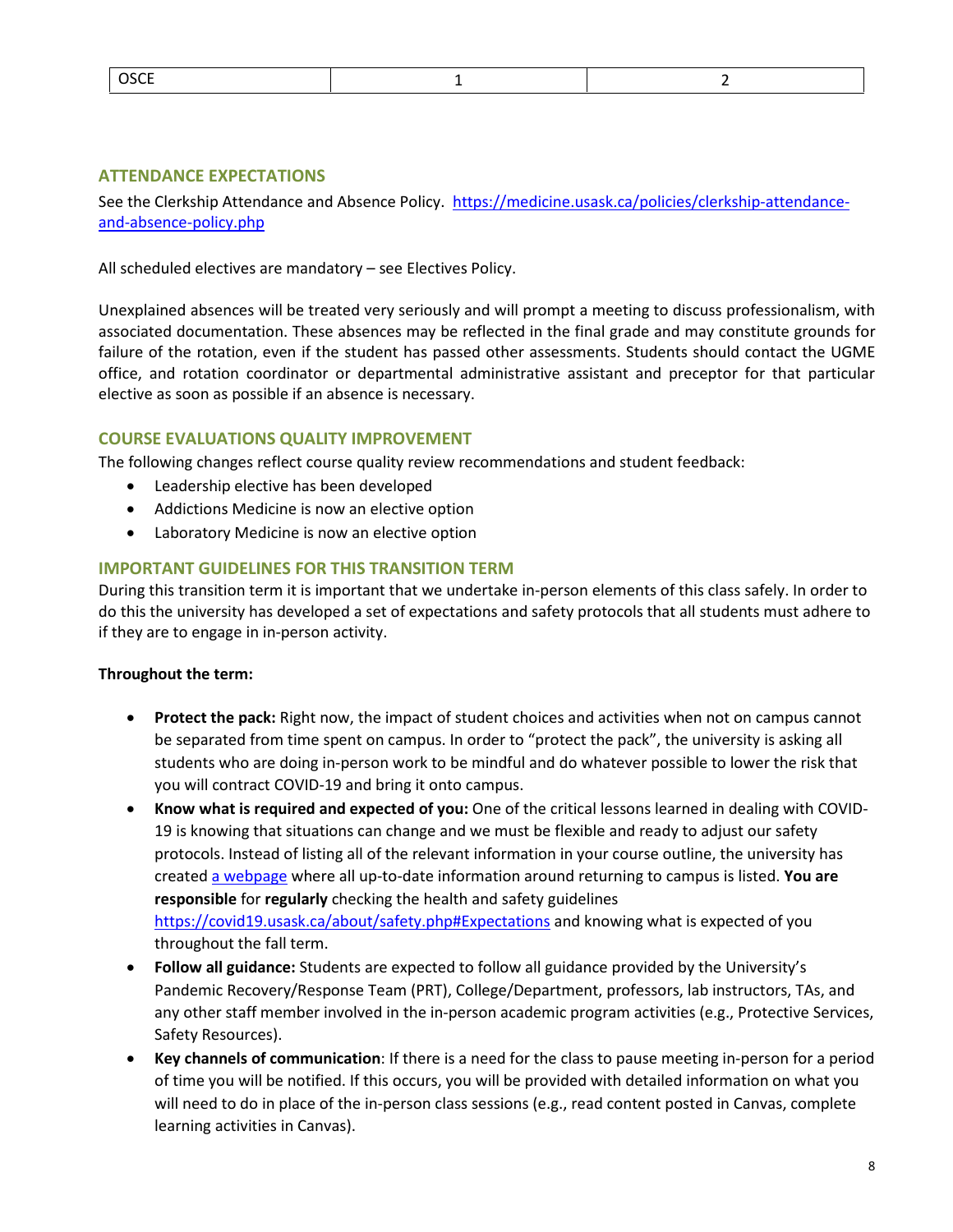| OSCE | 1 | 2 |
| --- | --- | --- |

## ATTENDANCE EXPECTATIONS

See the Clerkship Attendance and Absence Policy. https://medicine.usask.ca/policies/clerkship-attendance-and-absence-policy.php

All scheduled electives are mandatory – see Electives Policy.

Unexplained absences will be treated very seriously and will prompt a meeting to discuss professionalism, with associated documentation. These absences may be reflected in the final grade and may constitute grounds for failure of the rotation, even if the student has passed other assessments. Students should contact the UGME office, and rotation coordinator or departmental administrative assistant and preceptor for that particular elective as soon as possible if an absence is necessary.

## COURSE EVALUATIONS QUALITY IMPROVEMENT

The following changes reflect course quality review recommendations and student feedback:

- Leadership elective has been developed
- Addictions Medicine is now an elective option
- Laboratory Medicine is now an elective option

## IMPORTANT GUIDELINES FOR THIS TRANSITION TERM

During this transition term it is important that we undertake in-person elements of this class safely. In order to do this the university has developed a set of expectations and safety protocols that all students must adhere to if they are to engage in in-person activity.

**Throughout the term:**

- **Protect the pack:** Right now, the impact of student choices and activities when not on campus cannot be separated from time spent on campus. In order to "protect the pack", the university is asking all students who are doing in-person work to be mindful and do whatever possible to lower the risk that you will contract COVID-19 and bring it onto campus.
- **Know what is required and expected of you:** One of the critical lessons learned in dealing with COVID-19 is knowing that situations can change and we must be flexible and ready to adjust our safety protocols. Instead of listing all of the relevant information in your course outline, the university has created a webpage where all up-to-date information around returning to campus is listed. **You are responsible** for **regularly** checking the health and safety guidelines https://covid19.usask.ca/about/safety.php#Expectations and knowing what is expected of you throughout the fall term.
- **Follow all guidance:** Students are expected to follow all guidance provided by the University's Pandemic Recovery/Response Team (PRT), College/Department, professors, lab instructors, TAs, and any other staff member involved in the in-person academic program activities (e.g., Protective Services, Safety Resources).
- **Key channels of communication**: If there is a need for the class to pause meeting in-person for a period of time you will be notified. If this occurs, you will be provided with detailed information on what you will need to do in place of the in-person class sessions (e.g., read content posted in Canvas, complete learning activities in Canvas).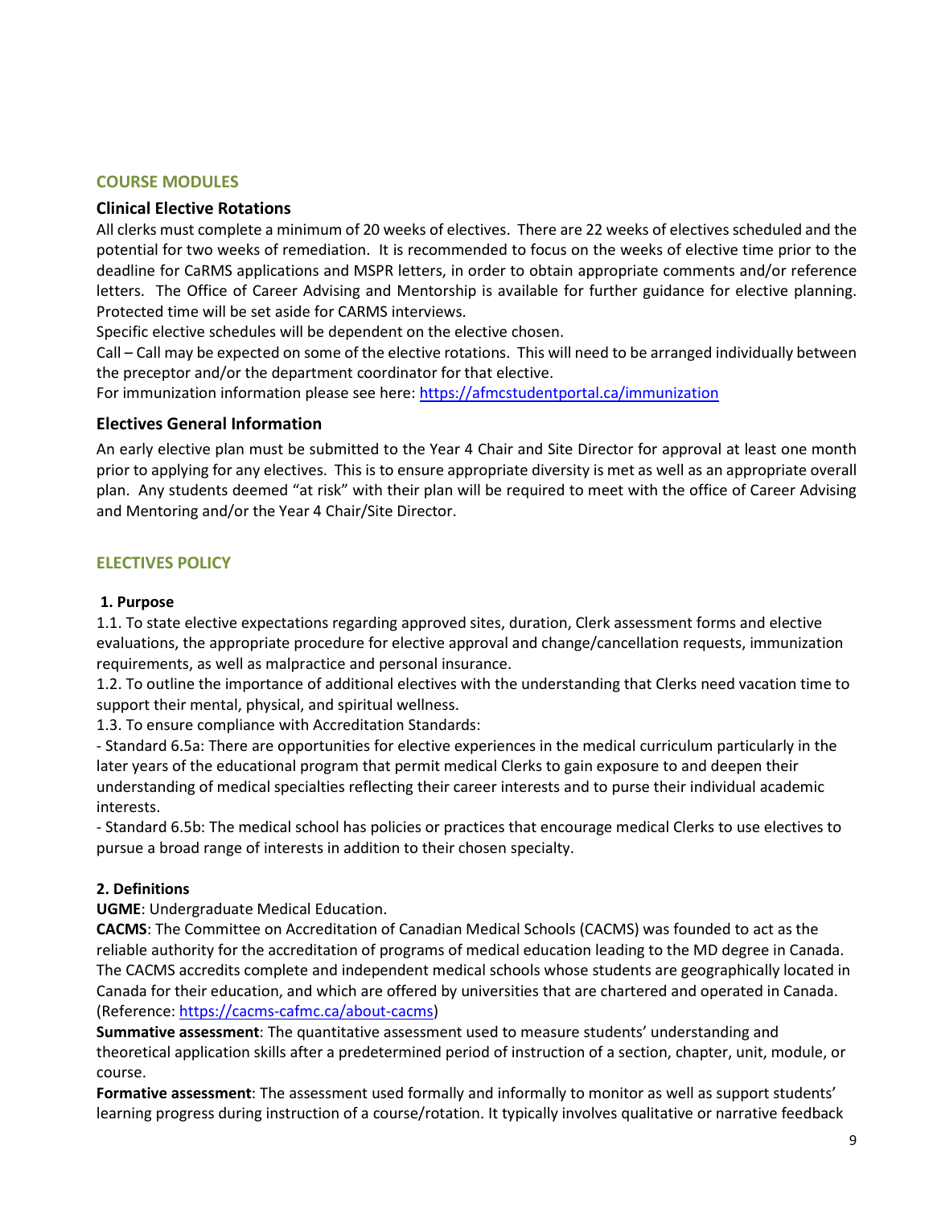## COURSE MODULES

### Clinical Elective Rotations

All clerks must complete a minimum of 20 weeks of electives. There are 22 weeks of electives scheduled and the potential for two weeks of remediation. It is recommended to focus on the weeks of elective time prior to the deadline for CaRMS applications and MSPR letters, in order to obtain appropriate comments and/or reference letters. The Office of Career Advising and Mentorship is available for further guidance for elective planning. Protected time will be set aside for CARMS interviews.

Specific elective schedules will be dependent on the elective chosen.

Call – Call may be expected on some of the elective rotations. This will need to be arranged individually between the preceptor and/or the department coordinator for that elective.

For immunization information please see here: https://afmcstudentportal.ca/immunization

### Electives General Information

An early elective plan must be submitted to the Year 4 Chair and Site Director for approval at least one month prior to applying for any electives. This is to ensure appropriate diversity is met as well as an appropriate overall plan. Any students deemed "at risk" with their plan will be required to meet with the office of Career Advising and Mentoring and/or the Year 4 Chair/Site Director.

## ELECTIVES POLICY

**1. Purpose**

1.1. To state elective expectations regarding approved sites, duration, Clerk assessment forms and elective evaluations, the appropriate procedure for elective approval and change/cancellation requests, immunization requirements, as well as malpractice and personal insurance.

1.2. To outline the importance of additional electives with the understanding that Clerks need vacation time to support their mental, physical, and spiritual wellness.

1.3. To ensure compliance with Accreditation Standards:

- Standard 6.5a: There are opportunities for elective experiences in the medical curriculum particularly in the later years of the educational program that permit medical Clerks to gain exposure to and deepen their understanding of medical specialties reflecting their career interests and to purse their individual academic interests.
- Standard 6.5b: The medical school has policies or practices that encourage medical Clerks to use electives to pursue a broad range of interests in addition to their chosen specialty.

**2. Definitions**

**UGME**: Undergraduate Medical Education.

**CACMS**: The Committee on Accreditation of Canadian Medical Schools (CACMS) was founded to act as the reliable authority for the accreditation of programs of medical education leading to the MD degree in Canada. The CACMS accredits complete and independent medical schools whose students are geographically located in Canada for their education, and which are offered by universities that are chartered and operated in Canada. (Reference: https://cacms-cafmc.ca/about-cacms)

**Summative assessment**: The quantitative assessment used to measure students' understanding and theoretical application skills after a predetermined period of instruction of a section, chapter, unit, module, or course.

**Formative assessment**: The assessment used formally and informally to monitor as well as support students' learning progress during instruction of a course/rotation. It typically involves qualitative or narrative feedback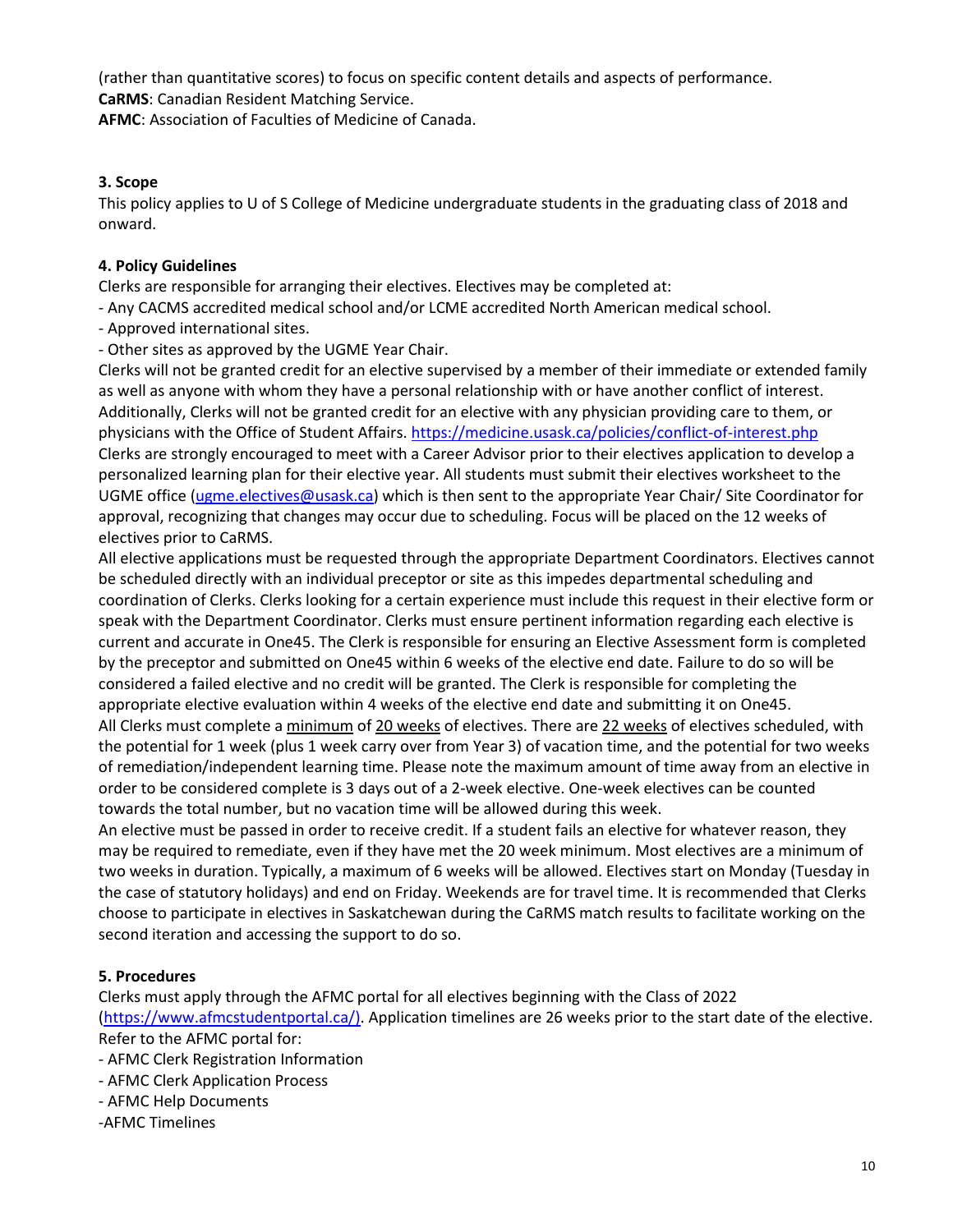(rather than quantitative scores) to focus on specific content details and aspects of performance.
**CaRMS**: Canadian Resident Matching Service.
**AFMC**: Association of Faculties of Medicine of Canada.

### 3. Scope

This policy applies to U of S College of Medicine undergraduate students in the graduating class of 2018 and onward.

### 4. Policy Guidelines

Clerks are responsible for arranging their electives. Electives may be completed at:

- Any CACMS accredited medical school and/or LCME accredited North American medical school.
- Approved international sites.
- Other sites as approved by the UGME Year Chair.

Clerks will not be granted credit for an elective supervised by a member of their immediate or extended family as well as anyone with whom they have a personal relationship with or have another conflict of interest. Additionally, Clerks will not be granted credit for an elective with any physician providing care to them, or physicians with the Office of Student Affairs. https://medicine.usask.ca/policies/conflict-of-interest.php
Clerks are strongly encouraged to meet with a Career Advisor prior to their electives application to develop a personalized learning plan for their elective year. All students must submit their electives worksheet to the UGME office (ugme.electives@usask.ca) which is then sent to the appropriate Year Chair/ Site Coordinator for approval, recognizing that changes may occur due to scheduling. Focus will be placed on the 12 weeks of electives prior to CaRMS.
All elective applications must be requested through the appropriate Department Coordinators. Electives cannot be scheduled directly with an individual preceptor or site as this impedes departmental scheduling and coordination of Clerks. Clerks looking for a certain experience must include this request in their elective form or speak with the Department Coordinator. Clerks must ensure pertinent information regarding each elective is current and accurate in One45. The Clerk is responsible for ensuring an Elective Assessment form is completed by the preceptor and submitted on One45 within 6 weeks of the elective end date. Failure to do so will be considered a failed elective and no credit will be granted. The Clerk is responsible for completing the appropriate elective evaluation within 4 weeks of the elective end date and submitting it on One45.
All Clerks must complete a <u>minimum</u> of <u>20 weeks</u> of electives. There are <u>22 weeks</u> of electives scheduled, with the potential for 1 week (plus 1 week carry over from Year 3) of vacation time, and the potential for two weeks of remediation/independent learning time. Please note the maximum amount of time away from an elective in order to be considered complete is 3 days out of a 2-week elective. One-week electives can be counted towards the total number, but no vacation time will be allowed during this week.
An elective must be passed in order to receive credit. If a student fails an elective for whatever reason, they may be required to remediate, even if they have met the 20 week minimum. Most electives are a minimum of two weeks in duration. Typically, a maximum of 6 weeks will be allowed. Electives start on Monday (Tuesday in the case of statutory holidays) and end on Friday. Weekends are for travel time. It is recommended that Clerks choose to participate in electives in Saskatchewan during the CaRMS match results to facilitate working on the second iteration and accessing the support to do so.

### 5. Procedures

Clerks must apply through the AFMC portal for all electives beginning with the Class of 2022 (https://www.afmcstudentportal.ca/). Application timelines are 26 weeks prior to the start date of the elective.
Refer to the AFMC portal for:

- AFMC Clerk Registration Information
- AFMC Clerk Application Process
- AFMC Help Documents
- AFMC Timelines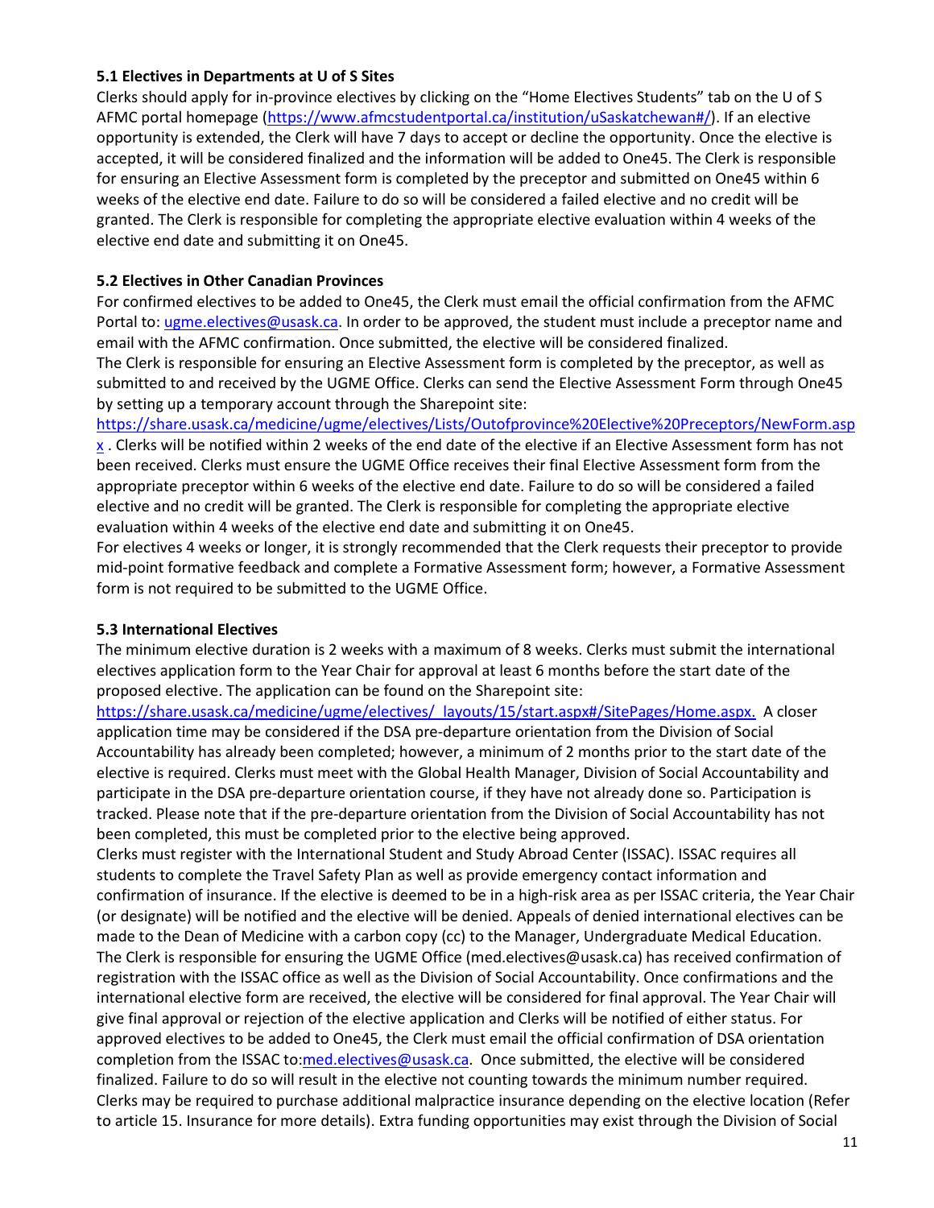### 5.1 Electives in Departments at U of S Sites

Clerks should apply for in-province electives by clicking on the "Home Electives Students" tab on the U of S AFMC portal homepage (https://www.afmcstudentportal.ca/institution/uSaskatchewan#/). If an elective opportunity is extended, the Clerk will have 7 days to accept or decline the opportunity. Once the elective is accepted, it will be considered finalized and the information will be added to One45. The Clerk is responsible for ensuring an Elective Assessment form is completed by the preceptor and submitted on One45 within 6 weeks of the elective end date. Failure to do so will be considered a failed elective and no credit will be granted. The Clerk is responsible for completing the appropriate elective evaluation within 4 weeks of the elective end date and submitting it on One45.

### 5.2 Electives in Other Canadian Provinces

For confirmed electives to be added to One45, the Clerk must email the official confirmation from the AFMC Portal to: ugme.electives@usask.ca. In order to be approved, the student must include a preceptor name and email with the AFMC confirmation. Once submitted, the elective will be considered finalized.

The Clerk is responsible for ensuring an Elective Assessment form is completed by the preceptor, as well as submitted to and received by the UGME Office. Clerks can send the Elective Assessment Form through One45 by setting up a temporary account through the Sharepoint site: https://share.usask.ca/medicine/ugme/electives/Lists/Outofprovince%20Elective%20Preceptors/NewForm.aspx . Clerks will be notified within 2 weeks of the end date of the elective if an Elective Assessment form has not been received. Clerks must ensure the UGME Office receives their final Elective Assessment form from the appropriate preceptor within 6 weeks of the elective end date. Failure to do so will be considered a failed elective and no credit will be granted. The Clerk is responsible for completing the appropriate elective evaluation within 4 weeks of the elective end date and submitting it on One45.

For electives 4 weeks or longer, it is strongly recommended that the Clerk requests their preceptor to provide mid-point formative feedback and complete a Formative Assessment form; however, a Formative Assessment form is not required to be submitted to the UGME Office.

### 5.3 International Electives

The minimum elective duration is 2 weeks with a maximum of 8 weeks. Clerks must submit the international electives application form to the Year Chair for approval at least 6 months before the start date of the proposed elective. The application can be found on the Sharepoint site: https://share.usask.ca/medicine/ugme/electives/_layouts/15/start.aspx#/SitePages/Home.aspx. A closer application time may be considered if the DSA pre-departure orientation from the Division of Social Accountability has already been completed; however, a minimum of 2 months prior to the start date of the elective is required. Clerks must meet with the Global Health Manager, Division of Social Accountability and participate in the DSA pre-departure orientation course, if they have not already done so. Participation is tracked. Please note that if the pre-departure orientation from the Division of Social Accountability has not been completed, this must be completed prior to the elective being approved.

Clerks must register with the International Student and Study Abroad Center (ISSAC). ISSAC requires all students to complete the Travel Safety Plan as well as provide emergency contact information and confirmation of insurance. If the elective is deemed to be in a high-risk area as per ISSAC criteria, the Year Chair (or designate) will be notified and the elective will be denied. Appeals of denied international electives can be made to the Dean of Medicine with a carbon copy (cc) to the Manager, Undergraduate Medical Education. The Clerk is responsible for ensuring the UGME Office (med.electives@usask.ca) has received confirmation of registration with the ISSAC office as well as the Division of Social Accountability. Once confirmations and the international elective form are received, the elective will be considered for final approval. The Year Chair will give final approval or rejection of the elective application and Clerks will be notified of either status. For approved electives to be added to One45, the Clerk must email the official confirmation of DSA orientation completion from the ISSAC to:med.electives@usask.ca. Once submitted, the elective will be considered finalized. Failure to do so will result in the elective not counting towards the minimum number required. Clerks may be required to purchase additional malpractice insurance depending on the elective location (Refer to article 15. Insurance for more details). Extra funding opportunities may exist through the Division of Social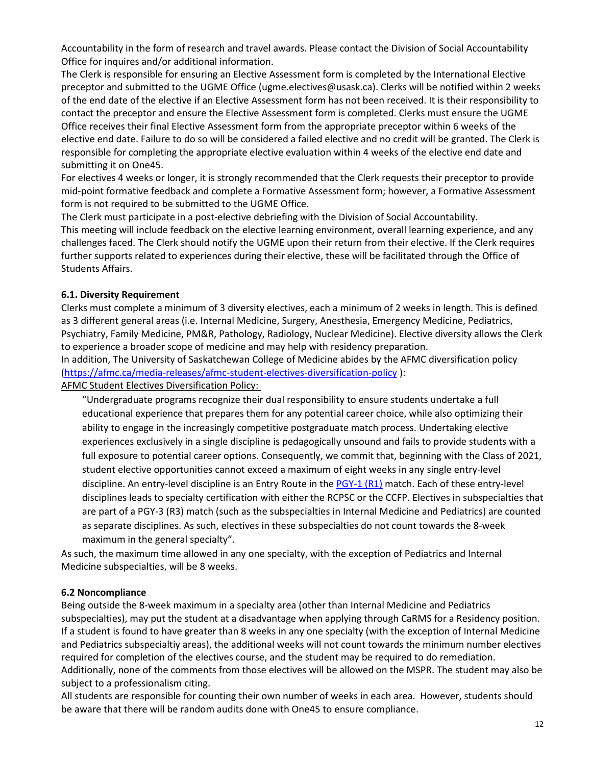Accountability in the form of research and travel awards. Please contact the Division of Social Accountability Office for inquires and/or additional information.

The Clerk is responsible for ensuring an Elective Assessment form is completed by the International Elective preceptor and submitted to the UGME Office (ugme.electives@usask.ca). Clerks will be notified within 2 weeks of the end date of the elective if an Elective Assessment form has not been received. It is their responsibility to contact the preceptor and ensure the Elective Assessment form is completed. Clerks must ensure the UGME Office receives their final Elective Assessment form from the appropriate preceptor within 6 weeks of the elective end date. Failure to do so will be considered a failed elective and no credit will be granted. The Clerk is responsible for completing the appropriate elective evaluation within 4 weeks of the elective end date and submitting it on One45.

For electives 4 weeks or longer, it is strongly recommended that the Clerk requests their preceptor to provide mid-point formative feedback and complete a Formative Assessment form; however, a Formative Assessment form is not required to be submitted to the UGME Office.

The Clerk must participate in a post-elective debriefing with the Division of Social Accountability. This meeting will include feedback on the elective learning environment, overall learning experience, and any challenges faced. The Clerk should notify the UGME upon their return from their elective. If the Clerk requires further supports related to experiences during their elective, these will be facilitated through the Office of Students Affairs.

### 6.1. Diversity Requirement

Clerks must complete a minimum of 3 diversity electives, each a minimum of 2 weeks in length. This is defined as 3 different general areas (i.e. Internal Medicine, Surgery, Anesthesia, Emergency Medicine, Pediatrics, Psychiatry, Family Medicine, PM&R, Pathology, Radiology, Nuclear Medicine). Elective diversity allows the Clerk to experience a broader scope of medicine and may help with residency preparation.

In addition, The University of Saskatchewan College of Medicine abides by the AFMC diversification policy (https://afmc.ca/media-releases/afmc-student-electives-diversification-policy ):

AFMC Student Electives Diversification Policy:

> "Undergraduate programs recognize their dual responsibility to ensure students undertake a full educational experience that prepares them for any potential career choice, while also optimizing their ability to engage in the increasingly competitive postgraduate match process. Undertaking elective experiences exclusively in a single discipline is pedagogically unsound and fails to provide students with a full exposure to potential career options. Consequently, we commit that, beginning with the Class of 2021, student elective opportunities cannot exceed a maximum of eight weeks in any single entry-level discipline. An entry-level discipline is an Entry Route in the PGY-1 (R1) match. Each of these entry-level disciplines leads to specialty certification with either the RCPSC or the CCFP. Electives in subspecialties that are part of a PGY-3 (R3) match (such as the subspecialties in Internal Medicine and Pediatrics) are counted as separate disciplines. As such, electives in these subspecialties do not count towards the 8-week maximum in the general specialty".

As such, the maximum time allowed in any one specialty, with the exception of Pediatrics and Internal Medicine subspecialties, will be 8 weeks.

### 6.2 Noncompliance

Being outside the 8-week maximum in a specialty area (other than Internal Medicine and Pediatrics subspecialties), may put the student at a disadvantage when applying through CaRMS for a Residency position. If a student is found to have greater than 8 weeks in any one specialty (with the exception of Internal Medicine and Pediatrics subspecialtiy areas), the additional weeks will not count towards the minimum number electives required for completion of the electives course, and the student may be required to do remediation. Additionally, none of the comments from those electives will be allowed on the MSPR. The student may also be subject to a professionalism citing.

All students are responsible for counting their own number of weeks in each area. However, students should be aware that there will be random audits done with One45 to ensure compliance.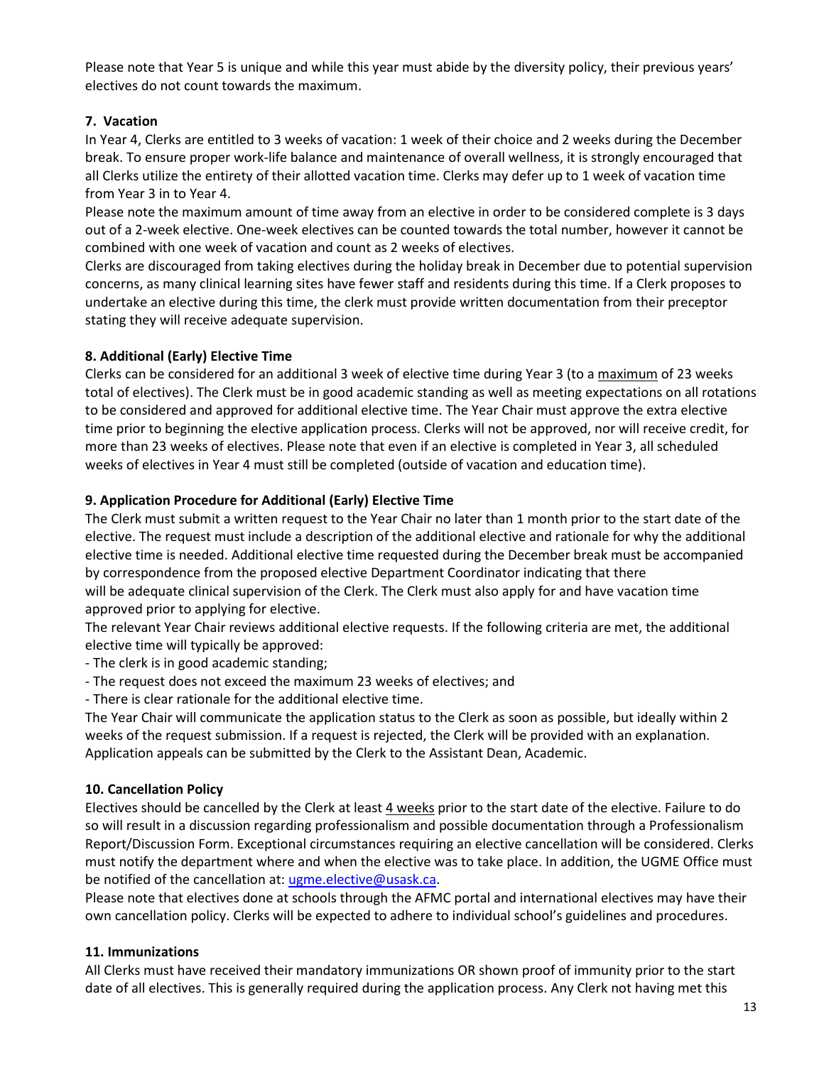Please note that Year 5 is unique and while this year must abide by the diversity policy, their previous years' electives do not count towards the maximum.

### 7. Vacation

In Year 4, Clerks are entitled to 3 weeks of vacation: 1 week of their choice and 2 weeks during the December break. To ensure proper work-life balance and maintenance of overall wellness, it is strongly encouraged that all Clerks utilize the entirety of their allotted vacation time. Clerks may defer up to 1 week of vacation time from Year 3 in to Year 4.

Please note the maximum amount of time away from an elective in order to be considered complete is 3 days out of a 2-week elective. One-week electives can be counted towards the total number, however it cannot be combined with one week of vacation and count as 2 weeks of electives.

Clerks are discouraged from taking electives during the holiday break in December due to potential supervision concerns, as many clinical learning sites have fewer staff and residents during this time. If a Clerk proposes to undertake an elective during this time, the clerk must provide written documentation from their preceptor stating they will receive adequate supervision.

### 8. Additional (Early) Elective Time

Clerks can be considered for an additional 3 week of elective time during Year 3 (to a maximum of 23 weeks total of electives). The Clerk must be in good academic standing as well as meeting expectations on all rotations to be considered and approved for additional elective time. The Year Chair must approve the extra elective time prior to beginning the elective application process. Clerks will not be approved, nor will receive credit, for more than 23 weeks of electives. Please note that even if an elective is completed in Year 3, all scheduled weeks of electives in Year 4 must still be completed (outside of vacation and education time).

### 9. Application Procedure for Additional (Early) Elective Time

The Clerk must submit a written request to the Year Chair no later than 1 month prior to the start date of the elective. The request must include a description of the additional elective and rationale for why the additional elective time is needed. Additional elective time requested during the December break must be accompanied by correspondence from the proposed elective Department Coordinator indicating that there will be adequate clinical supervision of the Clerk. The Clerk must also apply for and have vacation time approved prior to applying for elective.

The relevant Year Chair reviews additional elective requests. If the following criteria are met, the additional elective time will typically be approved:

- The clerk is in good academic standing;
- The request does not exceed the maximum 23 weeks of electives; and
- There is clear rationale for the additional elective time.

The Year Chair will communicate the application status to the Clerk as soon as possible, but ideally within 2 weeks of the request submission. If a request is rejected, the Clerk will be provided with an explanation. Application appeals can be submitted by the Clerk to the Assistant Dean, Academic.

### 10. Cancellation Policy

Electives should be cancelled by the Clerk at least 4 weeks prior to the start date of the elective. Failure to do so will result in a discussion regarding professionalism and possible documentation through a Professionalism Report/Discussion Form. Exceptional circumstances requiring an elective cancellation will be considered. Clerks must notify the department where and when the elective was to take place. In addition, the UGME Office must be notified of the cancellation at: ugme.elective@usask.ca.

Please note that electives done at schools through the AFMC portal and international electives may have their own cancellation policy. Clerks will be expected to adhere to individual school's guidelines and procedures.

### 11. Immunizations

All Clerks must have received their mandatory immunizations OR shown proof of immunity prior to the start date of all electives. This is generally required during the application process. Any Clerk not having met this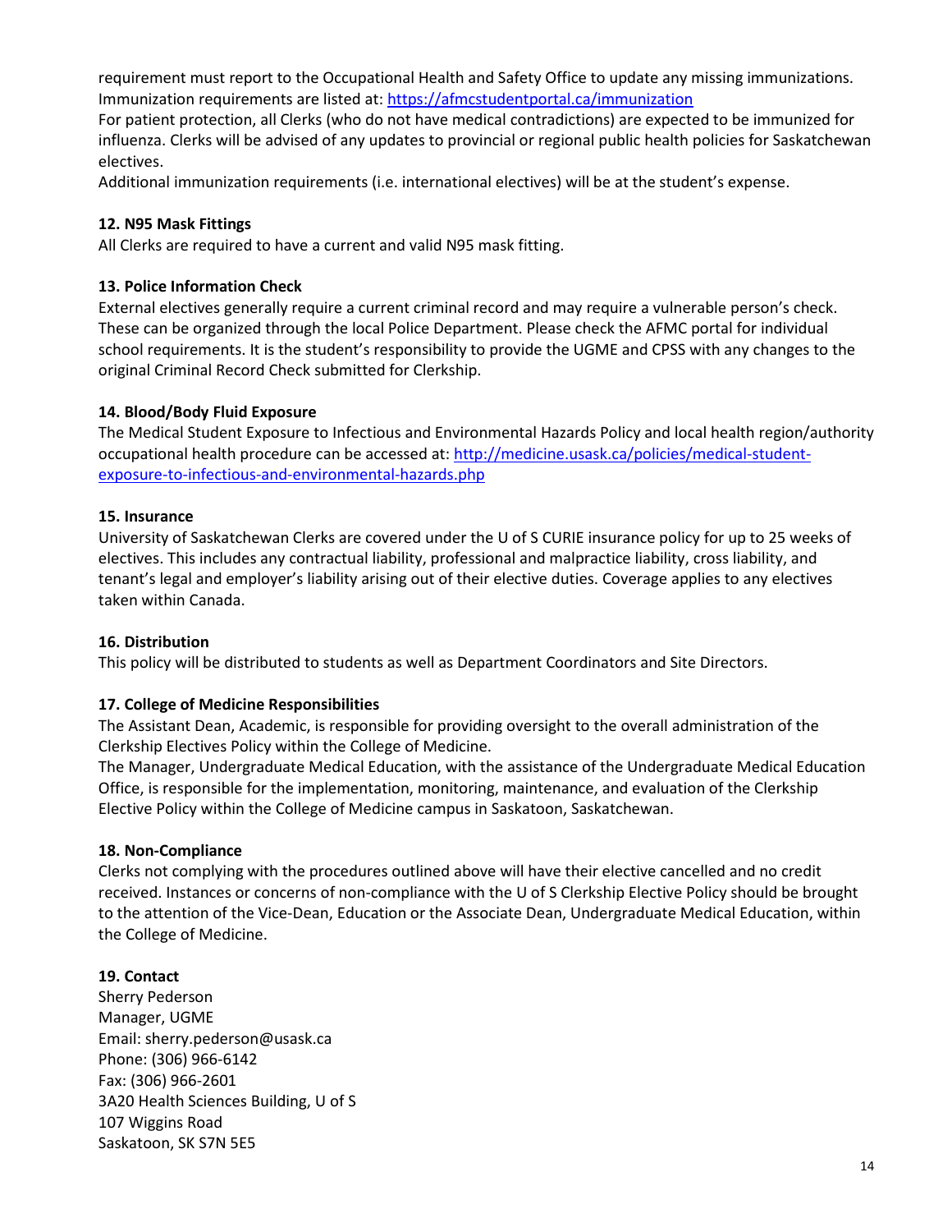requirement must report to the Occupational Health and Safety Office to update any missing immunizations. Immunization requirements are listed at: https://afmcstudentportal.ca/immunization

For patient protection, all Clerks (who do not have medical contradictions) are expected to be immunized for influenza. Clerks will be advised of any updates to provincial or regional public health policies for Saskatchewan electives.

Additional immunization requirements (i.e. international electives) will be at the student's expense.

**12. N95 Mask Fittings**

All Clerks are required to have a current and valid N95 mask fitting.

**13. Police Information Check**

External electives generally require a current criminal record and may require a vulnerable person's check. These can be organized through the local Police Department. Please check the AFMC portal for individual school requirements. It is the student's responsibility to provide the UGME and CPSS with any changes to the original Criminal Record Check submitted for Clerkship.

**14. Blood/Body Fluid Exposure**

The Medical Student Exposure to Infectious and Environmental Hazards Policy and local health region/authority occupational health procedure can be accessed at: http://medicine.usask.ca/policies/medical-student-exposure-to-infectious-and-environmental-hazards.php

**15. Insurance**

University of Saskatchewan Clerks are covered under the U of S CURIE insurance policy for up to 25 weeks of electives. This includes any contractual liability, professional and malpractice liability, cross liability, and tenant's legal and employer's liability arising out of their elective duties. Coverage applies to any electives taken within Canada.

**16. Distribution**

This policy will be distributed to students as well as Department Coordinators and Site Directors.

**17. College of Medicine Responsibilities**

The Assistant Dean, Academic, is responsible for providing oversight to the overall administration of the Clerkship Electives Policy within the College of Medicine.

The Manager, Undergraduate Medical Education, with the assistance of the Undergraduate Medical Education Office, is responsible for the implementation, monitoring, maintenance, and evaluation of the Clerkship Elective Policy within the College of Medicine campus in Saskatoon, Saskatchewan.

**18. Non-Compliance**

Clerks not complying with the procedures outlined above will have their elective cancelled and no credit received. Instances or concerns of non-compliance with the U of S Clerkship Elective Policy should be brought to the attention of the Vice-Dean, Education or the Associate Dean, Undergraduate Medical Education, within the College of Medicine.

**19. Contact**

Sherry Pederson
Manager, UGME
Email: sherry.pederson@usask.ca
Phone: (306) 966-6142
Fax: (306) 966-2601
3A20 Health Sciences Building, U of S
107 Wiggins Road
Saskatoon, SK S7N 5E5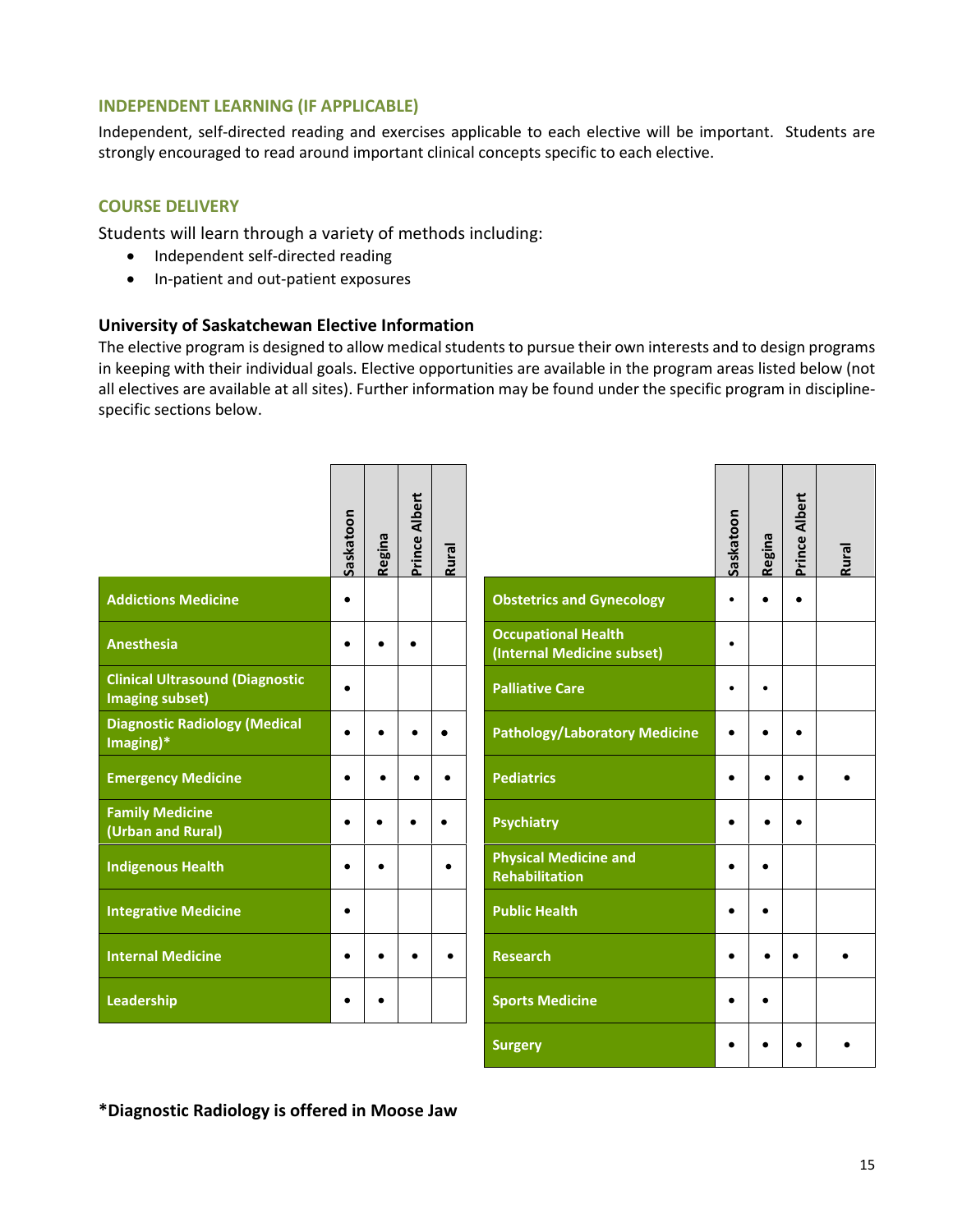### INDEPENDENT LEARNING (IF APPLICABLE)

Independent, self-directed reading and exercises applicable to each elective will be important. Students are strongly encouraged to read around important clinical concepts specific to each elective.

### COURSE DELIVERY

Students will learn through a variety of methods including:

- Independent self-directed reading
- In-patient and out-patient exposures

### University of Saskatchewan Elective Information

The elective program is designed to allow medical students to pursue their own interests and to design programs in keeping with their individual goals. Elective opportunities are available in the program areas listed below (not all electives are available at all sites). Further information may be found under the specific program in discipline-specific sections below.

| | Saskatoon | Regina | Prince Albert | Rural |
|---|---|---|---|---|
| **Addictions Medicine** | • | | | |
| **Anesthesia** | • | • | • | |
| **Clinical Ultrasound (Diagnostic Imaging subset)** | • | | | |
| **Diagnostic Radiology (Medical Imaging)*** | • | • | • | • |
| **Emergency Medicine** | • | • | • | • |
| **Family Medicine (Urban and Rural)** | • | • | • | • |
| **Indigenous Health** | • | • | | • |
| **Integrative Medicine** | • | | | |
| **Internal Medicine** | • | • | • | • |
| **Leadership** | • | • | | |

| | Saskatoon | Regina | Prince Albert | Rural |
|---|---|---|---|---|
| **Obstetrics and Gynecology** | • | • | • | |
| **Occupational Health (Internal Medicine subset)** | • | | | |
| **Palliative Care** | • | • | | |
| **Pathology/Laboratory Medicine** | • | • | • | |
| **Pediatrics** | • | • | • | • |
| **Psychiatry** | • | • | • | |
| **Physical Medicine and Rehabilitation** | • | • | | |
| **Public Health** | • | • | | |
| **Research** | • | • | • | • |
| **Sports Medicine** | • | • | | |
| **Surgery** | • | • | • | • |

**\*Diagnostic Radiology is offered in Moose Jaw**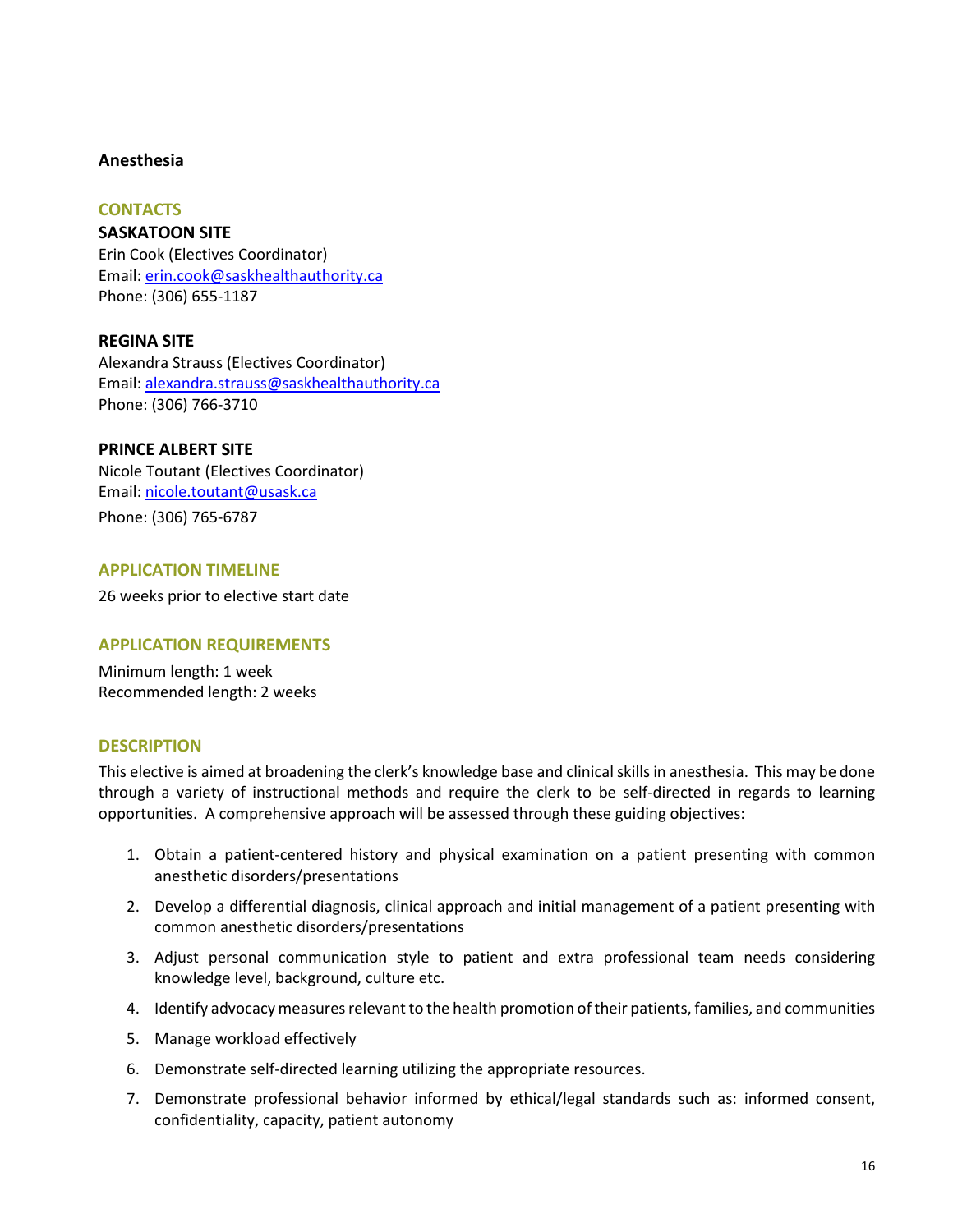# Anesthesia

## CONTACTS

**SASKATOON SITE**
Erin Cook (Electives Coordinator)
Email: erin.cook@saskhealthauthority.ca
Phone: (306) 655-1187

**REGINA SITE**
Alexandra Strauss (Electives Coordinator)
Email: alexandra.strauss@saskhealthauthority.ca
Phone: (306) 766-3710

**PRINCE ALBERT SITE**
Nicole Toutant (Electives Coordinator)
Email: nicole.toutant@usask.ca
Phone: (306) 765-6787

## APPLICATION TIMELINE

26 weeks prior to elective start date

## APPLICATION REQUIREMENTS

Minimum length: 1 week
Recommended length: 2 weeks

## DESCRIPTION

This elective is aimed at broadening the clerk's knowledge base and clinical skills in anesthesia. This may be done through a variety of instructional methods and require the clerk to be self-directed in regards to learning opportunities. A comprehensive approach will be assessed through these guiding objectives:

1. Obtain a patient-centered history and physical examination on a patient presenting with common anesthetic disorders/presentations
2. Develop a differential diagnosis, clinical approach and initial management of a patient presenting with common anesthetic disorders/presentations
3. Adjust personal communication style to patient and extra professional team needs considering knowledge level, background, culture etc.
4. Identify advocacy measures relevant to the health promotion of their patients, families, and communities
5. Manage workload effectively
6. Demonstrate self-directed learning utilizing the appropriate resources.
7. Demonstrate professional behavior informed by ethical/legal standards such as: informed consent, confidentiality, capacity, patient autonomy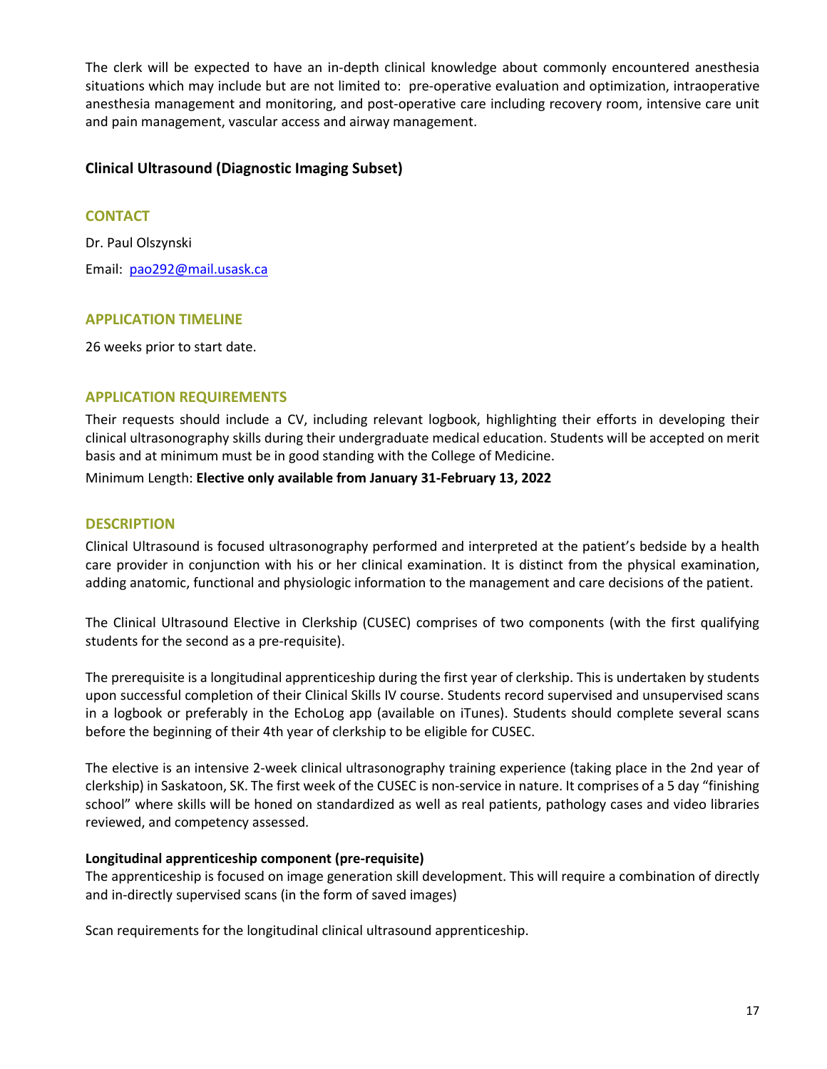The clerk will be expected to have an in-depth clinical knowledge about commonly encountered anesthesia situations which may include but are not limited to: pre-operative evaluation and optimization, intraoperative anesthesia management and monitoring, and post-operative care including recovery room, intensive care unit and pain management, vascular access and airway management.

## Clinical Ultrasound (Diagnostic Imaging Subset)

### CONTACT

Dr. Paul Olszynski

Email: pao292@mail.usask.ca

### APPLICATION TIMELINE

26 weeks prior to start date.

### APPLICATION REQUIREMENTS

Their requests should include a CV, including relevant logbook, highlighting their efforts in developing their clinical ultrasonography skills during their undergraduate medical education. Students will be accepted on merit basis and at minimum must be in good standing with the College of Medicine.

Minimum Length: **Elective only available from January 31-February 13, 2022**

### DESCRIPTION

Clinical Ultrasound is focused ultrasonography performed and interpreted at the patient's bedside by a health care provider in conjunction with his or her clinical examination. It is distinct from the physical examination, adding anatomic, functional and physiologic information to the management and care decisions of the patient.

The Clinical Ultrasound Elective in Clerkship (CUSEC) comprises of two components (with the first qualifying students for the second as a pre-requisite).

The prerequisite is a longitudinal apprenticeship during the first year of clerkship. This is undertaken by students upon successful completion of their Clinical Skills IV course. Students record supervised and unsupervised scans in a logbook or preferably in the EchoLog app (available on iTunes). Students should complete several scans before the beginning of their 4th year of clerkship to be eligible for CUSEC.

The elective is an intensive 2-week clinical ultrasonography training experience (taking place in the 2nd year of clerkship) in Saskatoon, SK. The first week of the CUSEC is non-service in nature. It comprises of a 5 day "finishing school" where skills will be honed on standardized as well as real patients, pathology cases and video libraries reviewed, and competency assessed.

**Longitudinal apprenticeship component (pre-requisite)**

The apprenticeship is focused on image generation skill development. This will require a combination of directly and in-directly supervised scans (in the form of saved images)

Scan requirements for the longitudinal clinical ultrasound apprenticeship.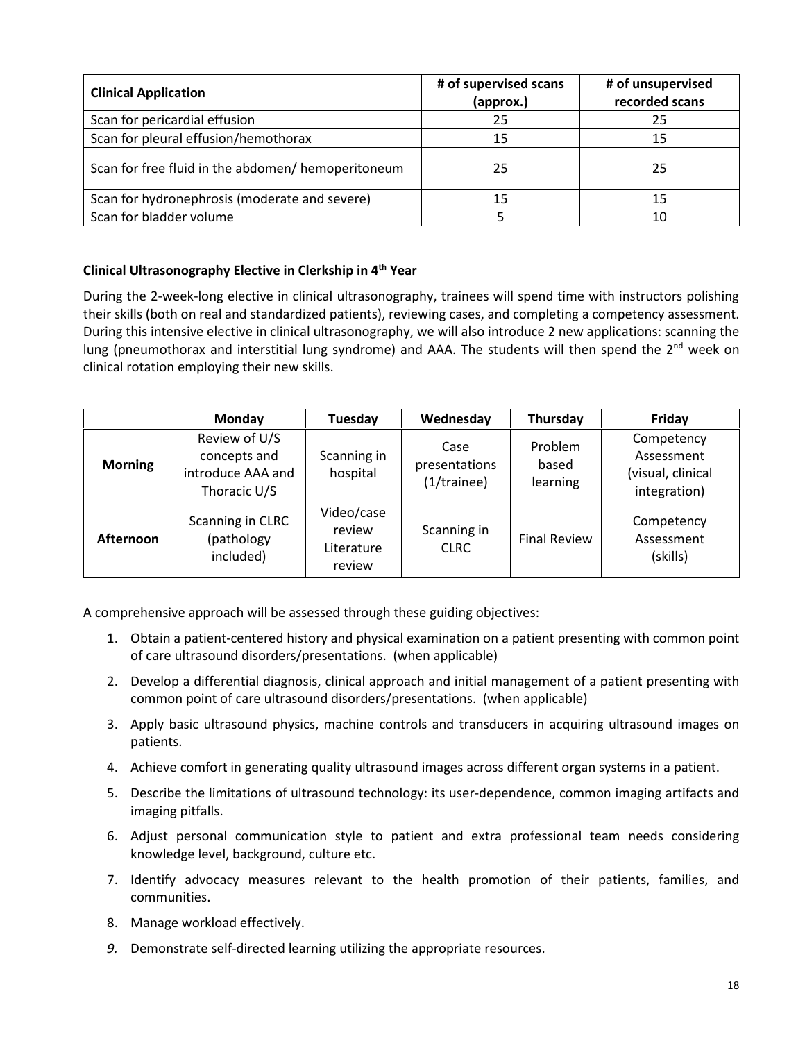| Clinical Application | # of supervised scans (approx.) | # of unsupervised recorded scans |
| --- | --- | --- |
| Scan for pericardial effusion | 25 | 25 |
| Scan for pleural effusion/hemothorax | 15 | 15 |
| Scan for free fluid in the abdomen/ hemoperitoneum | 25 | 25 |
| Scan for hydronephrosis (moderate and severe) | 15 | 15 |
| Scan for bladder volume | 5 | 10 |

### Clinical Ultrasonography Elective in Clerkship in 4th Year

During the 2-week-long elective in clinical ultrasonography, trainees will spend time with instructors polishing their skills (both on real and standardized patients), reviewing cases, and completing a competency assessment. During this intensive elective in clinical ultrasonography, we will also introduce 2 new applications: scanning the lung (pneumothorax and interstitial lung syndrome) and AAA. The students will then spend the 2nd week on clinical rotation employing their new skills.

| | Monday | Tuesday | Wednesday | Thursday | Friday |
| --- | --- | --- | --- | --- | --- |
| **Morning** | Review of U/S concepts and introduce AAA and Thoracic U/S | Scanning in hospital | Case presentations (1/trainee) | Problem based learning | Competency Assessment (visual, clinical integration) |
| **Afternoon** | Scanning in CLRC (pathology included) | Video/case review Literature review | Scanning in CLRC | Final Review | Competency Assessment (skills) |

A comprehensive approach will be assessed through these guiding objectives:

1. Obtain a patient-centered history and physical examination on a patient presenting with common point of care ultrasound disorders/presentations. (when applicable)
2. Develop a differential diagnosis, clinical approach and initial management of a patient presenting with common point of care ultrasound disorders/presentations. (when applicable)
3. Apply basic ultrasound physics, machine controls and transducers in acquiring ultrasound images on patients.
4. Achieve comfort in generating quality ultrasound images across different organ systems in a patient.
5. Describe the limitations of ultrasound technology: its user-dependence, common imaging artifacts and imaging pitfalls.
6. Adjust personal communication style to patient and extra professional team needs considering knowledge level, background, culture etc.
7. Identify advocacy measures relevant to the health promotion of their patients, families, and communities.
8. Manage workload effectively.
9. Demonstrate self-directed learning utilizing the appropriate resources.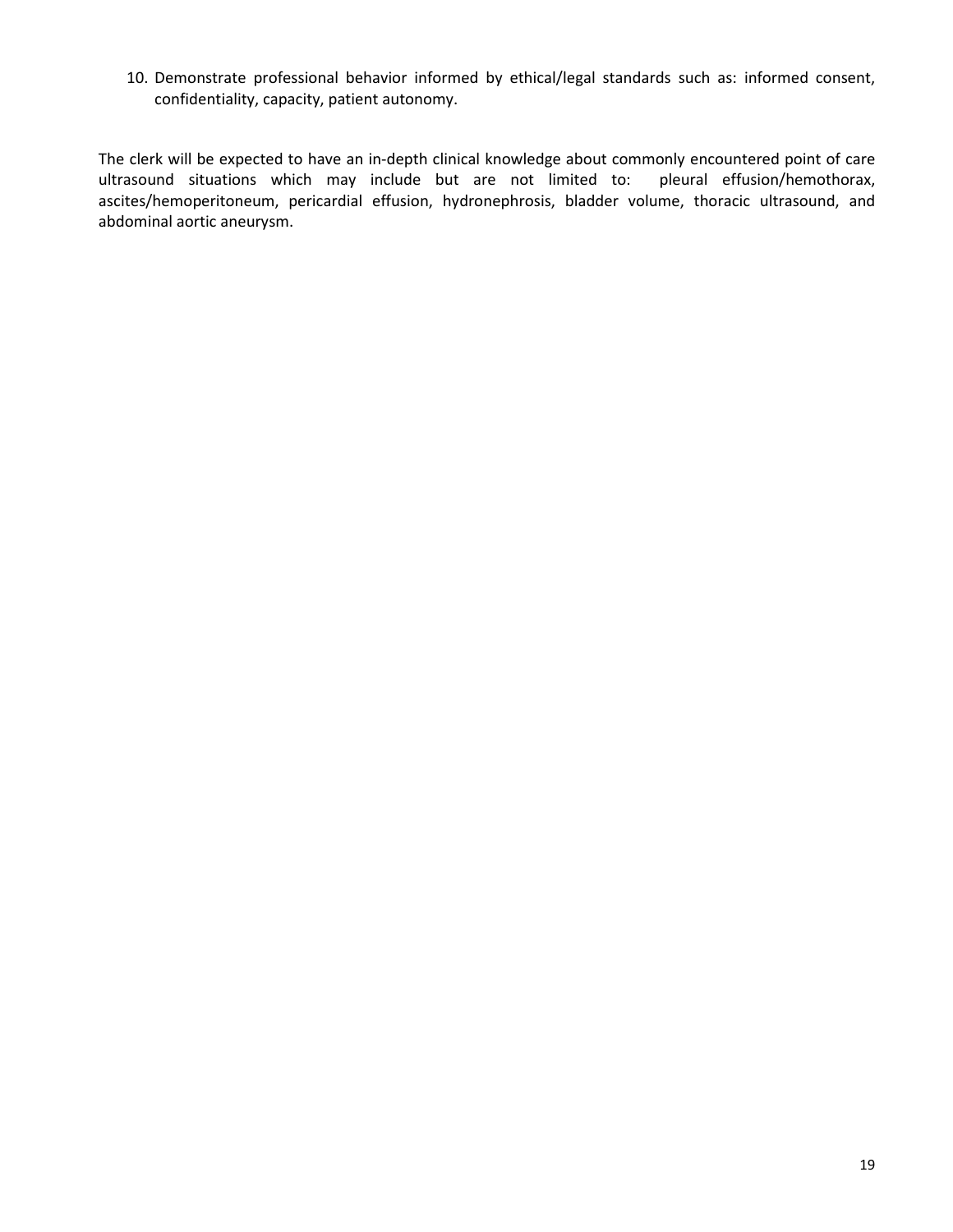10. Demonstrate professional behavior informed by ethical/legal standards such as: informed consent, confidentiality, capacity, patient autonomy.

The clerk will be expected to have an in-depth clinical knowledge about commonly encountered point of care ultrasound situations which may include but are not limited to: pleural effusion/hemothorax, ascites/hemoperitoneum, pericardial effusion, hydronephrosis, bladder volume, thoracic ultrasound, and abdominal aortic aneurysm.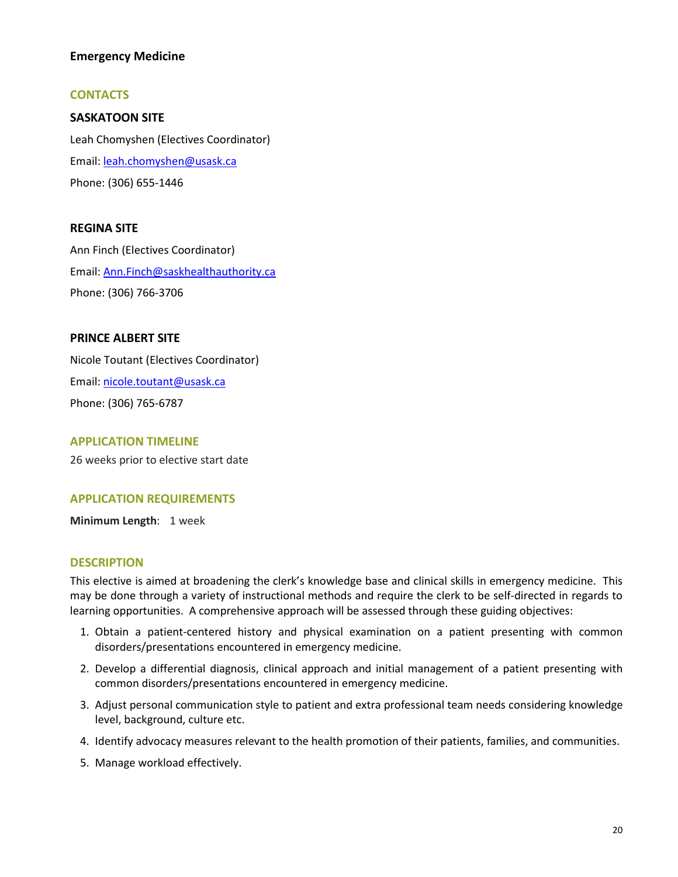## Emergency Medicine

### CONTACTS

**SASKATOON SITE**

Leah Chomyshen (Electives Coordinator)

Email: leah.chomyshen@usask.ca

Phone: (306) 655-1446

**REGINA SITE**

Ann Finch (Electives Coordinator)

Email: Ann.Finch@saskhealthauthority.ca

Phone: (306) 766-3706

**PRINCE ALBERT SITE**

Nicole Toutant (Electives Coordinator)

Email: nicole.toutant@usask.ca

Phone: (306) 765-6787

### APPLICATION TIMELINE

26 weeks prior to elective start date

### APPLICATION REQUIREMENTS

**Minimum Length**: 1 week

### DESCRIPTION

This elective is aimed at broadening the clerk's knowledge base and clinical skills in emergency medicine. This may be done through a variety of instructional methods and require the clerk to be self-directed in regards to learning opportunities. A comprehensive approach will be assessed through these guiding objectives:

1. Obtain a patient-centered history and physical examination on a patient presenting with common disorders/presentations encountered in emergency medicine.
2. Develop a differential diagnosis, clinical approach and initial management of a patient presenting with common disorders/presentations encountered in emergency medicine.
3. Adjust personal communication style to patient and extra professional team needs considering knowledge level, background, culture etc.
4. Identify advocacy measures relevant to the health promotion of their patients, families, and communities.
5. Manage workload effectively.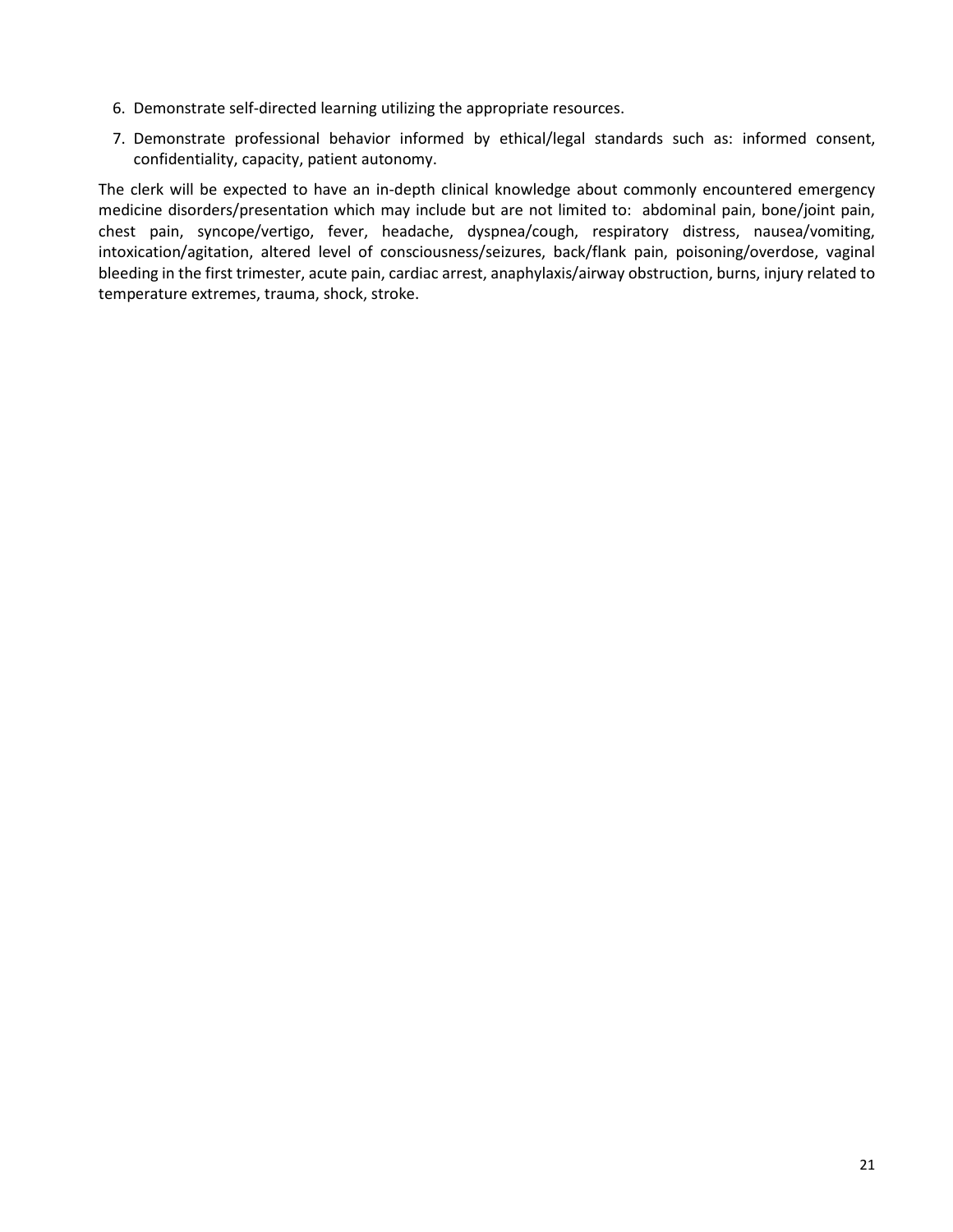6. Demonstrate self-directed learning utilizing the appropriate resources.
7. Demonstrate professional behavior informed by ethical/legal standards such as: informed consent, confidentiality, capacity, patient autonomy.

The clerk will be expected to have an in-depth clinical knowledge about commonly encountered emergency medicine disorders/presentation which may include but are not limited to: abdominal pain, bone/joint pain, chest pain, syncope/vertigo, fever, headache, dyspnea/cough, respiratory distress, nausea/vomiting, intoxication/agitation, altered level of consciousness/seizures, back/flank pain, poisoning/overdose, vaginal bleeding in the first trimester, acute pain, cardiac arrest, anaphylaxis/airway obstruction, burns, injury related to temperature extremes, trauma, shock, stroke.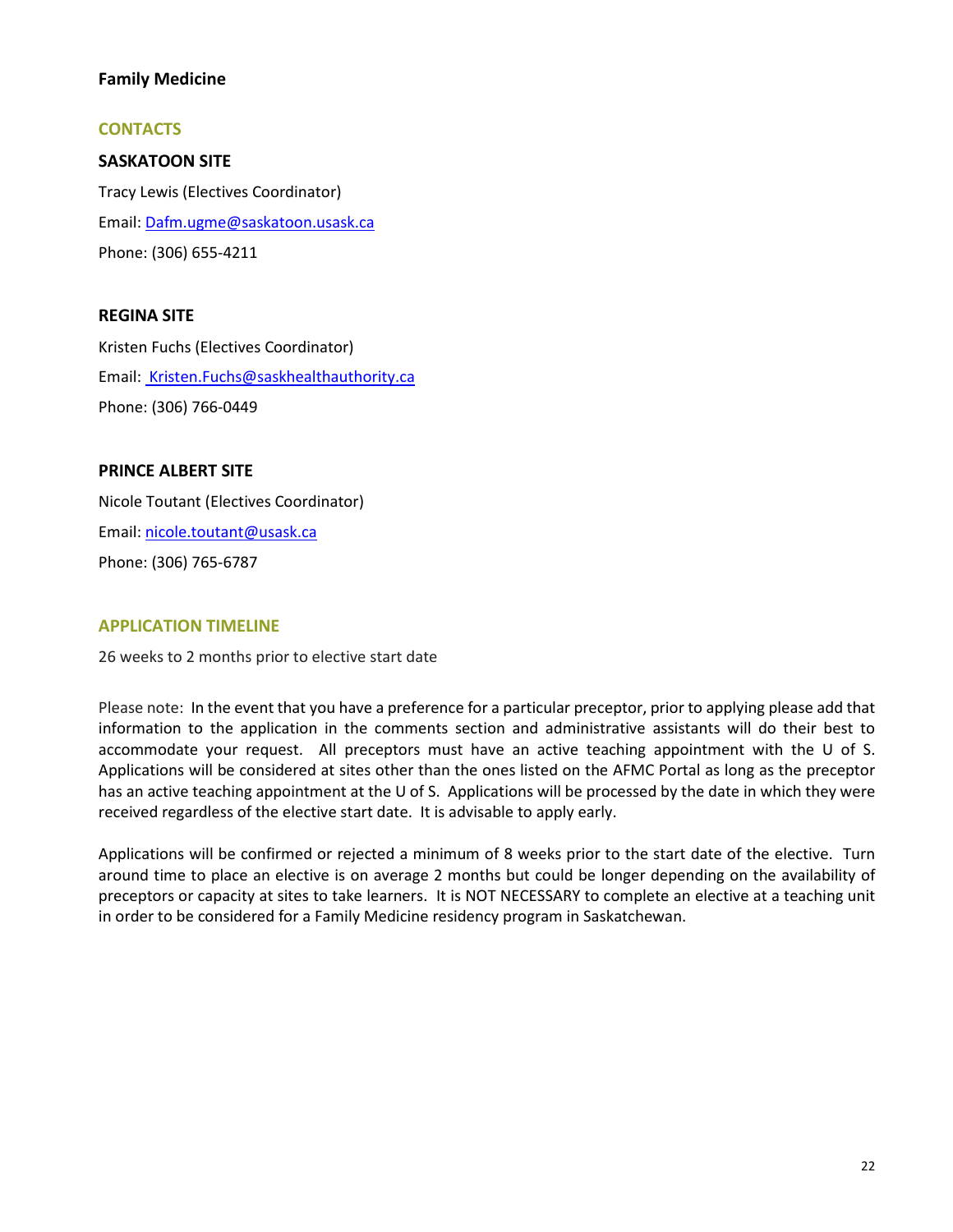## Family Medicine

### CONTACTS

**SASKATOON SITE**

Tracy Lewis (Electives Coordinator)

Email: Dafm.ugme@saskatoon.usask.ca

Phone: (306) 655-4211

**REGINA SITE**

Kristen Fuchs (Electives Coordinator)

Email: Kristen.Fuchs@saskhealthauthority.ca

Phone: (306) 766-0449

**PRINCE ALBERT SITE**

Nicole Toutant (Electives Coordinator)

Email: nicole.toutant@usask.ca

Phone: (306) 765-6787

### APPLICATION TIMELINE

26 weeks to 2 months prior to elective start date

Please note: In the event that you have a preference for a particular preceptor, prior to applying please add that information to the application in the comments section and administrative assistants will do their best to accommodate your request. All preceptors must have an active teaching appointment with the U of S. Applications will be considered at sites other than the ones listed on the AFMC Portal as long as the preceptor has an active teaching appointment at the U of S. Applications will be processed by the date in which they were received regardless of the elective start date. It is advisable to apply early.

Applications will be confirmed or rejected a minimum of 8 weeks prior to the start date of the elective. Turn around time to place an elective is on average 2 months but could be longer depending on the availability of preceptors or capacity at sites to take learners. It is NOT NECESSARY to complete an elective at a teaching unit in order to be considered for a Family Medicine residency program in Saskatchewan.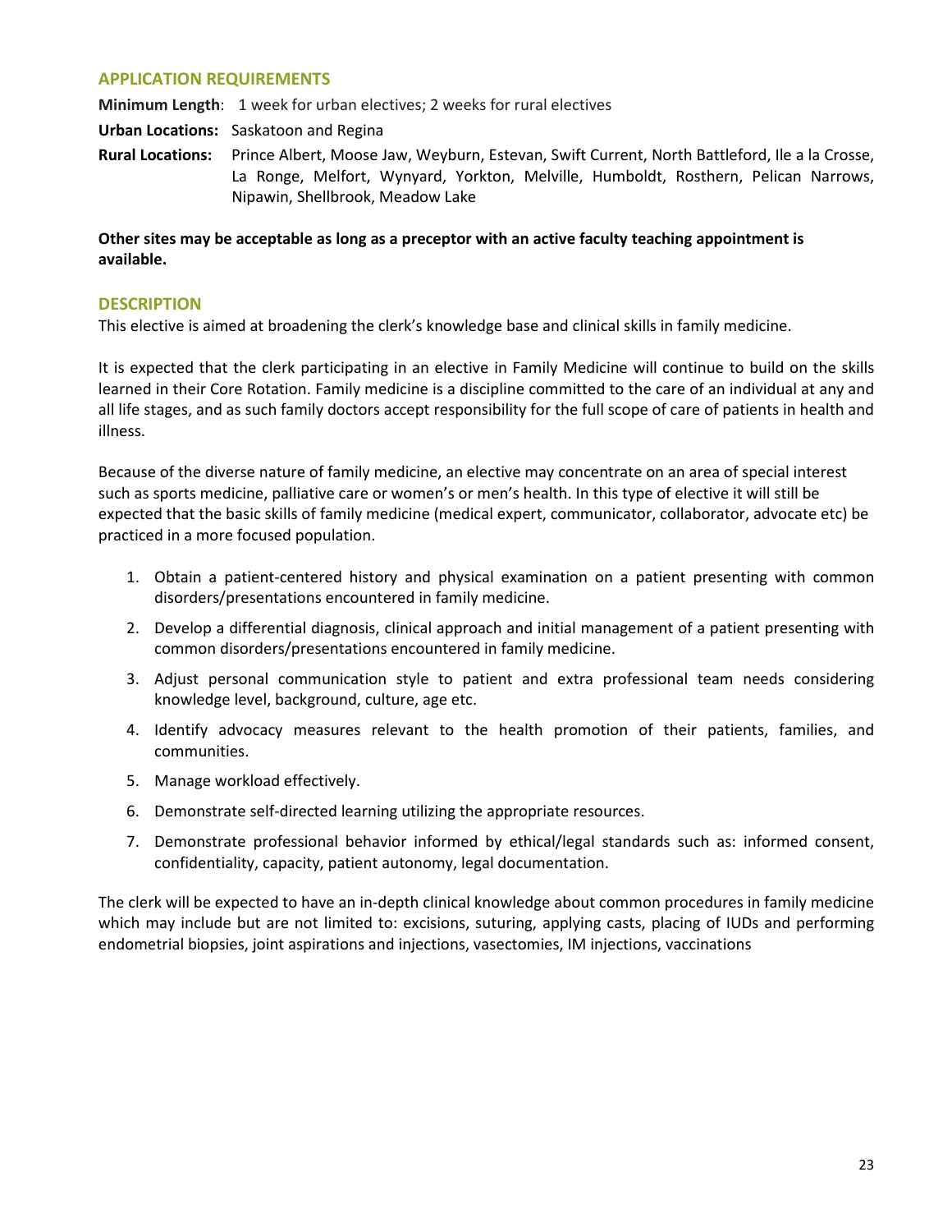## APPLICATION REQUIREMENTS

**Minimum Length**: 1 week for urban electives; 2 weeks for rural electives

**Urban Locations:** Saskatoon and Regina

**Rural Locations:** Prince Albert, Moose Jaw, Weyburn, Estevan, Swift Current, North Battleford, Ile a la Crosse, La Ronge, Melfort, Wynyard, Yorkton, Melville, Humboldt, Rosthern, Pelican Narrows, Nipawin, Shellbrook, Meadow Lake

**Other sites may be acceptable as long as a preceptor with an active faculty teaching appointment is available.**

## DESCRIPTION

This elective is aimed at broadening the clerk's knowledge base and clinical skills in family medicine.

It is expected that the clerk participating in an elective in Family Medicine will continue to build on the skills learned in their Core Rotation. Family medicine is a discipline committed to the care of an individual at any and all life stages, and as such family doctors accept responsibility for the full scope of care of patients in health and illness.

Because of the diverse nature of family medicine, an elective may concentrate on an area of special interest such as sports medicine, palliative care or women's or men's health. In this type of elective it will still be expected that the basic skills of family medicine (medical expert, communicator, collaborator, advocate etc) be practiced in a more focused population.

1. Obtain a patient-centered history and physical examination on a patient presenting with common disorders/presentations encountered in family medicine.
2. Develop a differential diagnosis, clinical approach and initial management of a patient presenting with common disorders/presentations encountered in family medicine.
3. Adjust personal communication style to patient and extra professional team needs considering knowledge level, background, culture, age etc.
4. Identify advocacy measures relevant to the health promotion of their patients, families, and communities.
5. Manage workload effectively.
6. Demonstrate self-directed learning utilizing the appropriate resources.
7. Demonstrate professional behavior informed by ethical/legal standards such as: informed consent, confidentiality, capacity, patient autonomy, legal documentation.

The clerk will be expected to have an in-depth clinical knowledge about common procedures in family medicine which may include but are not limited to: excisions, suturing, applying casts, placing of IUDs and performing endometrial biopsies, joint aspirations and injections, vasectomies, IM injections, vaccinations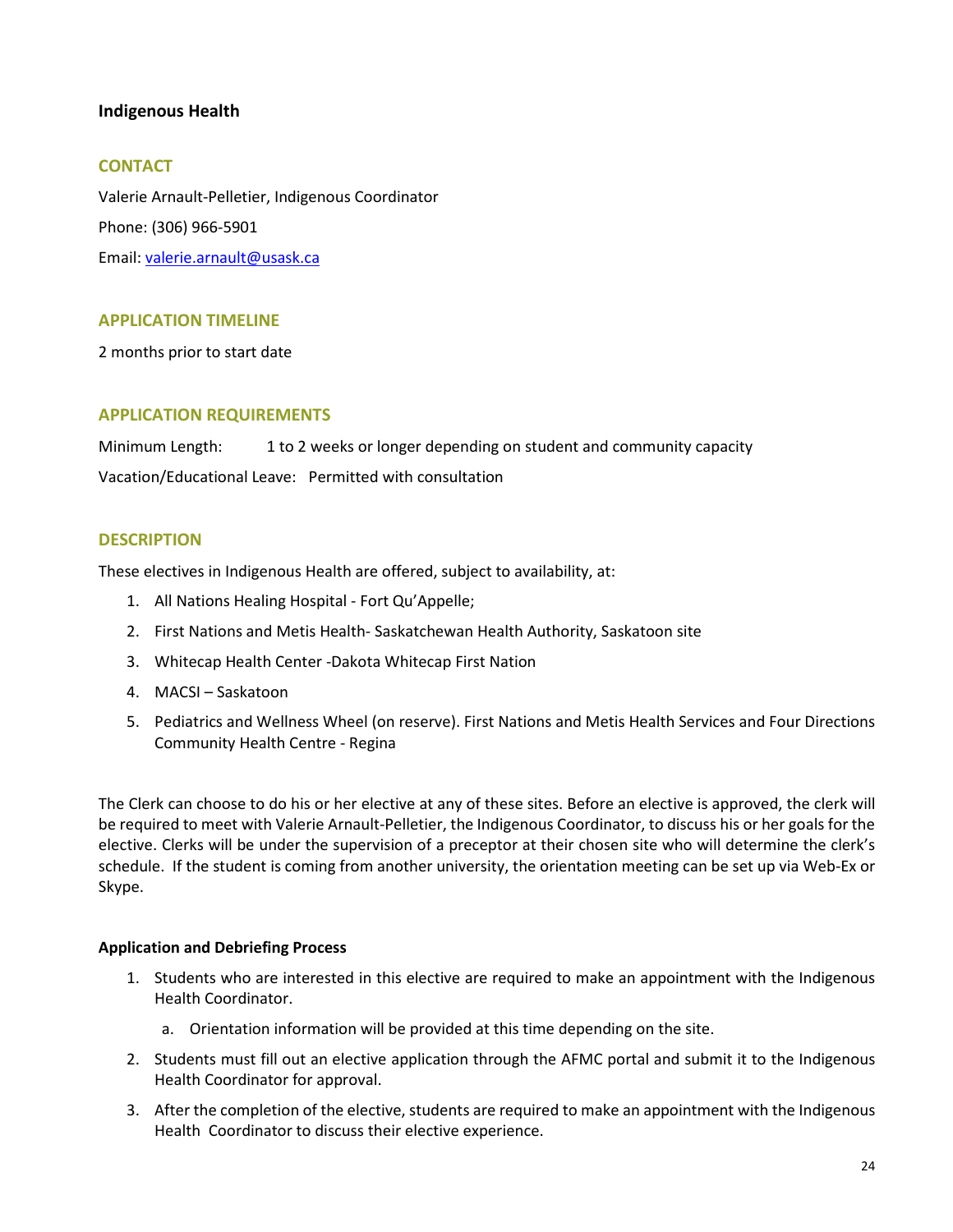### Indigenous Health

#### CONTACT

Valerie Arnault-Pelletier, Indigenous Coordinator

Phone: (306) 966-5901

Email: valerie.arnault@usask.ca

#### APPLICATION TIMELINE

2 months prior to start date

#### APPLICATION REQUIREMENTS

Minimum Length: 1 to 2 weeks or longer depending on student and community capacity

Vacation/Educational Leave: Permitted with consultation

#### DESCRIPTION

These electives in Indigenous Health are offered, subject to availability, at:

1. All Nations Healing Hospital - Fort Qu'Appelle;
2. First Nations and Metis Health- Saskatchewan Health Authority, Saskatoon site
3. Whitecap Health Center -Dakota Whitecap First Nation
4. MACSI – Saskatoon
5. Pediatrics and Wellness Wheel (on reserve). First Nations and Metis Health Services and Four Directions Community Health Centre - Regina

The Clerk can choose to do his or her elective at any of these sites. Before an elective is approved, the clerk will be required to meet with Valerie Arnault-Pelletier, the Indigenous Coordinator, to discuss his or her goals for the elective. Clerks will be under the supervision of a preceptor at their chosen site who will determine the clerk's schedule. If the student is coming from another university, the orientation meeting can be set up via Web-Ex or Skype.

**Application and Debriefing Process**

1. Students who are interested in this elective are required to make an appointment with the Indigenous Health Coordinator.
   a. Orientation information will be provided at this time depending on the site.
2. Students must fill out an elective application through the AFMC portal and submit it to the Indigenous Health Coordinator for approval.
3. After the completion of the elective, students are required to make an appointment with the Indigenous Health Coordinator to discuss their elective experience.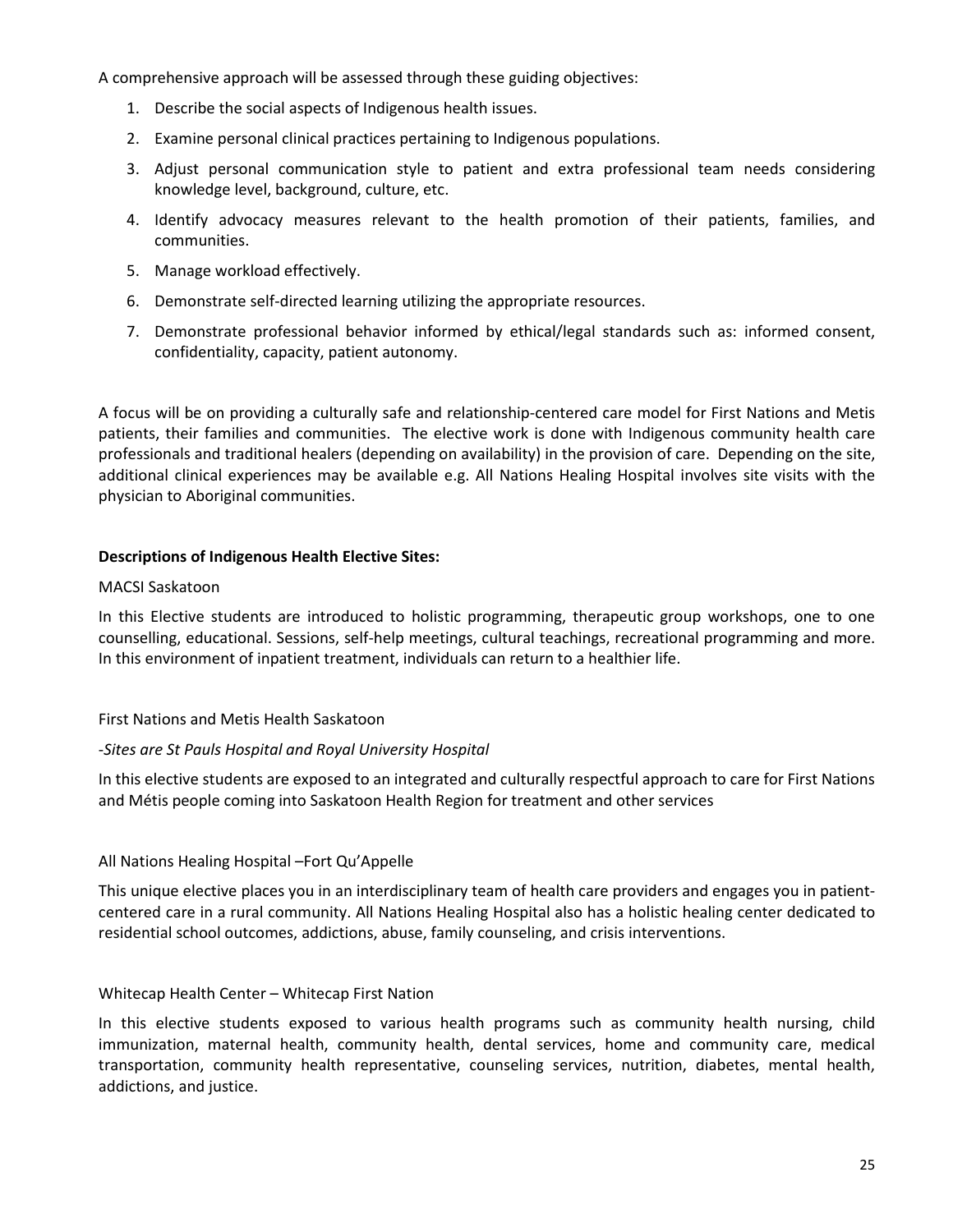A comprehensive approach will be assessed through these guiding objectives:

1. Describe the social aspects of Indigenous health issues.
2. Examine personal clinical practices pertaining to Indigenous populations.
3. Adjust personal communication style to patient and extra professional team needs considering knowledge level, background, culture, etc.
4. Identify advocacy measures relevant to the health promotion of their patients, families, and communities.
5. Manage workload effectively.
6. Demonstrate self-directed learning utilizing the appropriate resources.
7. Demonstrate professional behavior informed by ethical/legal standards such as: informed consent, confidentiality, capacity, patient autonomy.

A focus will be on providing a culturally safe and relationship-centered care model for First Nations and Metis patients, their families and communities. The elective work is done with Indigenous community health care professionals and traditional healers (depending on availability) in the provision of care. Depending on the site, additional clinical experiences may be available e.g. All Nations Healing Hospital involves site visits with the physician to Aboriginal communities.

**Descriptions of Indigenous Health Elective Sites:**

MACSI Saskatoon

In this Elective students are introduced to holistic programming, therapeutic group workshops, one to one counselling, educational. Sessions, self-help meetings, cultural teachings, recreational programming and more. In this environment of inpatient treatment, individuals can return to a healthier life.

First Nations and Metis Health Saskatoon

-*Sites are St Pauls Hospital and Royal University Hospital*

In this elective students are exposed to an integrated and culturally respectful approach to care for First Nations and Métis people coming into Saskatoon Health Region for treatment and other services

All Nations Healing Hospital –Fort Qu'Appelle

This unique elective places you in an interdisciplinary team of health care providers and engages you in patient-centered care in a rural community. All Nations Healing Hospital also has a holistic healing center dedicated to residential school outcomes, addictions, abuse, family counseling, and crisis interventions.

Whitecap Health Center – Whitecap First Nation

In this elective students exposed to various health programs such as community health nursing, child immunization, maternal health, community health, dental services, home and community care, medical transportation, community health representative, counseling services, nutrition, diabetes, mental health, addictions, and justice.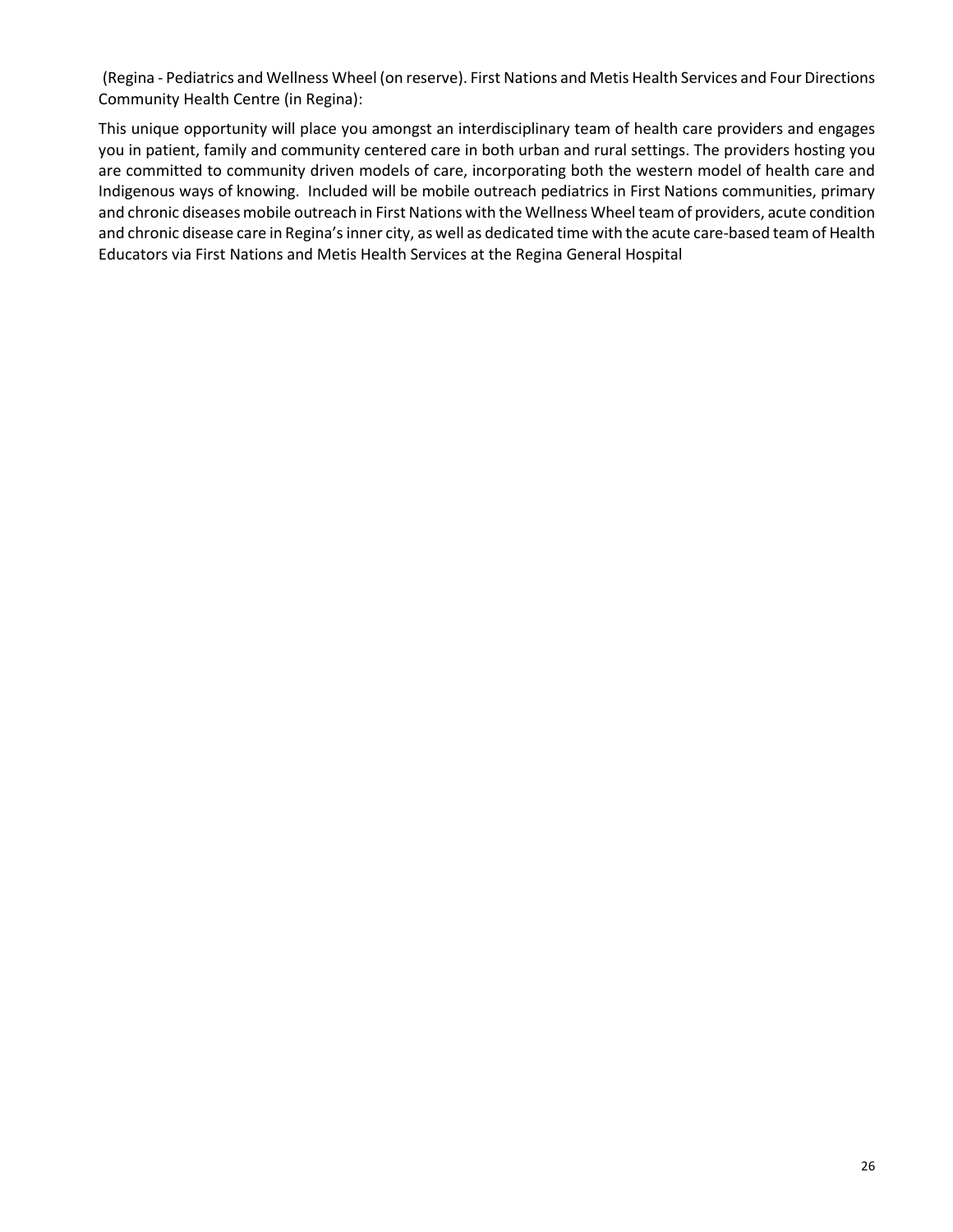(Regina - Pediatrics and Wellness Wheel (on reserve). First Nations and Metis Health Services and Four Directions Community Health Centre (in Regina):

This unique opportunity will place you amongst an interdisciplinary team of health care providers and engages you in patient, family and community centered care in both urban and rural settings. The providers hosting you are committed to community driven models of care, incorporating both the western model of health care and Indigenous ways of knowing. Included will be mobile outreach pediatrics in First Nations communities, primary and chronic diseases mobile outreach in First Nations with the Wellness Wheel team of providers, acute condition and chronic disease care in Regina's inner city, as well as dedicated time with the acute care-based team of Health Educators via First Nations and Metis Health Services at the Regina General Hospital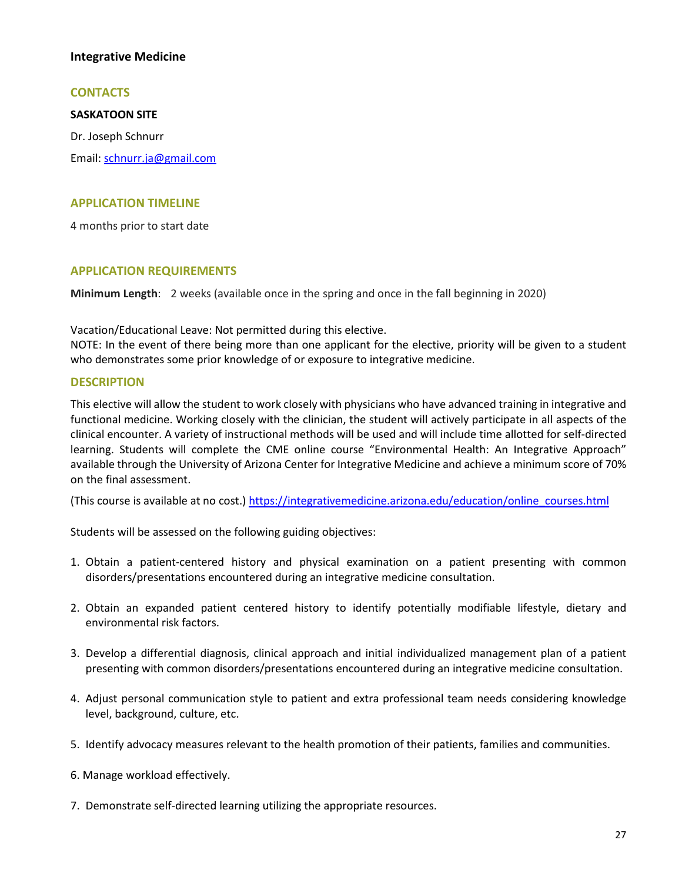## Integrative Medicine

### CONTACTS

**SASKATOON SITE**

Dr. Joseph Schnurr

Email: schnurr.ja@gmail.com

### APPLICATION TIMELINE

4 months prior to start date

### APPLICATION REQUIREMENTS

**Minimum Length**: 2 weeks (available once in the spring and once in the fall beginning in 2020)

Vacation/Educational Leave: Not permitted during this elective.
NOTE: In the event of there being more than one applicant for the elective, priority will be given to a student who demonstrates some prior knowledge of or exposure to integrative medicine.

### DESCRIPTION

This elective will allow the student to work closely with physicians who have advanced training in integrative and functional medicine. Working closely with the clinician, the student will actively participate in all aspects of the clinical encounter. A variety of instructional methods will be used and will include time allotted for self-directed learning. Students will complete the CME online course "Environmental Health: An Integrative Approach" available through the University of Arizona Center for Integrative Medicine and achieve a minimum score of 70% on the final assessment.

(This course is available at no cost.) https://integrativemedicine.arizona.edu/education/online_courses.html

Students will be assessed on the following guiding objectives:

1. Obtain a patient-centered history and physical examination on a patient presenting with common disorders/presentations encountered during an integrative medicine consultation.

2. Obtain an expanded patient centered history to identify potentially modifiable lifestyle, dietary and environmental risk factors.

3. Develop a differential diagnosis, clinical approach and initial individualized management plan of a patient presenting with common disorders/presentations encountered during an integrative medicine consultation.

4. Adjust personal communication style to patient and extra professional team needs considering knowledge level, background, culture, etc.

5. Identify advocacy measures relevant to the health promotion of their patients, families and communities.

6. Manage workload effectively.

7. Demonstrate self-directed learning utilizing the appropriate resources.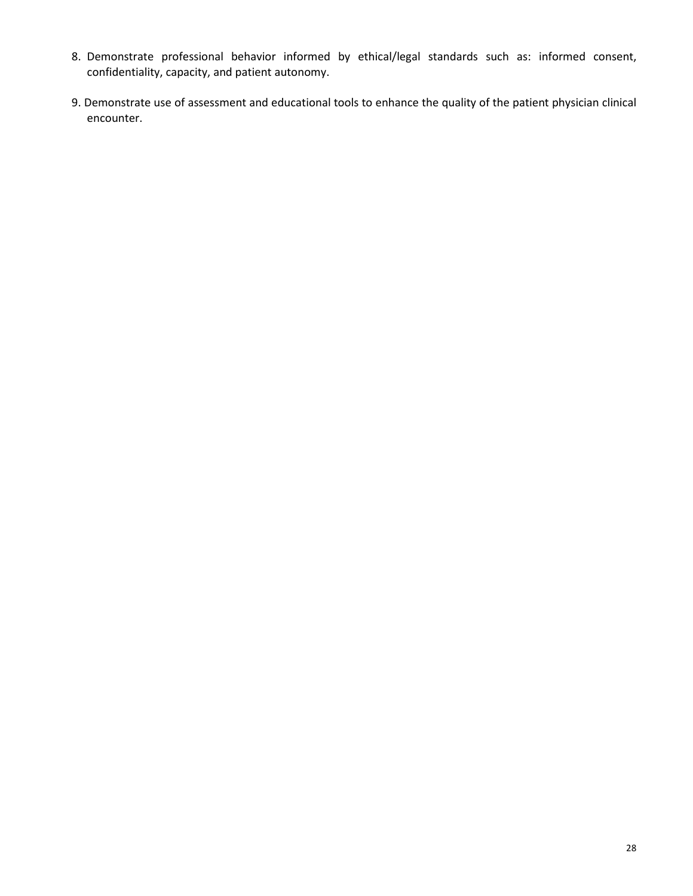8. Demonstrate professional behavior informed by ethical/legal standards such as: informed consent, confidentiality, capacity, and patient autonomy.

9. Demonstrate use of assessment and educational tools to enhance the quality of the patient physician clinical encounter.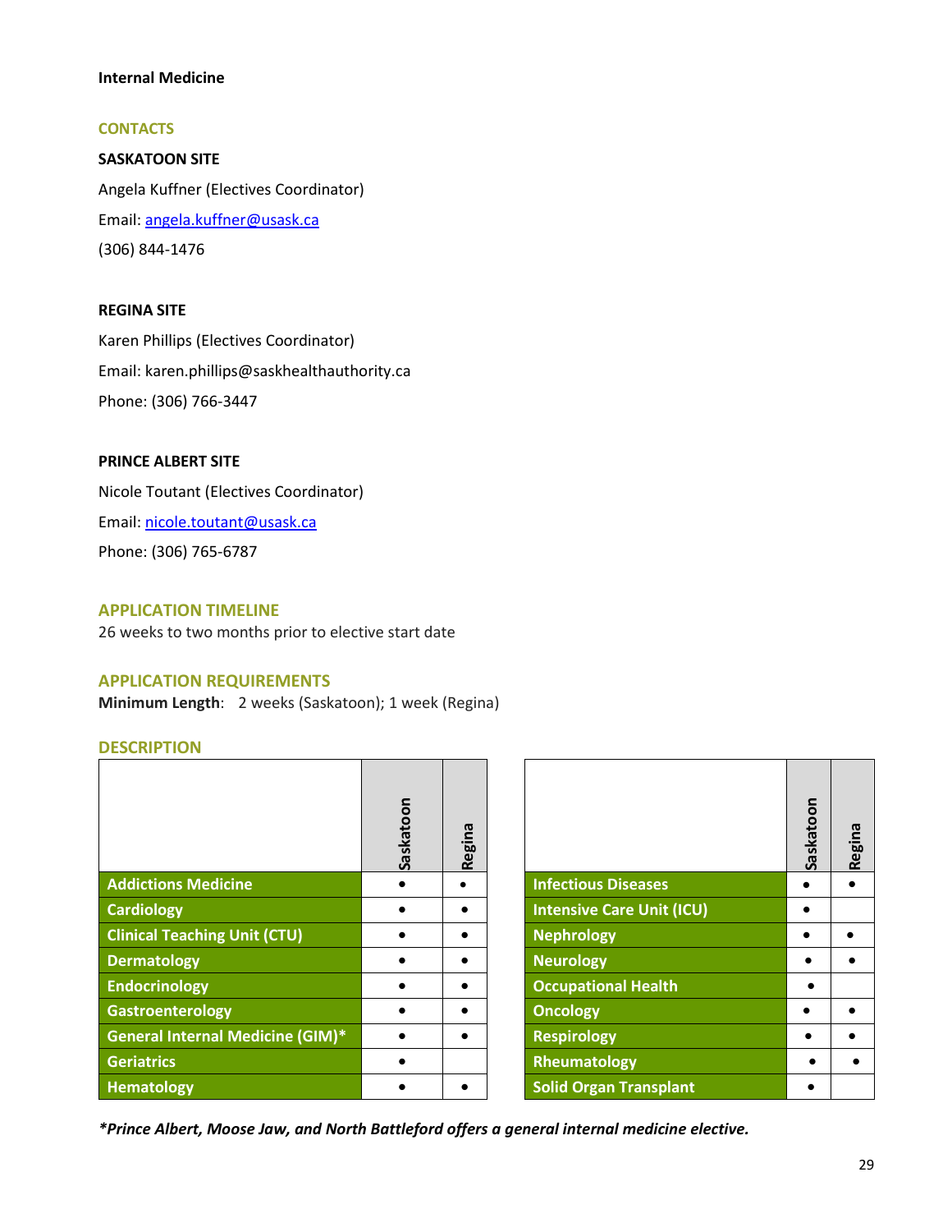**Internal Medicine**

## CONTACTS

**SASKATOON SITE**

Angela Kuffner (Electives Coordinator)

Email: angela.kuffner@usask.ca

(306) 844-1476

**REGINA SITE**

Karen Phillips (Electives Coordinator)

Email: karen.phillips@saskhealthauthority.ca

Phone: (306) 766-3447

**PRINCE ALBERT SITE**

Nicole Toutant (Electives Coordinator)

Email: nicole.toutant@usask.ca

Phone: (306) 765-6787

## APPLICATION TIMELINE

26 weeks to two months prior to elective start date

## APPLICATION REQUIREMENTS

**Minimum Length**: 2 weeks (Saskatoon); 1 week (Regina)

## DESCRIPTION

| | Saskatoon | Regina |
|---|---|---|
| Addictions Medicine | • | • |
| Cardiology | • | • |
| Clinical Teaching Unit (CTU) | • | • |
| Dermatology | • | • |
| Endocrinology | • | • |
| Gastroenterology | • | • |
| General Internal Medicine (GIM)* | • | • |
| Geriatrics | • | |
| Hematology | • | • |

| | Saskatoon | Regina |
|---|---|---|
| Infectious Diseases | • | • |
| Intensive Care Unit (ICU) | • | |
| Nephrology | • | • |
| Neurology | • | • |
| Occupational Health | • | |
| Oncology | • | • |
| Respirology | • | • |
| Rheumatology | • | • |
| Solid Organ Transplant | • | |

***Prince Albert, Moose Jaw, and North Battleford offers a general internal medicine elective.***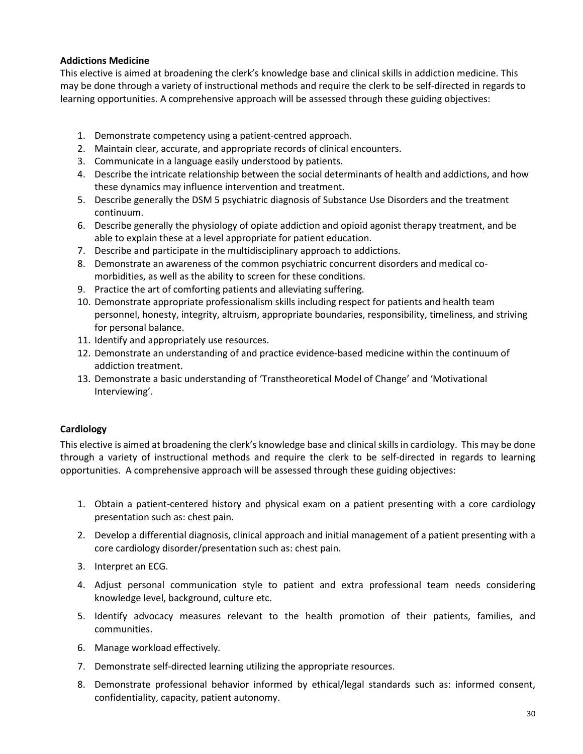**Addictions Medicine**

This elective is aimed at broadening the clerk's knowledge base and clinical skills in addiction medicine. This may be done through a variety of instructional methods and require the clerk to be self-directed in regards to learning opportunities. A comprehensive approach will be assessed through these guiding objectives:

1. Demonstrate competency using a patient-centred approach.
2. Maintain clear, accurate, and appropriate records of clinical encounters.
3. Communicate in a language easily understood by patients.
4. Describe the intricate relationship between the social determinants of health and addictions, and how these dynamics may influence intervention and treatment.
5. Describe generally the DSM 5 psychiatric diagnosis of Substance Use Disorders and the treatment continuum.
6. Describe generally the physiology of opiate addiction and opioid agonist therapy treatment, and be able to explain these at a level appropriate for patient education.
7. Describe and participate in the multidisciplinary approach to addictions.
8. Demonstrate an awareness of the common psychiatric concurrent disorders and medical co-morbidities, as well as the ability to screen for these conditions.
9. Practice the art of comforting patients and alleviating suffering.
10. Demonstrate appropriate professionalism skills including respect for patients and health team personnel, honesty, integrity, altruism, appropriate boundaries, responsibility, timeliness, and striving for personal balance.
11. Identify and appropriately use resources.
12. Demonstrate an understanding of and practice evidence-based medicine within the continuum of addiction treatment.
13. Demonstrate a basic understanding of 'Transtheoretical Model of Change' and 'Motivational Interviewing'.

**Cardiology**

This elective is aimed at broadening the clerk's knowledge base and clinical skills in cardiology. This may be done through a variety of instructional methods and require the clerk to be self-directed in regards to learning opportunities. A comprehensive approach will be assessed through these guiding objectives:

1. Obtain a patient-centered history and physical exam on a patient presenting with a core cardiology presentation such as: chest pain.
2. Develop a differential diagnosis, clinical approach and initial management of a patient presenting with a core cardiology disorder/presentation such as: chest pain.
3. Interpret an ECG.
4. Adjust personal communication style to patient and extra professional team needs considering knowledge level, background, culture etc.
5. Identify advocacy measures relevant to the health promotion of their patients, families, and communities.
6. Manage workload effectively.
7. Demonstrate self-directed learning utilizing the appropriate resources.
8. Demonstrate professional behavior informed by ethical/legal standards such as: informed consent, confidentiality, capacity, patient autonomy.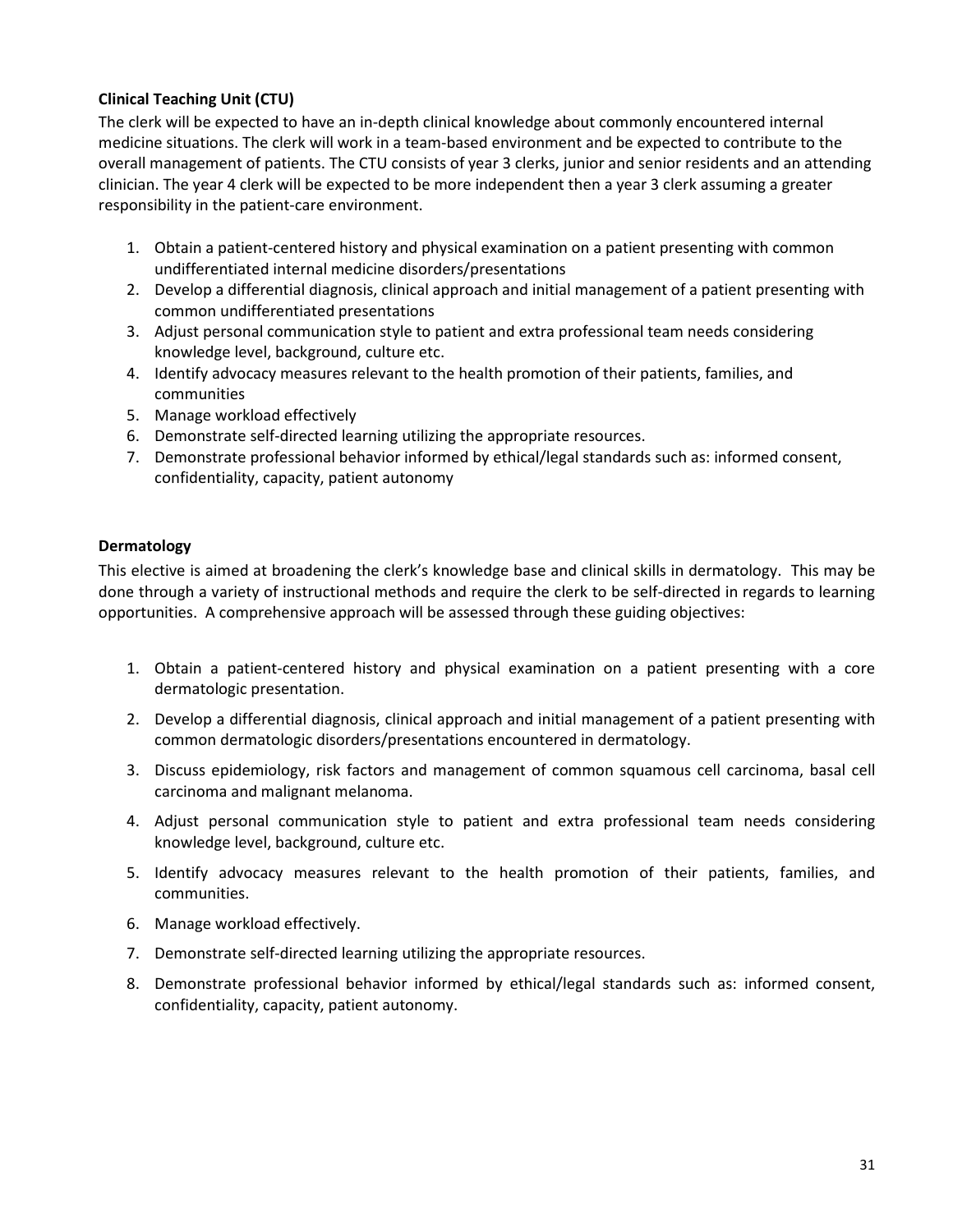**Clinical Teaching Unit (CTU)**

The clerk will be expected to have an in-depth clinical knowledge about commonly encountered internal medicine situations. The clerk will work in a team-based environment and be expected to contribute to the overall management of patients. The CTU consists of year 3 clerks, junior and senior residents and an attending clinician. The year 4 clerk will be expected to be more independent then a year 3 clerk assuming a greater responsibility in the patient-care environment.

1. Obtain a patient-centered history and physical examination on a patient presenting with common undifferentiated internal medicine disorders/presentations
2. Develop a differential diagnosis, clinical approach and initial management of a patient presenting with common undifferentiated presentations
3. Adjust personal communication style to patient and extra professional team needs considering knowledge level, background, culture etc.
4. Identify advocacy measures relevant to the health promotion of their patients, families, and communities
5. Manage workload effectively
6. Demonstrate self-directed learning utilizing the appropriate resources.
7. Demonstrate professional behavior informed by ethical/legal standards such as: informed consent, confidentiality, capacity, patient autonomy

**Dermatology**

This elective is aimed at broadening the clerk's knowledge base and clinical skills in dermatology. This may be done through a variety of instructional methods and require the clerk to be self-directed in regards to learning opportunities. A comprehensive approach will be assessed through these guiding objectives:

1. Obtain a patient-centered history and physical examination on a patient presenting with a core dermatologic presentation.
2. Develop a differential diagnosis, clinical approach and initial management of a patient presenting with common dermatologic disorders/presentations encountered in dermatology.
3. Discuss epidemiology, risk factors and management of common squamous cell carcinoma, basal cell carcinoma and malignant melanoma.
4. Adjust personal communication style to patient and extra professional team needs considering knowledge level, background, culture etc.
5. Identify advocacy measures relevant to the health promotion of their patients, families, and communities.
6. Manage workload effectively.
7. Demonstrate self-directed learning utilizing the appropriate resources.
8. Demonstrate professional behavior informed by ethical/legal standards such as: informed consent, confidentiality, capacity, patient autonomy.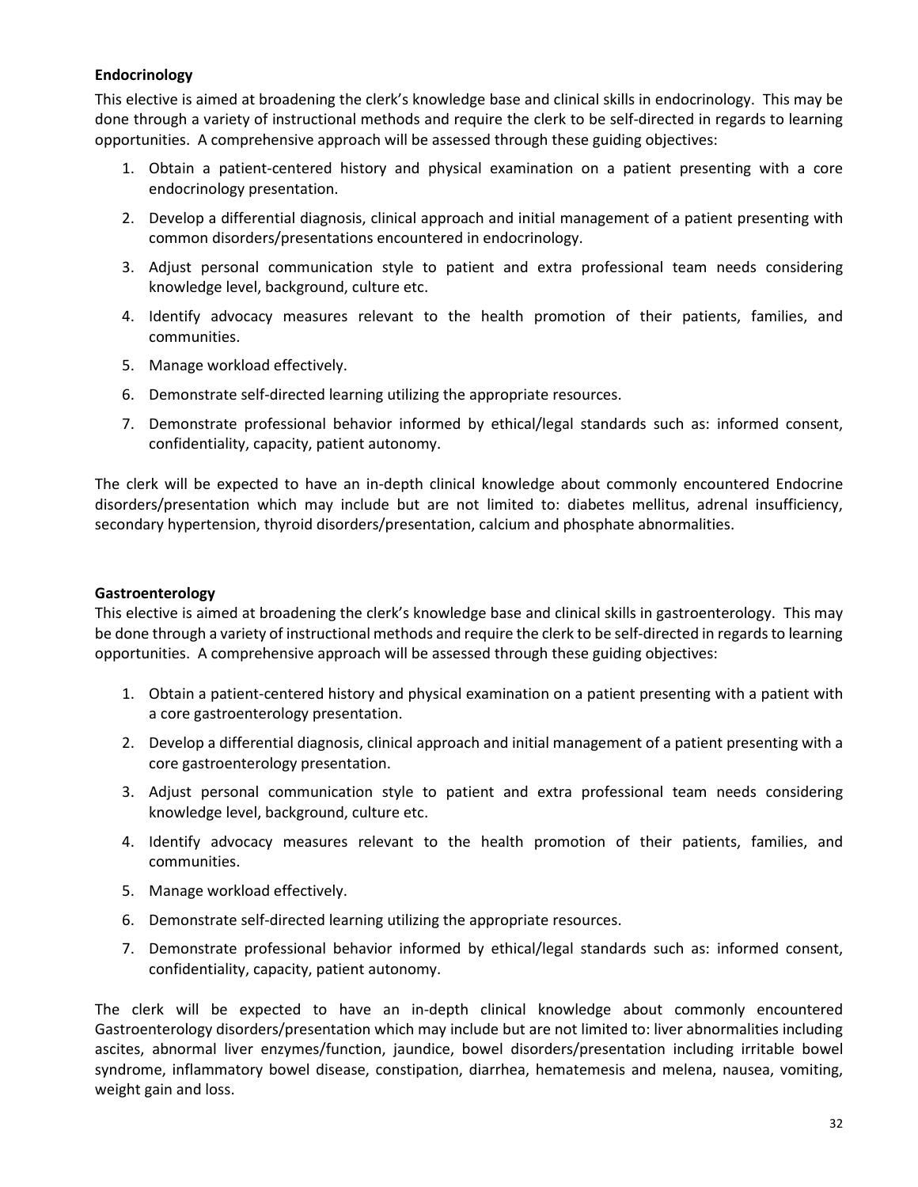**Endocrinology**

This elective is aimed at broadening the clerk's knowledge base and clinical skills in endocrinology. This may be done through a variety of instructional methods and require the clerk to be self-directed in regards to learning opportunities. A comprehensive approach will be assessed through these guiding objectives:

1. Obtain a patient-centered history and physical examination on a patient presenting with a core endocrinology presentation.
2. Develop a differential diagnosis, clinical approach and initial management of a patient presenting with common disorders/presentations encountered in endocrinology.
3. Adjust personal communication style to patient and extra professional team needs considering knowledge level, background, culture etc.
4. Identify advocacy measures relevant to the health promotion of their patients, families, and communities.
5. Manage workload effectively.
6. Demonstrate self-directed learning utilizing the appropriate resources.
7. Demonstrate professional behavior informed by ethical/legal standards such as: informed consent, confidentiality, capacity, patient autonomy.

The clerk will be expected to have an in-depth clinical knowledge about commonly encountered Endocrine disorders/presentation which may include but are not limited to: diabetes mellitus, adrenal insufficiency, secondary hypertension, thyroid disorders/presentation, calcium and phosphate abnormalities.

**Gastroenterology**

This elective is aimed at broadening the clerk's knowledge base and clinical skills in gastroenterology. This may be done through a variety of instructional methods and require the clerk to be self-directed in regards to learning opportunities. A comprehensive approach will be assessed through these guiding objectives:

1. Obtain a patient-centered history and physical examination on a patient presenting with a patient with a core gastroenterology presentation.
2. Develop a differential diagnosis, clinical approach and initial management of a patient presenting with a core gastroenterology presentation.
3. Adjust personal communication style to patient and extra professional team needs considering knowledge level, background, culture etc.
4. Identify advocacy measures relevant to the health promotion of their patients, families, and communities.
5. Manage workload effectively.
6. Demonstrate self-directed learning utilizing the appropriate resources.
7. Demonstrate professional behavior informed by ethical/legal standards such as: informed consent, confidentiality, capacity, patient autonomy.

The clerk will be expected to have an in-depth clinical knowledge about commonly encountered Gastroenterology disorders/presentation which may include but are not limited to: liver abnormalities including ascites, abnormal liver enzymes/function, jaundice, bowel disorders/presentation including irritable bowel syndrome, inflammatory bowel disease, constipation, diarrhea, hematemesis and melena, nausea, vomiting, weight gain and loss.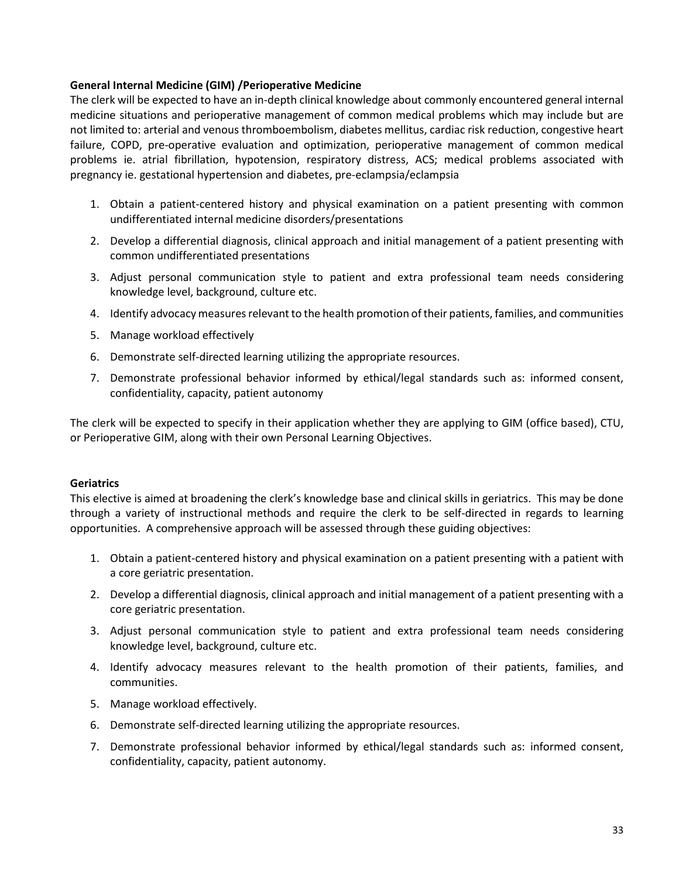**General Internal Medicine (GIM) /Perioperative Medicine**

The clerk will be expected to have an in-depth clinical knowledge about commonly encountered general internal medicine situations and perioperative management of common medical problems which may include but are not limited to: arterial and venous thromboembolism, diabetes mellitus, cardiac risk reduction, congestive heart failure, COPD, pre-operative evaluation and optimization, perioperative management of common medical problems ie. atrial fibrillation, hypotension, respiratory distress, ACS; medical problems associated with pregnancy ie. gestational hypertension and diabetes, pre-eclampsia/eclampsia

1. Obtain a patient-centered history and physical examination on a patient presenting with common undifferentiated internal medicine disorders/presentations
2. Develop a differential diagnosis, clinical approach and initial management of a patient presenting with common undifferentiated presentations
3. Adjust personal communication style to patient and extra professional team needs considering knowledge level, background, culture etc.
4. Identify advocacy measures relevant to the health promotion of their patients, families, and communities
5. Manage workload effectively
6. Demonstrate self-directed learning utilizing the appropriate resources.
7. Demonstrate professional behavior informed by ethical/legal standards such as: informed consent, confidentiality, capacity, patient autonomy

The clerk will be expected to specify in their application whether they are applying to GIM (office based), CTU, or Perioperative GIM, along with their own Personal Learning Objectives.

**Geriatrics**

This elective is aimed at broadening the clerk's knowledge base and clinical skills in geriatrics. This may be done through a variety of instructional methods and require the clerk to be self-directed in regards to learning opportunities. A comprehensive approach will be assessed through these guiding objectives:

1. Obtain a patient-centered history and physical examination on a patient presenting with a patient with a core geriatric presentation.
2. Develop a differential diagnosis, clinical approach and initial management of a patient presenting with a core geriatric presentation.
3. Adjust personal communication style to patient and extra professional team needs considering knowledge level, background, culture etc.
4. Identify advocacy measures relevant to the health promotion of their patients, families, and communities.
5. Manage workload effectively.
6. Demonstrate self-directed learning utilizing the appropriate resources.
7. Demonstrate professional behavior informed by ethical/legal standards such as: informed consent, confidentiality, capacity, patient autonomy.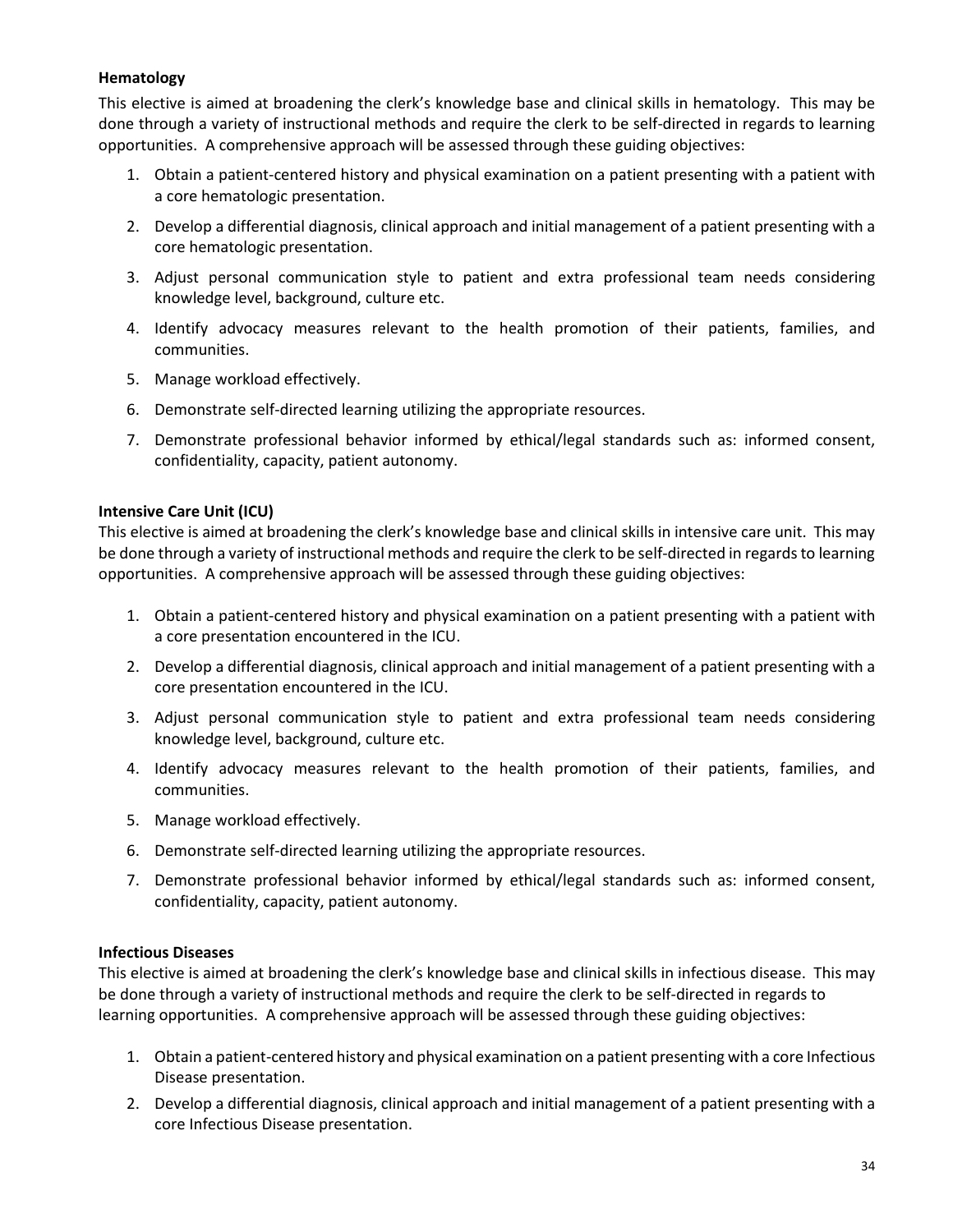**Hematology**

This elective is aimed at broadening the clerk's knowledge base and clinical skills in hematology. This may be done through a variety of instructional methods and require the clerk to be self-directed in regards to learning opportunities. A comprehensive approach will be assessed through these guiding objectives:

1. Obtain a patient-centered history and physical examination on a patient presenting with a patient with a core hematologic presentation.
2. Develop a differential diagnosis, clinical approach and initial management of a patient presenting with a core hematologic presentation.
3. Adjust personal communication style to patient and extra professional team needs considering knowledge level, background, culture etc.
4. Identify advocacy measures relevant to the health promotion of their patients, families, and communities.
5. Manage workload effectively.
6. Demonstrate self-directed learning utilizing the appropriate resources.
7. Demonstrate professional behavior informed by ethical/legal standards such as: informed consent, confidentiality, capacity, patient autonomy.

**Intensive Care Unit (ICU)**

This elective is aimed at broadening the clerk's knowledge base and clinical skills in intensive care unit. This may be done through a variety of instructional methods and require the clerk to be self-directed in regards to learning opportunities. A comprehensive approach will be assessed through these guiding objectives:

1. Obtain a patient-centered history and physical examination on a patient presenting with a patient with a core presentation encountered in the ICU.
2. Develop a differential diagnosis, clinical approach and initial management of a patient presenting with a core presentation encountered in the ICU.
3. Adjust personal communication style to patient and extra professional team needs considering knowledge level, background, culture etc.
4. Identify advocacy measures relevant to the health promotion of their patients, families, and communities.
5. Manage workload effectively.
6. Demonstrate self-directed learning utilizing the appropriate resources.
7. Demonstrate professional behavior informed by ethical/legal standards such as: informed consent, confidentiality, capacity, patient autonomy.

**Infectious Diseases**

This elective is aimed at broadening the clerk's knowledge base and clinical skills in infectious disease. This may be done through a variety of instructional methods and require the clerk to be self-directed in regards to learning opportunities. A comprehensive approach will be assessed through these guiding objectives:

1. Obtain a patient-centered history and physical examination on a patient presenting with a core Infectious Disease presentation.
2. Develop a differential diagnosis, clinical approach and initial management of a patient presenting with a core Infectious Disease presentation.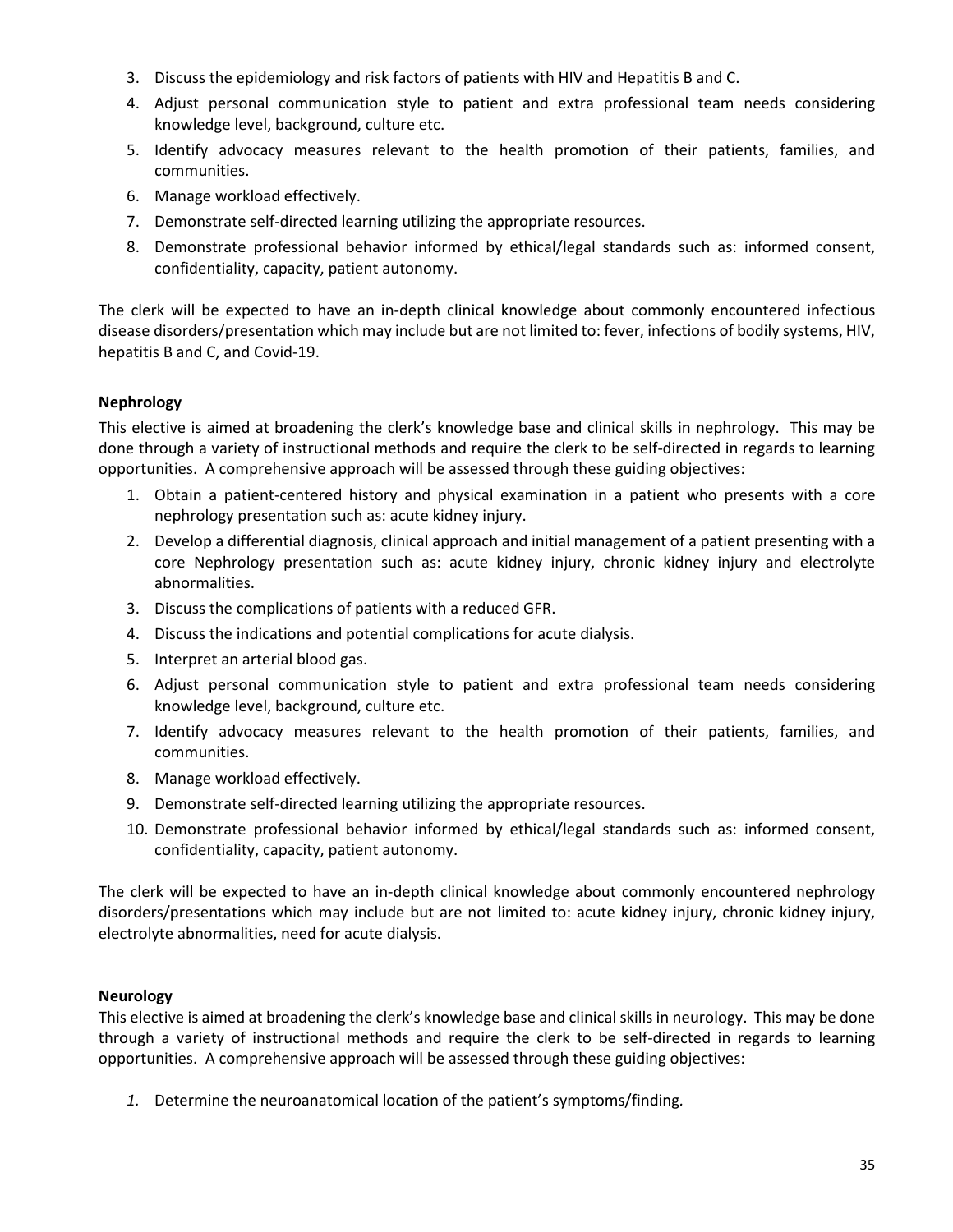3. Discuss the epidemiology and risk factors of patients with HIV and Hepatitis B and C.
4. Adjust personal communication style to patient and extra professional team needs considering knowledge level, background, culture etc.
5. Identify advocacy measures relevant to the health promotion of their patients, families, and communities.
6. Manage workload effectively.
7. Demonstrate self-directed learning utilizing the appropriate resources.
8. Demonstrate professional behavior informed by ethical/legal standards such as: informed consent, confidentiality, capacity, patient autonomy.

The clerk will be expected to have an in-depth clinical knowledge about commonly encountered infectious disease disorders/presentation which may include but are not limited to: fever, infections of bodily systems, HIV, hepatitis B and C, and Covid-19.

**Nephrology**

This elective is aimed at broadening the clerk's knowledge base and clinical skills in nephrology. This may be done through a variety of instructional methods and require the clerk to be self-directed in regards to learning opportunities. A comprehensive approach will be assessed through these guiding objectives:

1. Obtain a patient-centered history and physical examination in a patient who presents with a core nephrology presentation such as: acute kidney injury.
2. Develop a differential diagnosis, clinical approach and initial management of a patient presenting with a core Nephrology presentation such as: acute kidney injury, chronic kidney injury and electrolyte abnormalities.
3. Discuss the complications of patients with a reduced GFR.
4. Discuss the indications and potential complications for acute dialysis.
5. Interpret an arterial blood gas.
6. Adjust personal communication style to patient and extra professional team needs considering knowledge level, background, culture etc.
7. Identify advocacy measures relevant to the health promotion of their patients, families, and communities.
8. Manage workload effectively.
9. Demonstrate self-directed learning utilizing the appropriate resources.
10. Demonstrate professional behavior informed by ethical/legal standards such as: informed consent, confidentiality, capacity, patient autonomy.

The clerk will be expected to have an in-depth clinical knowledge about commonly encountered nephrology disorders/presentations which may include but are not limited to: acute kidney injury, chronic kidney injury, electrolyte abnormalities, need for acute dialysis.

**Neurology**

This elective is aimed at broadening the clerk's knowledge base and clinical skills in neurology. This may be done through a variety of instructional methods and require the clerk to be self-directed in regards to learning opportunities. A comprehensive approach will be assessed through these guiding objectives:

1. Determine the neuroanatomical location of the patient's symptoms/finding.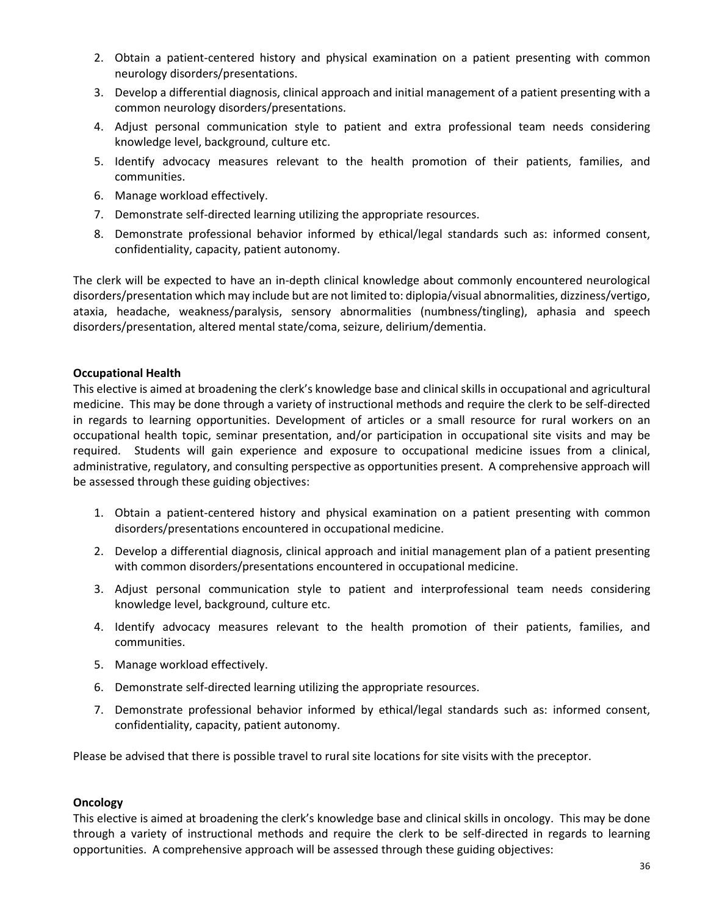2. Obtain a patient-centered history and physical examination on a patient presenting with common neurology disorders/presentations.
3. Develop a differential diagnosis, clinical approach and initial management of a patient presenting with a common neurology disorders/presentations.
4. Adjust personal communication style to patient and extra professional team needs considering knowledge level, background, culture etc.
5. Identify advocacy measures relevant to the health promotion of their patients, families, and communities.
6. Manage workload effectively.
7. Demonstrate self-directed learning utilizing the appropriate resources.
8. Demonstrate professional behavior informed by ethical/legal standards such as: informed consent, confidentiality, capacity, patient autonomy.

The clerk will be expected to have an in-depth clinical knowledge about commonly encountered neurological disorders/presentation which may include but are not limited to: diplopia/visual abnormalities, dizziness/vertigo, ataxia, headache, weakness/paralysis, sensory abnormalities (numbness/tingling), aphasia and speech disorders/presentation, altered mental state/coma, seizure, delirium/dementia.

**Occupational Health**

This elective is aimed at broadening the clerk's knowledge base and clinical skills in occupational and agricultural medicine. This may be done through a variety of instructional methods and require the clerk to be self-directed in regards to learning opportunities. Development of articles or a small resource for rural workers on an occupational health topic, seminar presentation, and/or participation in occupational site visits and may be required. Students will gain experience and exposure to occupational medicine issues from a clinical, administrative, regulatory, and consulting perspective as opportunities present. A comprehensive approach will be assessed through these guiding objectives:

1. Obtain a patient-centered history and physical examination on a patient presenting with common disorders/presentations encountered in occupational medicine.
2. Develop a differential diagnosis, clinical approach and initial management plan of a patient presenting with common disorders/presentations encountered in occupational medicine.
3. Adjust personal communication style to patient and interprofessional team needs considering knowledge level, background, culture etc.
4. Identify advocacy measures relevant to the health promotion of their patients, families, and communities.
5. Manage workload effectively.
6. Demonstrate self-directed learning utilizing the appropriate resources.
7. Demonstrate professional behavior informed by ethical/legal standards such as: informed consent, confidentiality, capacity, patient autonomy.

Please be advised that there is possible travel to rural site locations for site visits with the preceptor.

**Oncology**

This elective is aimed at broadening the clerk's knowledge base and clinical skills in oncology. This may be done through a variety of instructional methods and require the clerk to be self-directed in regards to learning opportunities. A comprehensive approach will be assessed through these guiding objectives: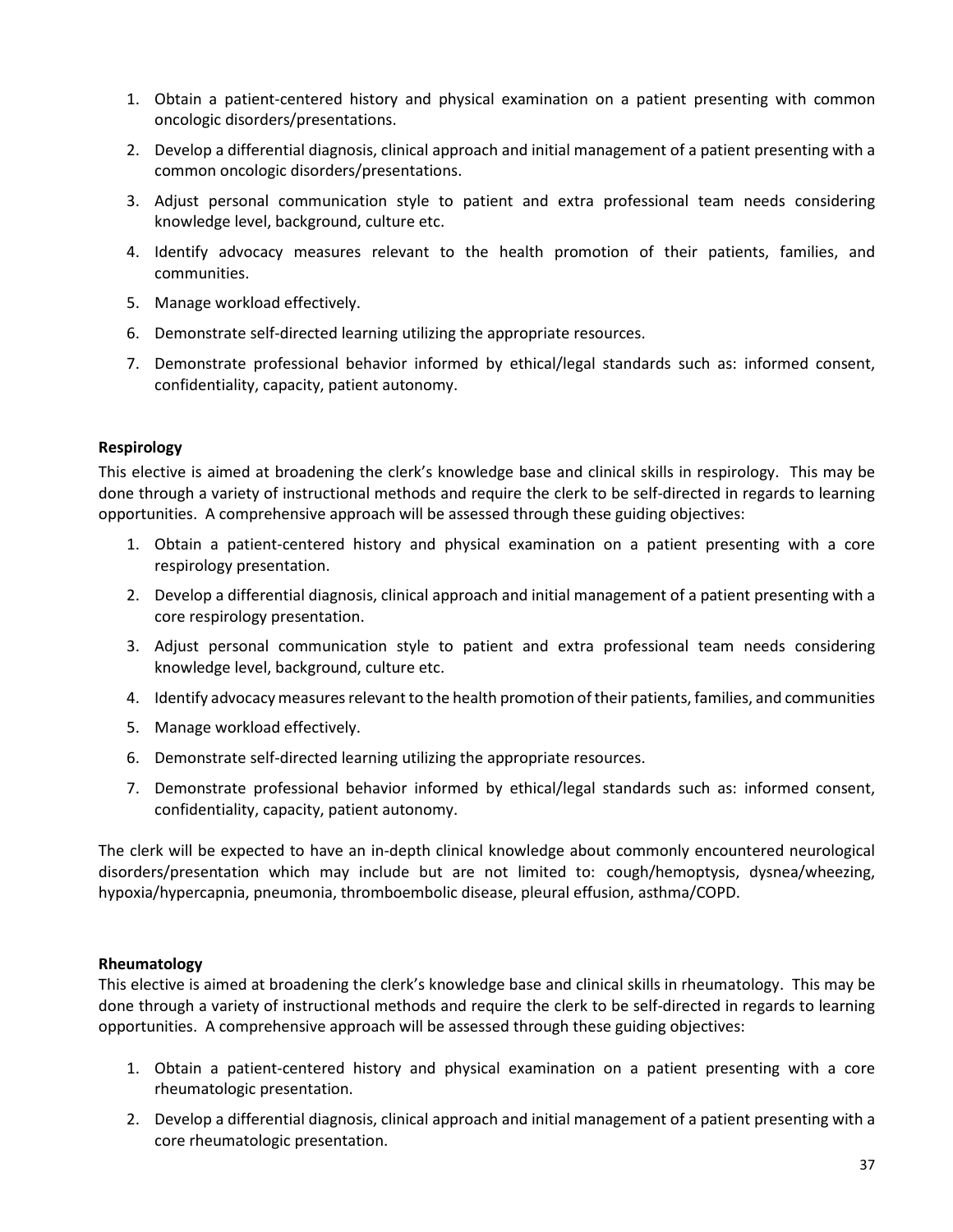1. Obtain a patient-centered history and physical examination on a patient presenting with common oncologic disorders/presentations.
2. Develop a differential diagnosis, clinical approach and initial management of a patient presenting with a common oncologic disorders/presentations.
3. Adjust personal communication style to patient and extra professional team needs considering knowledge level, background, culture etc.
4. Identify advocacy measures relevant to the health promotion of their patients, families, and communities.
5. Manage workload effectively.
6. Demonstrate self-directed learning utilizing the appropriate resources.
7. Demonstrate professional behavior informed by ethical/legal standards such as: informed consent, confidentiality, capacity, patient autonomy.

**Respirology**

This elective is aimed at broadening the clerk's knowledge base and clinical skills in respirology. This may be done through a variety of instructional methods and require the clerk to be self-directed in regards to learning opportunities. A comprehensive approach will be assessed through these guiding objectives:

1. Obtain a patient-centered history and physical examination on a patient presenting with a core respirology presentation.
2. Develop a differential diagnosis, clinical approach and initial management of a patient presenting with a core respirology presentation.
3. Adjust personal communication style to patient and extra professional team needs considering knowledge level, background, culture etc.
4. Identify advocacy measures relevant to the health promotion of their patients, families, and communities
5. Manage workload effectively.
6. Demonstrate self-directed learning utilizing the appropriate resources.
7. Demonstrate professional behavior informed by ethical/legal standards such as: informed consent, confidentiality, capacity, patient autonomy.

The clerk will be expected to have an in-depth clinical knowledge about commonly encountered neurological disorders/presentation which may include but are not limited to: cough/hemoptysis, dysnea/wheezing, hypoxia/hypercapnia, pneumonia, thromboembolic disease, pleural effusion, asthma/COPD.

**Rheumatology**

This elective is aimed at broadening the clerk's knowledge base and clinical skills in rheumatology. This may be done through a variety of instructional methods and require the clerk to be self-directed in regards to learning opportunities. A comprehensive approach will be assessed through these guiding objectives:

1. Obtain a patient-centered history and physical examination on a patient presenting with a core rheumatologic presentation.
2. Develop a differential diagnosis, clinical approach and initial management of a patient presenting with a core rheumatologic presentation.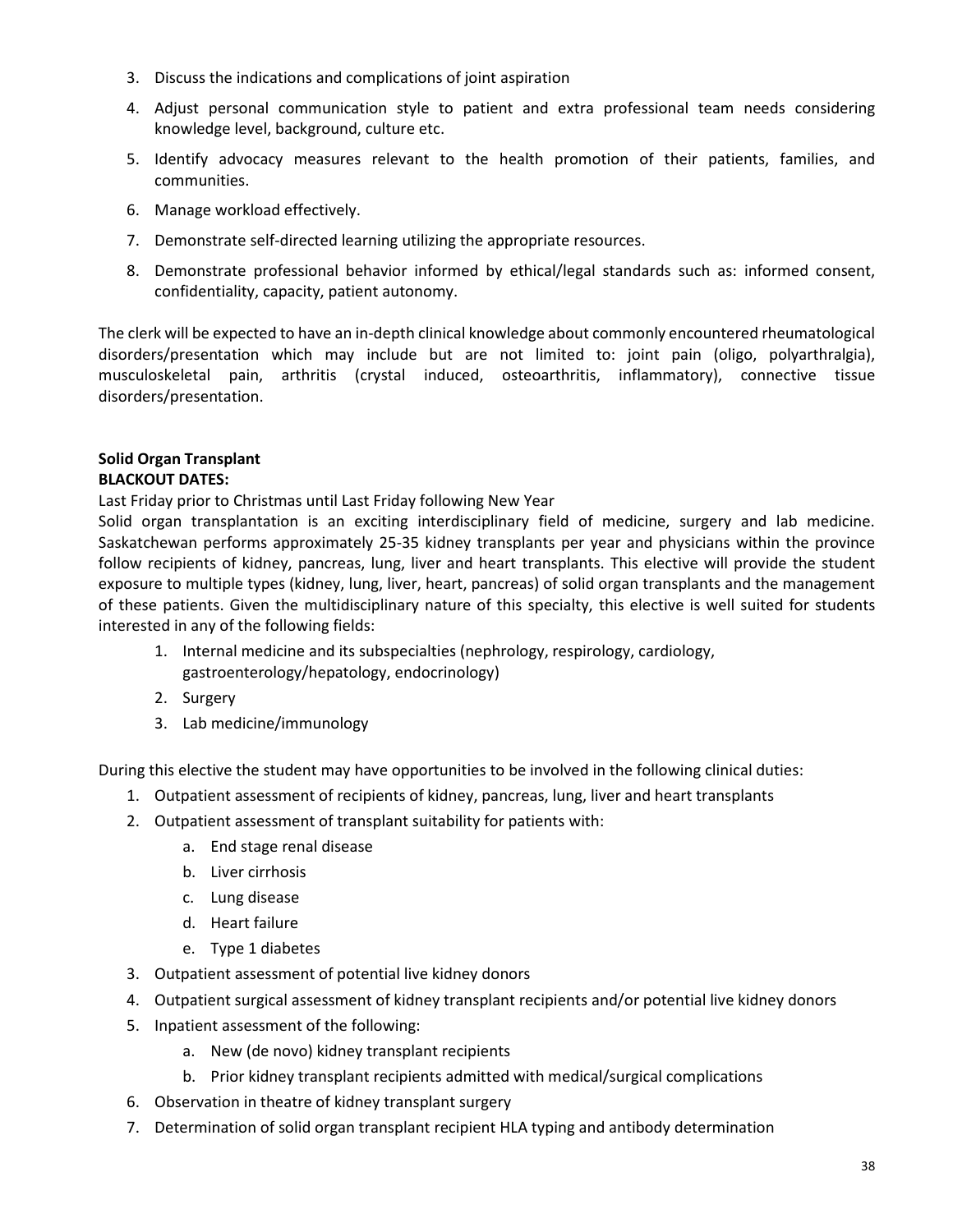3. Discuss the indications and complications of joint aspiration
4. Adjust personal communication style to patient and extra professional team needs considering knowledge level, background, culture etc.
5. Identify advocacy measures relevant to the health promotion of their patients, families, and communities.
6. Manage workload effectively.
7. Demonstrate self-directed learning utilizing the appropriate resources.
8. Demonstrate professional behavior informed by ethical/legal standards such as: informed consent, confidentiality, capacity, patient autonomy.

The clerk will be expected to have an in-depth clinical knowledge about commonly encountered rheumatological disorders/presentation which may include but are not limited to: joint pain (oligo, polyarthralgia), musculoskeletal pain, arthritis (crystal induced, osteoarthritis, inflammatory), connective tissue disorders/presentation.

**Solid Organ Transplant**

**BLACKOUT DATES:**

Last Friday prior to Christmas until Last Friday following New Year

Solid organ transplantation is an exciting interdisciplinary field of medicine, surgery and lab medicine. Saskatchewan performs approximately 25-35 kidney transplants per year and physicians within the province follow recipients of kidney, pancreas, lung, liver and heart transplants. This elective will provide the student exposure to multiple types (kidney, lung, liver, heart, pancreas) of solid organ transplants and the management of these patients. Given the multidisciplinary nature of this specialty, this elective is well suited for students interested in any of the following fields:

1. Internal medicine and its subspecialties (nephrology, respirology, cardiology, gastroenterology/hepatology, endocrinology)
2. Surgery
3. Lab medicine/immunology

During this elective the student may have opportunities to be involved in the following clinical duties:

1. Outpatient assessment of recipients of kidney, pancreas, lung, liver and heart transplants
2. Outpatient assessment of transplant suitability for patients with:
   a. End stage renal disease
   b. Liver cirrhosis
   c. Lung disease
   d. Heart failure
   e. Type 1 diabetes
3. Outpatient assessment of potential live kidney donors
4. Outpatient surgical assessment of kidney transplant recipients and/or potential live kidney donors
5. Inpatient assessment of the following:
   a. New (de novo) kidney transplant recipients
   b. Prior kidney transplant recipients admitted with medical/surgical complications
6. Observation in theatre of kidney transplant surgery
7. Determination of solid organ transplant recipient HLA typing and antibody determination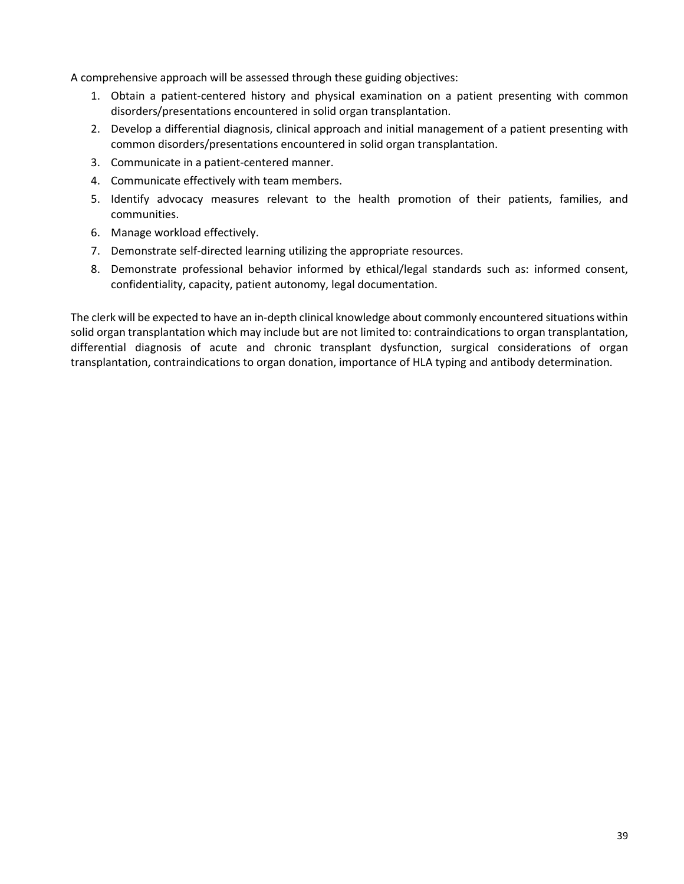A comprehensive approach will be assessed through these guiding objectives:

1. Obtain a patient-centered history and physical examination on a patient presenting with common disorders/presentations encountered in solid organ transplantation.
2. Develop a differential diagnosis, clinical approach and initial management of a patient presenting with common disorders/presentations encountered in solid organ transplantation.
3. Communicate in a patient-centered manner.
4. Communicate effectively with team members.
5. Identify advocacy measures relevant to the health promotion of their patients, families, and communities.
6. Manage workload effectively.
7. Demonstrate self-directed learning utilizing the appropriate resources.
8. Demonstrate professional behavior informed by ethical/legal standards such as: informed consent, confidentiality, capacity, patient autonomy, legal documentation.

The clerk will be expected to have an in-depth clinical knowledge about commonly encountered situations within solid organ transplantation which may include but are not limited to: contraindications to organ transplantation, differential diagnosis of acute and chronic transplant dysfunction, surgical considerations of organ transplantation, contraindications to organ donation, importance of HLA typing and antibody determination.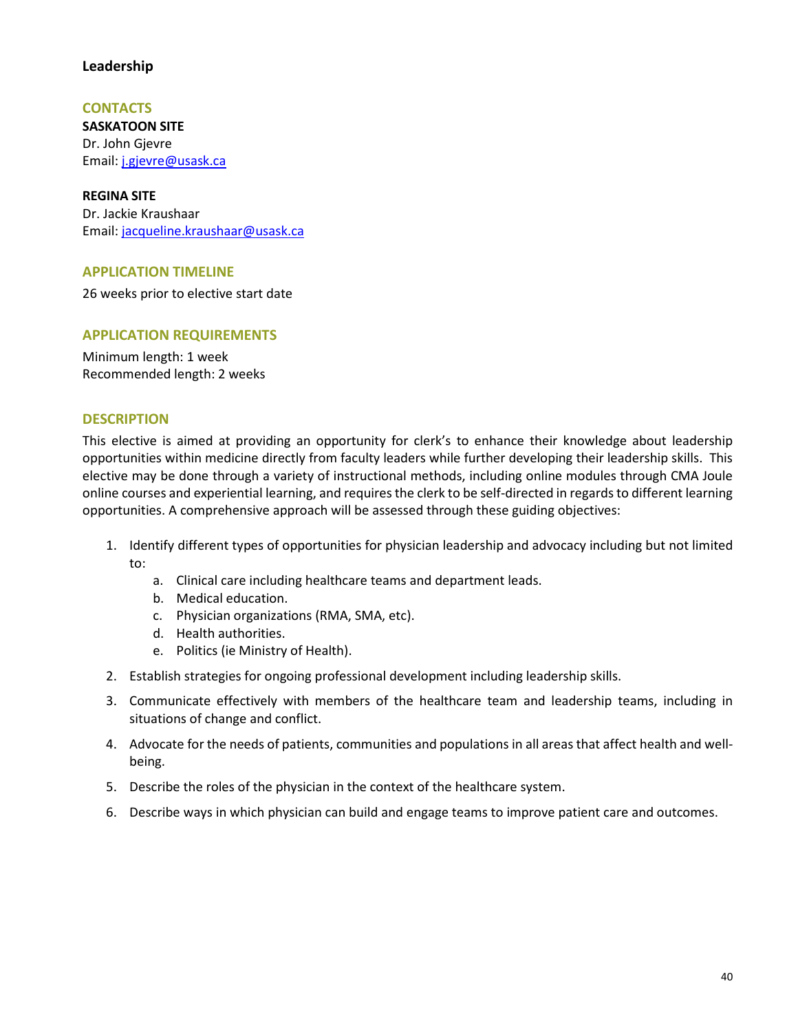## Leadership

### CONTACTS

**SASKATOON SITE**
Dr. John Gjevre
Email: j.gjevre@usask.ca

**REGINA SITE**
Dr. Jackie Kraushaar
Email: jacqueline.kraushaar@usask.ca

### APPLICATION TIMELINE

26 weeks prior to elective start date

### APPLICATION REQUIREMENTS

Minimum length: 1 week
Recommended length: 2 weeks

### DESCRIPTION

This elective is aimed at providing an opportunity for clerk's to enhance their knowledge about leadership opportunities within medicine directly from faculty leaders while further developing their leadership skills. This elective may be done through a variety of instructional methods, including online modules through CMA Joule online courses and experiential learning, and requires the clerk to be self-directed in regards to different learning opportunities. A comprehensive approach will be assessed through these guiding objectives:

1. Identify different types of opportunities for physician leadership and advocacy including but not limited to:
   a. Clinical care including healthcare teams and department leads.
   b. Medical education.
   c. Physician organizations (RMA, SMA, etc).
   d. Health authorities.
   e. Politics (ie Ministry of Health).
2. Establish strategies for ongoing professional development including leadership skills.
3. Communicate effectively with members of the healthcare team and leadership teams, including in situations of change and conflict.
4. Advocate for the needs of patients, communities and populations in all areas that affect health and well-being.
5. Describe the roles of the physician in the context of the healthcare system.
6. Describe ways in which physician can build and engage teams to improve patient care and outcomes.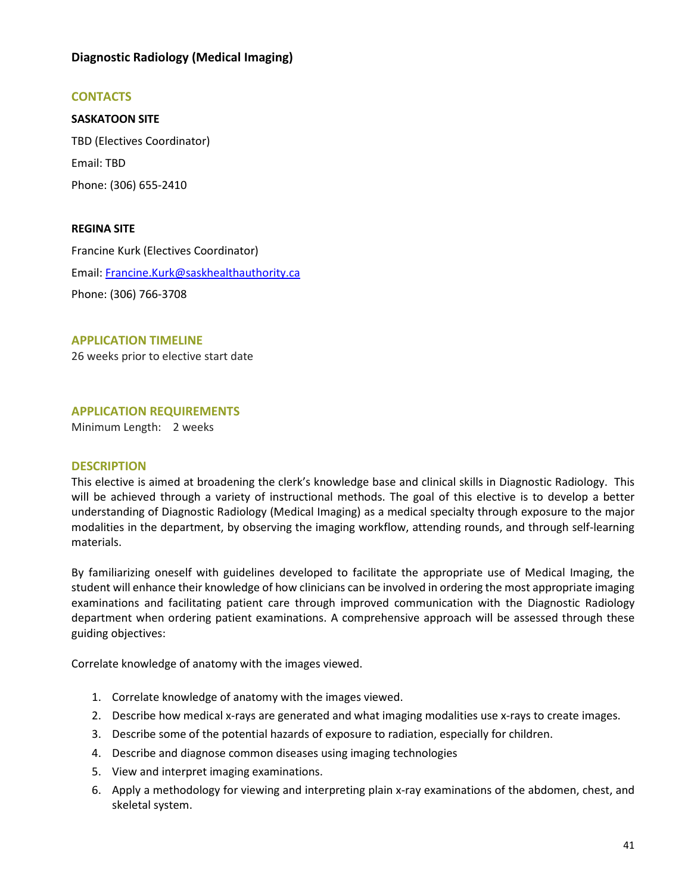## Diagnostic Radiology (Medical Imaging)

### CONTACTS

**SASKATOON SITE**

TBD (Electives Coordinator)

Email: TBD

Phone: (306) 655-2410

**REGINA SITE**

Francine Kurk (Electives Coordinator)

Email: Francine.Kurk@saskhealthauthority.ca

Phone: (306) 766-3708

### APPLICATION TIMELINE

26 weeks prior to elective start date

### APPLICATION REQUIREMENTS

Minimum Length: 2 weeks

### DESCRIPTION

This elective is aimed at broadening the clerk's knowledge base and clinical skills in Diagnostic Radiology. This will be achieved through a variety of instructional methods. The goal of this elective is to develop a better understanding of Diagnostic Radiology (Medical Imaging) as a medical specialty through exposure to the major modalities in the department, by observing the imaging workflow, attending rounds, and through self-learning materials.

By familiarizing oneself with guidelines developed to facilitate the appropriate use of Medical Imaging, the student will enhance their knowledge of how clinicians can be involved in ordering the most appropriate imaging examinations and facilitating patient care through improved communication with the Diagnostic Radiology department when ordering patient examinations. A comprehensive approach will be assessed through these guiding objectives:

Correlate knowledge of anatomy with the images viewed.

1. Correlate knowledge of anatomy with the images viewed.
2. Describe how medical x-rays are generated and what imaging modalities use x-rays to create images.
3. Describe some of the potential hazards of exposure to radiation, especially for children.
4. Describe and diagnose common diseases using imaging technologies
5. View and interpret imaging examinations.
6. Apply a methodology for viewing and interpreting plain x-ray examinations of the abdomen, chest, and skeletal system.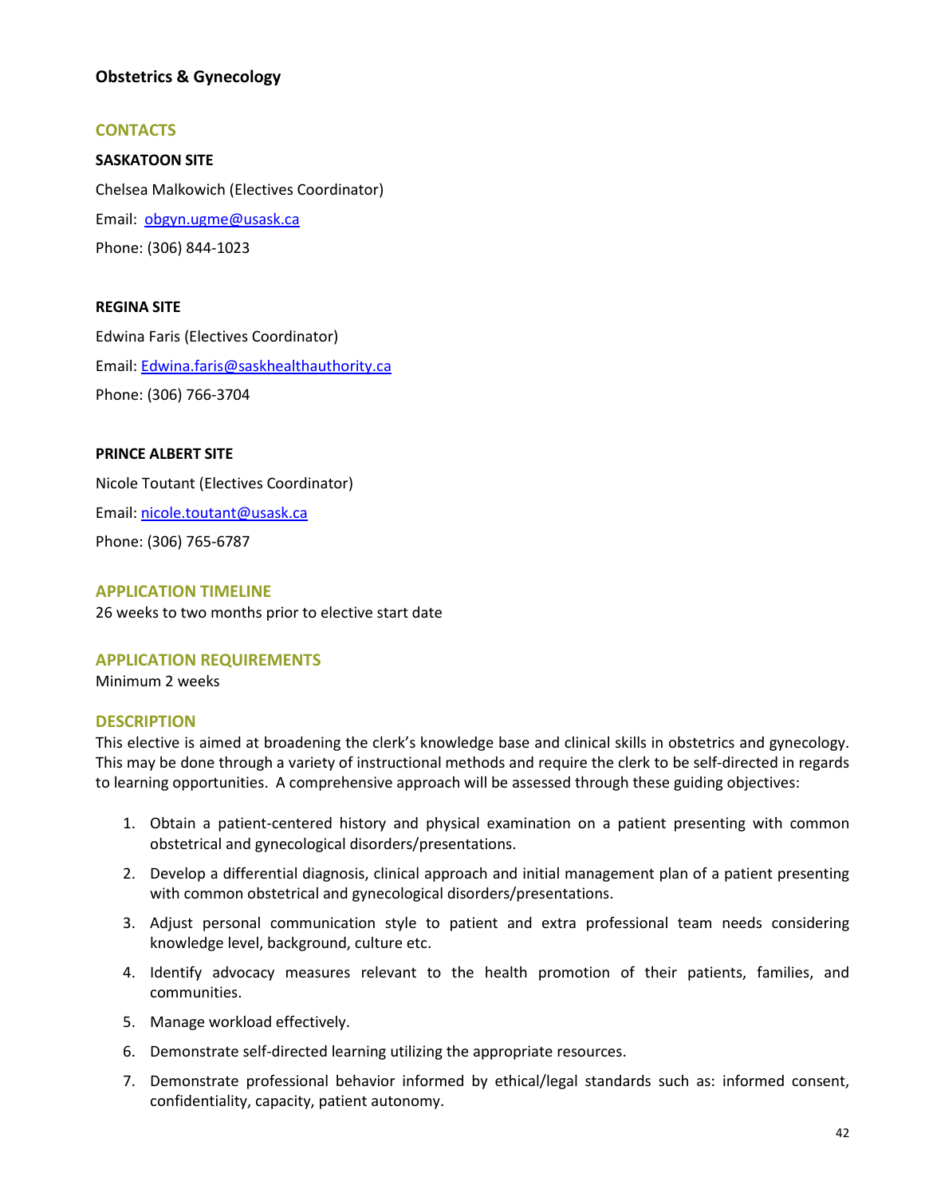## Obstetrics & Gynecology

### CONTACTS

**SASKATOON SITE**

Chelsea Malkowich (Electives Coordinator)

Email: obgyn.ugme@usask.ca

Phone: (306) 844-1023

**REGINA SITE**

Edwina Faris (Electives Coordinator)

Email: Edwina.faris@saskhealthauthority.ca

Phone: (306) 766-3704

**PRINCE ALBERT SITE**

Nicole Toutant (Electives Coordinator)

Email: nicole.toutant@usask.ca

Phone: (306) 765-6787

### APPLICATION TIMELINE

26 weeks to two months prior to elective start date

### APPLICATION REQUIREMENTS

Minimum 2 weeks

### DESCRIPTION

This elective is aimed at broadening the clerk's knowledge base and clinical skills in obstetrics and gynecology. This may be done through a variety of instructional methods and require the clerk to be self-directed in regards to learning opportunities. A comprehensive approach will be assessed through these guiding objectives:

1. Obtain a patient-centered history and physical examination on a patient presenting with common obstetrical and gynecological disorders/presentations.
2. Develop a differential diagnosis, clinical approach and initial management plan of a patient presenting with common obstetrical and gynecological disorders/presentations.
3. Adjust personal communication style to patient and extra professional team needs considering knowledge level, background, culture etc.
4. Identify advocacy measures relevant to the health promotion of their patients, families, and communities.
5. Manage workload effectively.
6. Demonstrate self-directed learning utilizing the appropriate resources.
7. Demonstrate professional behavior informed by ethical/legal standards such as: informed consent, confidentiality, capacity, patient autonomy.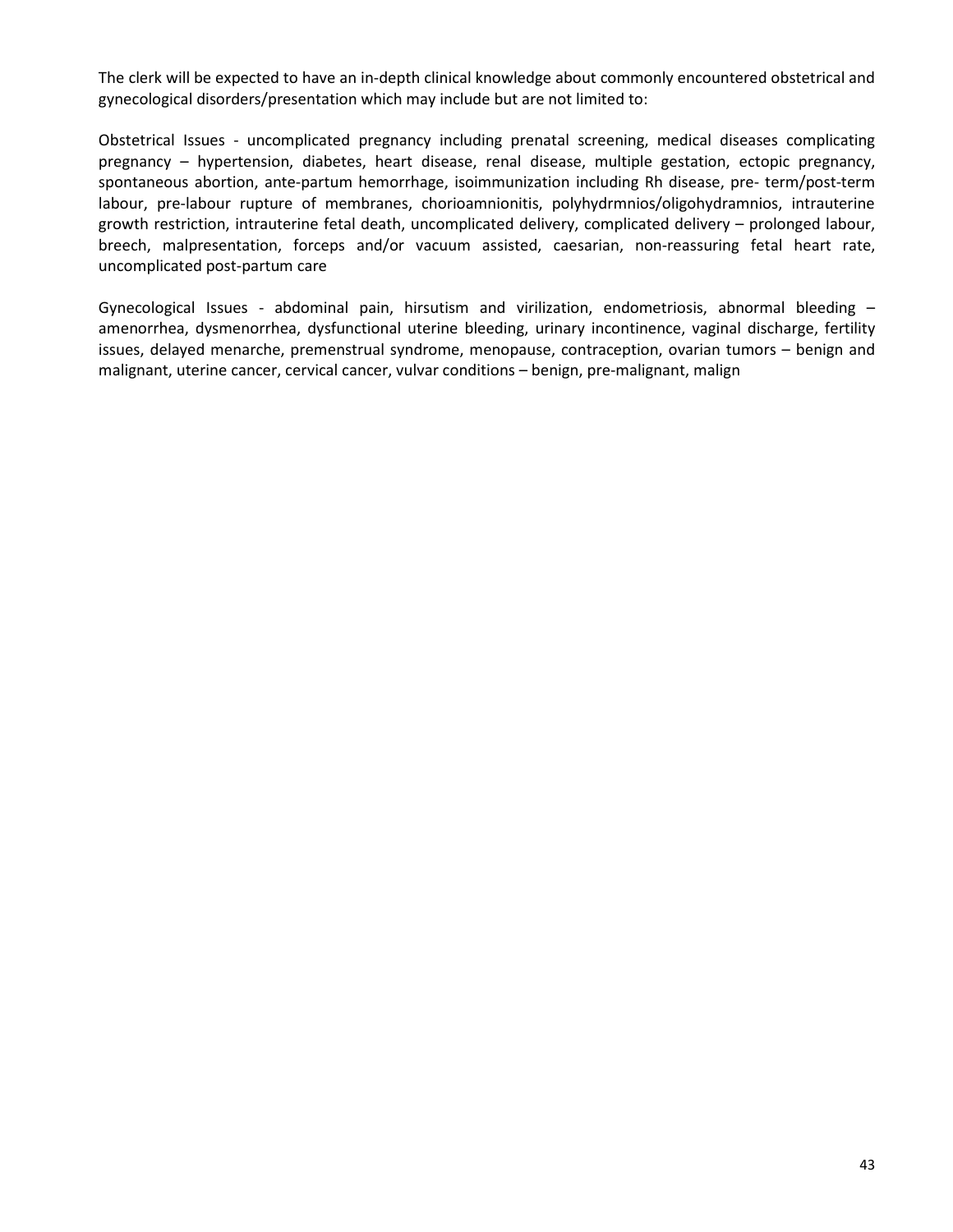The clerk will be expected to have an in-depth clinical knowledge about commonly encountered obstetrical and gynecological disorders/presentation which may include but are not limited to:

Obstetrical Issues - uncomplicated pregnancy including prenatal screening, medical diseases complicating pregnancy – hypertension, diabetes, heart disease, renal disease, multiple gestation, ectopic pregnancy, spontaneous abortion, ante-partum hemorrhage, isoimmunization including Rh disease, pre- term/post-term labour, pre-labour rupture of membranes, chorioamnionitis, polyhydrmnios/oligohydramnios, intrauterine growth restriction, intrauterine fetal death, uncomplicated delivery, complicated delivery – prolonged labour, breech, malpresentation, forceps and/or vacuum assisted, caesarian, non-reassuring fetal heart rate, uncomplicated post-partum care

Gynecological Issues - abdominal pain, hirsutism and virilization, endometriosis, abnormal bleeding – amenorrhea, dysmenorrhea, dysfunctional uterine bleeding, urinary incontinence, vaginal discharge, fertility issues, delayed menarche, premenstrual syndrome, menopause, contraception, ovarian tumors – benign and malignant, uterine cancer, cervical cancer, vulvar conditions – benign, pre-malignant, malign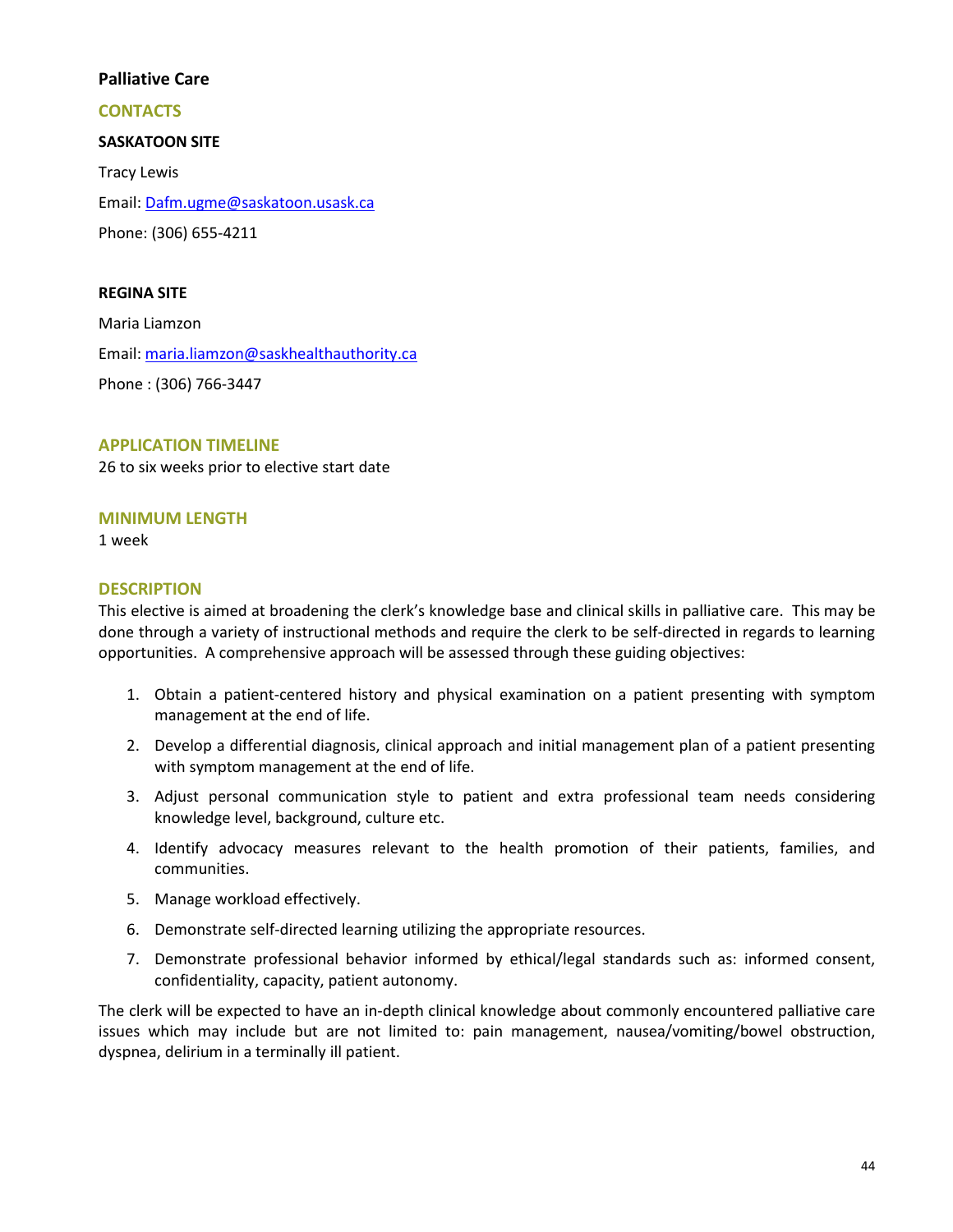## Palliative Care

### CONTACTS

**SASKATOON SITE**

Tracy Lewis

Email: Dafm.ugme@saskatoon.usask.ca

Phone: (306) 655-4211

**REGINA SITE**

Maria Liamzon

Email: maria.liamzon@saskhealthauthority.ca

Phone : (306) 766-3447

### APPLICATION TIMELINE

26 to six weeks prior to elective start date

### MINIMUM LENGTH

1 week

### DESCRIPTION

This elective is aimed at broadening the clerk's knowledge base and clinical skills in palliative care. This may be done through a variety of instructional methods and require the clerk to be self-directed in regards to learning opportunities. A comprehensive approach will be assessed through these guiding objectives:

1. Obtain a patient-centered history and physical examination on a patient presenting with symptom management at the end of life.
2. Develop a differential diagnosis, clinical approach and initial management plan of a patient presenting with symptom management at the end of life.
3. Adjust personal communication style to patient and extra professional team needs considering knowledge level, background, culture etc.
4. Identify advocacy measures relevant to the health promotion of their patients, families, and communities.
5. Manage workload effectively.
6. Demonstrate self-directed learning utilizing the appropriate resources.
7. Demonstrate professional behavior informed by ethical/legal standards such as: informed consent, confidentiality, capacity, patient autonomy.

The clerk will be expected to have an in-depth clinical knowledge about commonly encountered palliative care issues which may include but are not limited to: pain management, nausea/vomiting/bowel obstruction, dyspnea, delirium in a terminally ill patient.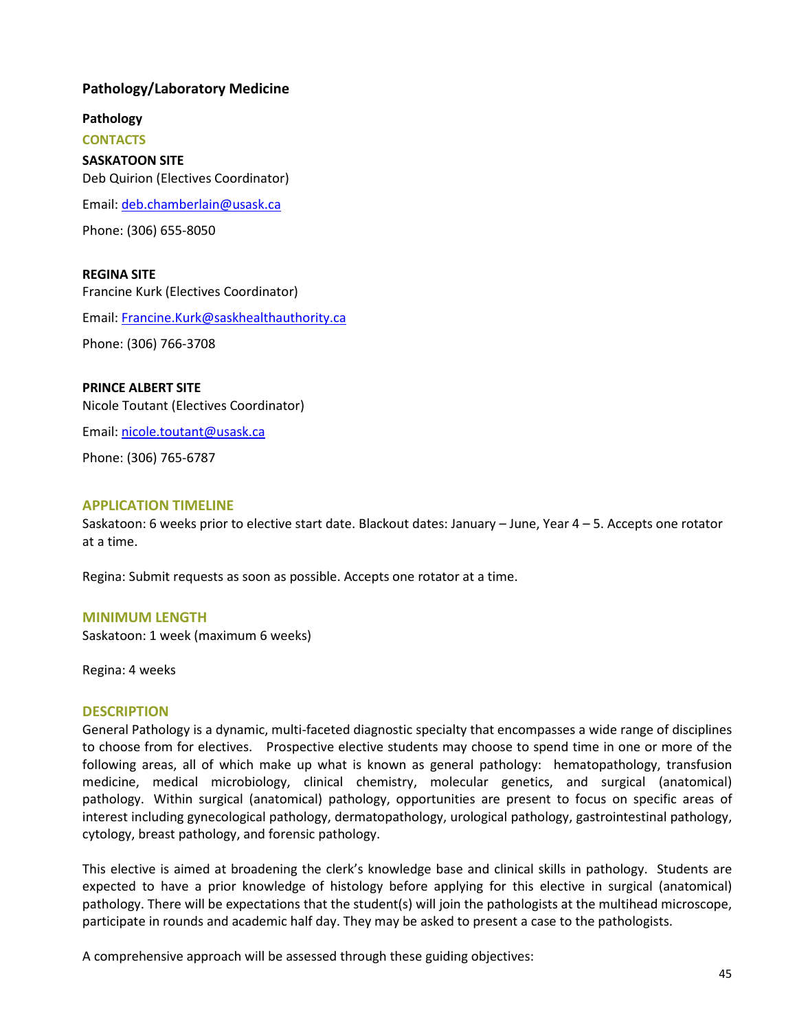## Pathology/Laboratory Medicine

### Pathology

#### CONTACTS

**SASKATOON SITE**
Deb Quirion (Electives Coordinator)

Email: deb.chamberlain@usask.ca

Phone: (306) 655-8050

**REGINA SITE**
Francine Kurk (Electives Coordinator)

Email: Francine.Kurk@saskhealthauthority.ca

Phone: (306) 766-3708

**PRINCE ALBERT SITE**
Nicole Toutant (Electives Coordinator)

Email: nicole.toutant@usask.ca

Phone: (306) 765-6787

#### APPLICATION TIMELINE

Saskatoon: 6 weeks prior to elective start date. Blackout dates: January – June, Year 4 – 5. Accepts one rotator at a time.

Regina: Submit requests as soon as possible. Accepts one rotator at a time.

#### MINIMUM LENGTH

Saskatoon: 1 week (maximum 6 weeks)

Regina: 4 weeks

#### DESCRIPTION

General Pathology is a dynamic, multi-faceted diagnostic specialty that encompasses a wide range of disciplines to choose from for electives. Prospective elective students may choose to spend time in one or more of the following areas, all of which make up what is known as general pathology: hematopathology, transfusion medicine, medical microbiology, clinical chemistry, molecular genetics, and surgical (anatomical) pathology. Within surgical (anatomical) pathology, opportunities are present to focus on specific areas of interest including gynecological pathology, dermatopathology, urological pathology, gastrointestinal pathology, cytology, breast pathology, and forensic pathology.

This elective is aimed at broadening the clerk's knowledge base and clinical skills in pathology. Students are expected to have a prior knowledge of histology before applying for this elective in surgical (anatomical) pathology. There will be expectations that the student(s) will join the pathologists at the multihead microscope, participate in rounds and academic half day. They may be asked to present a case to the pathologists.

A comprehensive approach will be assessed through these guiding objectives: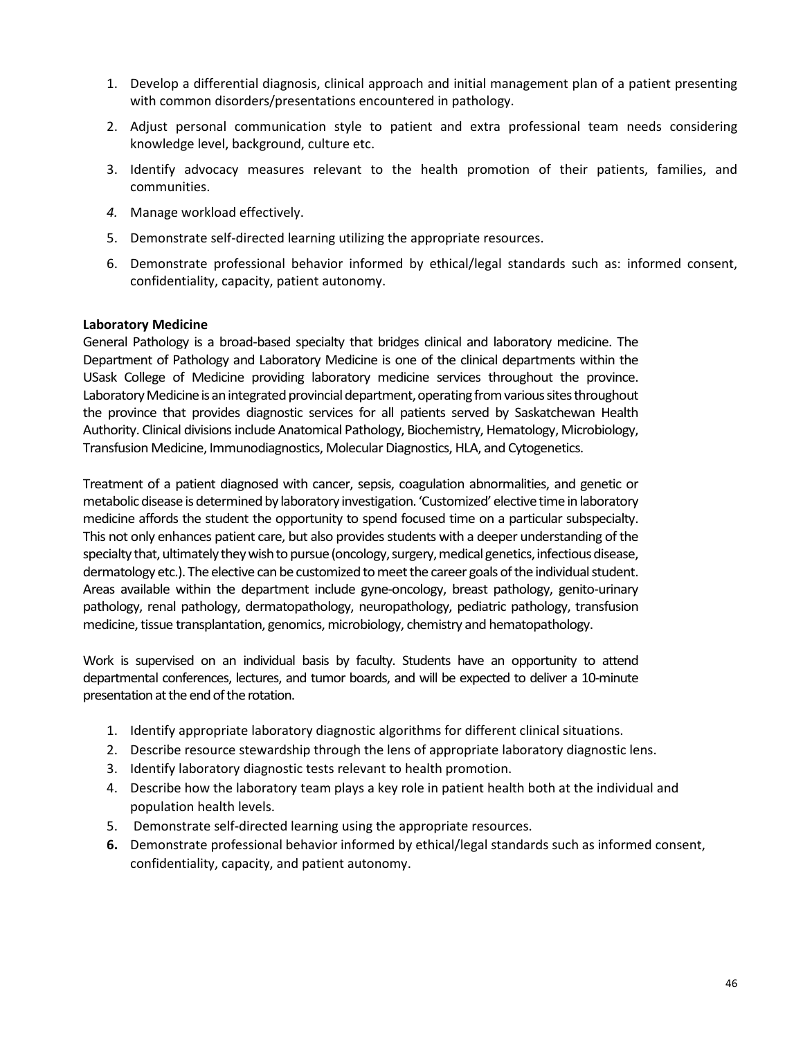1. Develop a differential diagnosis, clinical approach and initial management plan of a patient presenting with common disorders/presentations encountered in pathology.
2. Adjust personal communication style to patient and extra professional team needs considering knowledge level, background, culture etc.
3. Identify advocacy measures relevant to the health promotion of their patients, families, and communities.
4. Manage workload effectively.
5. Demonstrate self-directed learning utilizing the appropriate resources.
6. Demonstrate professional behavior informed by ethical/legal standards such as: informed consent, confidentiality, capacity, patient autonomy.

**Laboratory Medicine**

General Pathology is a broad-based specialty that bridges clinical and laboratory medicine. The Department of Pathology and Laboratory Medicine is one of the clinical departments within the USask College of Medicine providing laboratory medicine services throughout the province. Laboratory Medicine is an integrated provincial department, operating from various sites throughout the province that provides diagnostic services for all patients served by Saskatchewan Health Authority. Clinical divisions include Anatomical Pathology, Biochemistry, Hematology, Microbiology, Transfusion Medicine, Immunodiagnostics, Molecular Diagnostics, HLA, and Cytogenetics.

Treatment of a patient diagnosed with cancer, sepsis, coagulation abnormalities, and genetic or metabolic disease is determined by laboratory investigation. 'Customized' elective time in laboratory medicine affords the student the opportunity to spend focused time on a particular subspecialty. This not only enhances patient care, but also provides students with a deeper understanding of the specialty that, ultimately they wish to pursue (oncology, surgery, medical genetics, infectious disease, dermatology etc.). The elective can be customized to meet the career goals of the individual student. Areas available within the department include gyne-oncology, breast pathology, genito-urinary pathology, renal pathology, dermatopathology, neuropathology, pediatric pathology, transfusion medicine, tissue transplantation, genomics, microbiology, chemistry and hematopathology.

Work is supervised on an individual basis by faculty. Students have an opportunity to attend departmental conferences, lectures, and tumor boards, and will be expected to deliver a 10-minute presentation at the end of the rotation.

1. Identify appropriate laboratory diagnostic algorithms for different clinical situations.
2. Describe resource stewardship through the lens of appropriate laboratory diagnostic lens.
3. Identify laboratory diagnostic tests relevant to health promotion.
4. Describe how the laboratory team plays a key role in patient health both at the individual and population health levels.
5. Demonstrate self-directed learning using the appropriate resources.
6. Demonstrate professional behavior informed by ethical/legal standards such as informed consent, confidentiality, capacity, and patient autonomy.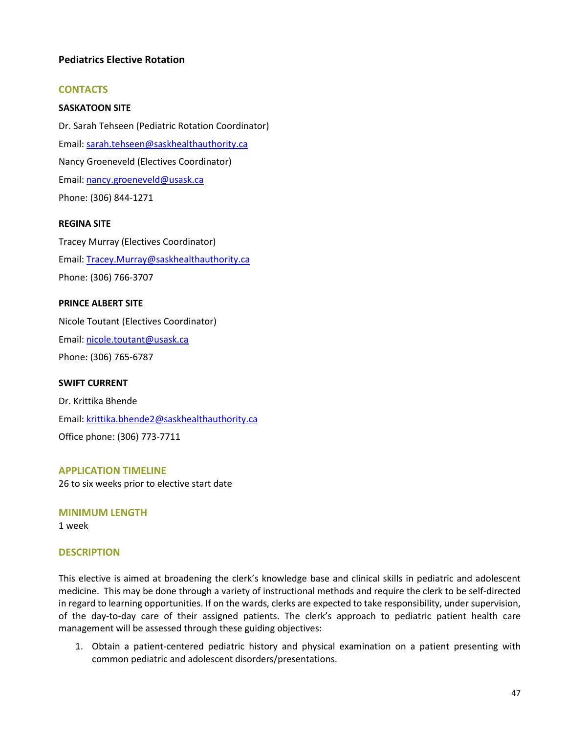### Pediatrics Elective Rotation

#### CONTACTS

**SASKATOON SITE**

Dr. Sarah Tehseen (Pediatric Rotation Coordinator)

Email: sarah.tehseen@saskhealthauthority.ca

Nancy Groeneveld (Electives Coordinator)

Email: nancy.groeneveld@usask.ca

Phone: (306) 844-1271

**REGINA SITE**

Tracey Murray (Electives Coordinator)

Email: Tracey.Murray@saskhealthauthority.ca

Phone: (306) 766-3707

**PRINCE ALBERT SITE**

Nicole Toutant (Electives Coordinator)

Email: nicole.toutant@usask.ca

Phone: (306) 765-6787

**SWIFT CURRENT**

Dr. Krittika Bhende

Email: krittika.bhende2@saskhealthauthority.ca

Office phone: (306) 773-7711

#### APPLICATION TIMELINE

26 to six weeks prior to elective start date

#### MINIMUM LENGTH

1 week

#### DESCRIPTION

This elective is aimed at broadening the clerk's knowledge base and clinical skills in pediatric and adolescent medicine. This may be done through a variety of instructional methods and require the clerk to be self-directed in regard to learning opportunities. If on the wards, clerks are expected to take responsibility, under supervision, of the day-to-day care of their assigned patients. The clerk's approach to pediatric patient health care management will be assessed through these guiding objectives:

1. Obtain a patient-centered pediatric history and physical examination on a patient presenting with common pediatric and adolescent disorders/presentations.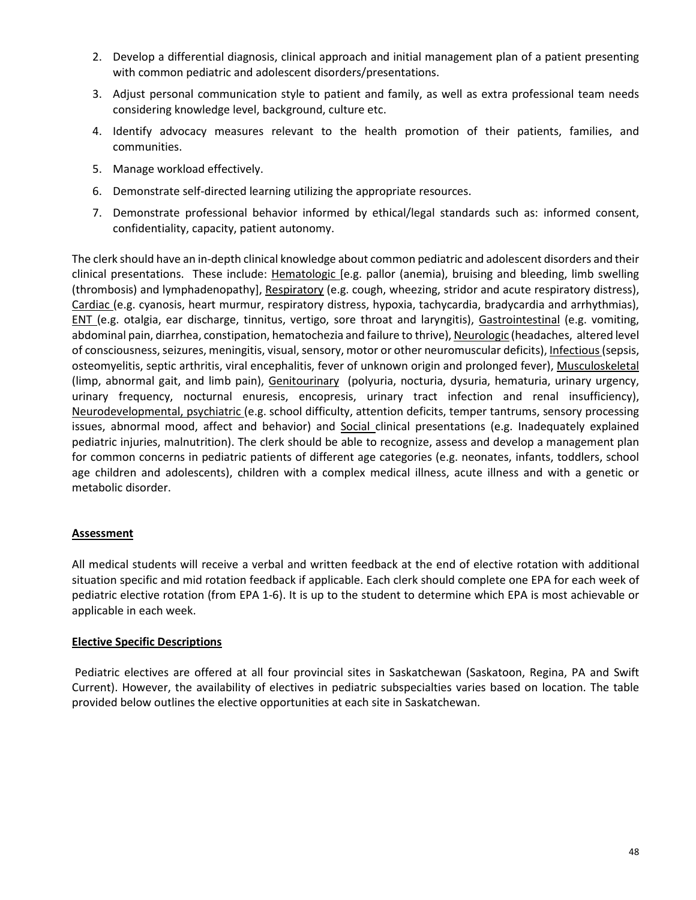2. Develop a differential diagnosis, clinical approach and initial management plan of a patient presenting with common pediatric and adolescent disorders/presentations.
3. Adjust personal communication style to patient and family, as well as extra professional team needs considering knowledge level, background, culture etc.
4. Identify advocacy measures relevant to the health promotion of their patients, families, and communities.
5. Manage workload effectively.
6. Demonstrate self-directed learning utilizing the appropriate resources.
7. Demonstrate professional behavior informed by ethical/legal standards such as: informed consent, confidentiality, capacity, patient autonomy.

The clerk should have an in-depth clinical knowledge about common pediatric and adolescent disorders and their clinical presentations. These include: Hematologic [e.g. pallor (anemia), bruising and bleeding, limb swelling (thrombosis) and lymphadenopathy], Respiratory (e.g. cough, wheezing, stridor and acute respiratory distress), Cardiac (e.g. cyanosis, heart murmur, respiratory distress, hypoxia, tachycardia, bradycardia and arrhythmias), ENT (e.g. otalgia, ear discharge, tinnitus, vertigo, sore throat and laryngitis), Gastrointestinal (e.g. vomiting, abdominal pain, diarrhea, constipation, hematochezia and failure to thrive), Neurologic (headaches, altered level of consciousness, seizures, meningitis, visual, sensory, motor or other neuromuscular deficits), Infectious (sepsis, osteomyelitis, septic arthritis, viral encephalitis, fever of unknown origin and prolonged fever), Musculoskeletal (limp, abnormal gait, and limb pain), Genitourinary (polyuria, nocturia, dysuria, hematuria, urinary urgency, urinary frequency, nocturnal enuresis, encopresis, urinary tract infection and renal insufficiency), Neurodevelopmental, psychiatric (e.g. school difficulty, attention deficits, temper tantrums, sensory processing issues, abnormal mood, affect and behavior) and Social clinical presentations (e.g. Inadequately explained pediatric injuries, malnutrition). The clerk should be able to recognize, assess and develop a management plan for common concerns in pediatric patients of different age categories (e.g. neonates, infants, toddlers, school age children and adolescents), children with a complex medical illness, acute illness and with a genetic or metabolic disorder.

**Assessment**

All medical students will receive a verbal and written feedback at the end of elective rotation with additional situation specific and mid rotation feedback if applicable. Each clerk should complete one EPA for each week of pediatric elective rotation (from EPA 1-6). It is up to the student to determine which EPA is most achievable or applicable in each week.

**Elective Specific Descriptions**

Pediatric electives are offered at all four provincial sites in Saskatchewan (Saskatoon, Regina, PA and Swift Current). However, the availability of electives in pediatric subspecialties varies based on location. The table provided below outlines the elective opportunities at each site in Saskatchewan.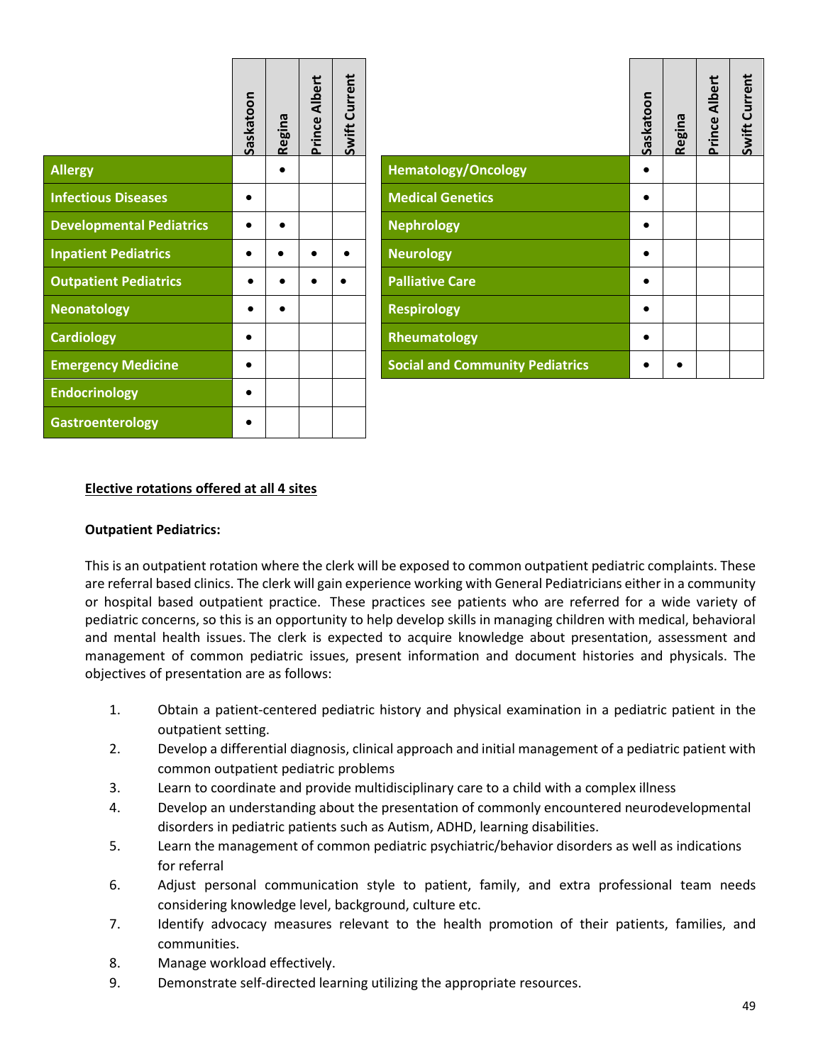| | Saskatoon | Regina | Prince Albert | Swift Current |
|---|---|---|---|---|
| **Allergy** | | • | | |
| **Infectious Diseases** | • | | | |
| **Developmental Pediatrics** | • | • | | |
| **Inpatient Pediatrics** | • | • | • | • |
| **Outpatient Pediatrics** | • | • | • | • |
| **Neonatology** | • | • | | |
| **Cardiology** | • | | | |
| **Emergency Medicine** | • | | | |
| **Endocrinology** | • | | | |
| **Gastroenterology** | • | | | |

| | Saskatoon | Regina | Prince Albert | Swift Current |
|---|---|---|---|---|
| **Hematology/Oncology** | • | | | |
| **Medical Genetics** | • | | | |
| **Nephrology** | • | | | |
| **Neurology** | • | | | |
| **Palliative Care** | • | | | |
| **Respirology** | • | | | |
| **Rheumatology** | • | | | |
| **Social and Community Pediatrics** | • | • | | |

**Elective rotations offered at all 4 sites**

**Outpatient Pediatrics:**

This is an outpatient rotation where the clerk will be exposed to common outpatient pediatric complaints. These are referral based clinics. The clerk will gain experience working with General Pediatricians either in a community or hospital based outpatient practice. These practices see patients who are referred for a wide variety of pediatric concerns, so this is an opportunity to help develop skills in managing children with medical, behavioral and mental health issues. The clerk is expected to acquire knowledge about presentation, assessment and management of common pediatric issues, present information and document histories and physicals. The objectives of presentation are as follows:

1. Obtain a patient-centered pediatric history and physical examination in a pediatric patient in the outpatient setting.
2. Develop a differential diagnosis, clinical approach and initial management of a pediatric patient with common outpatient pediatric problems
3. Learn to coordinate and provide multidisciplinary care to a child with a complex illness
4. Develop an understanding about the presentation of commonly encountered neurodevelopmental disorders in pediatric patients such as Autism, ADHD, learning disabilities.
5. Learn the management of common pediatric psychiatric/behavior disorders as well as indications for referral
6. Adjust personal communication style to patient, family, and extra professional team needs considering knowledge level, background, culture etc.
7. Identify advocacy measures relevant to the health promotion of their patients, families, and communities.
8. Manage workload effectively.
9. Demonstrate self-directed learning utilizing the appropriate resources.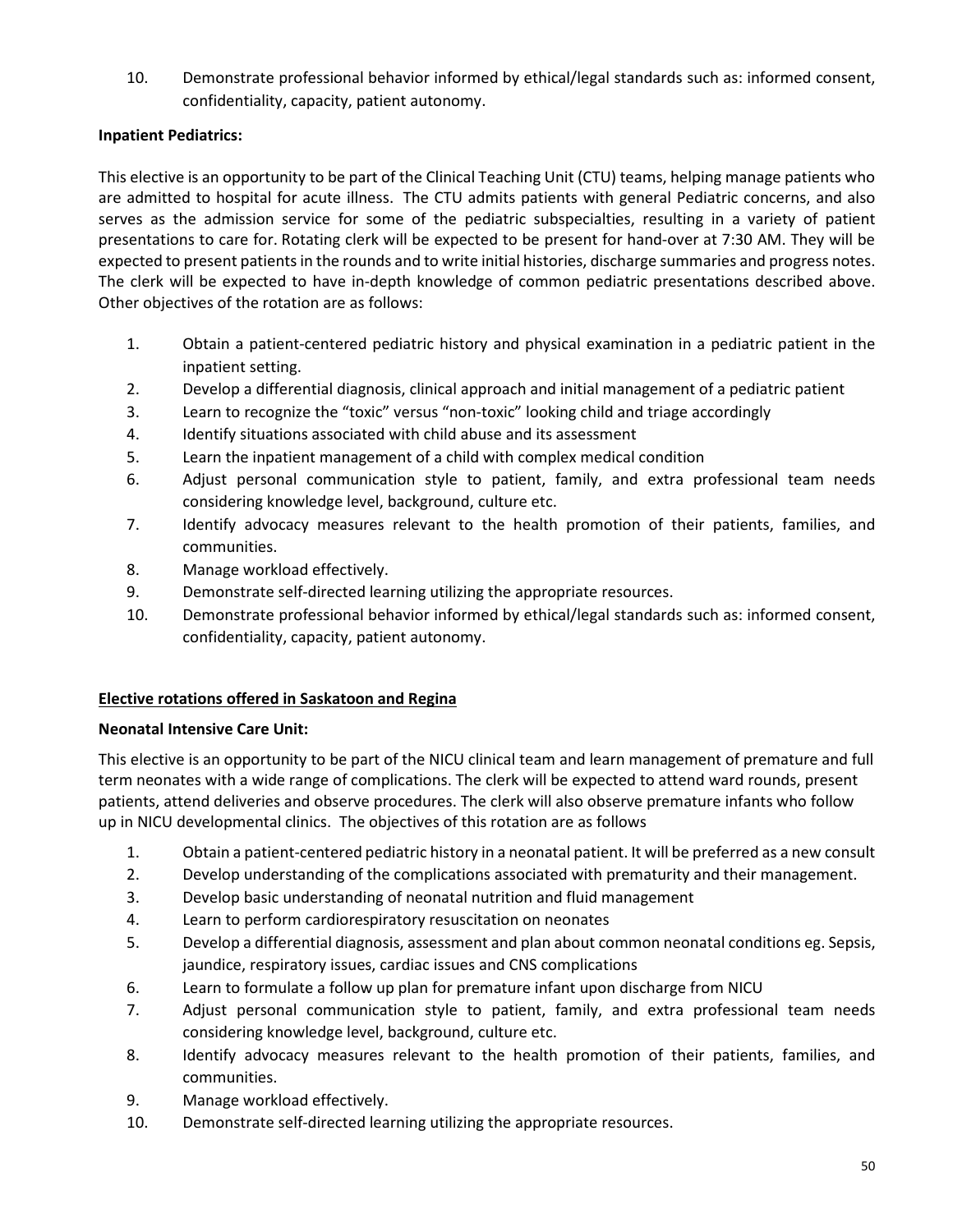10. Demonstrate professional behavior informed by ethical/legal standards such as: informed consent, confidentiality, capacity, patient autonomy.

**Inpatient Pediatrics:**

This elective is an opportunity to be part of the Clinical Teaching Unit (CTU) teams, helping manage patients who are admitted to hospital for acute illness. The CTU admits patients with general Pediatric concerns, and also serves as the admission service for some of the pediatric subspecialties, resulting in a variety of patient presentations to care for. Rotating clerk will be expected to be present for hand-over at 7:30 AM. They will be expected to present patients in the rounds and to write initial histories, discharge summaries and progress notes. The clerk will be expected to have in-depth knowledge of common pediatric presentations described above. Other objectives of the rotation are as follows:

1. Obtain a patient-centered pediatric history and physical examination in a pediatric patient in the inpatient setting.
2. Develop a differential diagnosis, clinical approach and initial management of a pediatric patient
3. Learn to recognize the "toxic" versus "non-toxic" looking child and triage accordingly
4. Identify situations associated with child abuse and its assessment
5. Learn the inpatient management of a child with complex medical condition
6. Adjust personal communication style to patient, family, and extra professional team needs considering knowledge level, background, culture etc.
7. Identify advocacy measures relevant to the health promotion of their patients, families, and communities.
8. Manage workload effectively.
9. Demonstrate self-directed learning utilizing the appropriate resources.
10. Demonstrate professional behavior informed by ethical/legal standards such as: informed consent, confidentiality, capacity, patient autonomy.

## Elective rotations offered in Saskatoon and Regina

**Neonatal Intensive Care Unit:**

This elective is an opportunity to be part of the NICU clinical team and learn management of premature and full term neonates with a wide range of complications. The clerk will be expected to attend ward rounds, present patients, attend deliveries and observe procedures. The clerk will also observe premature infants who follow up in NICU developmental clinics. The objectives of this rotation are as follows

1. Obtain a patient-centered pediatric history in a neonatal patient. It will be preferred as a new consult
2. Develop understanding of the complications associated with prematurity and their management.
3. Develop basic understanding of neonatal nutrition and fluid management
4. Learn to perform cardiorespiratory resuscitation on neonates
5. Develop a differential diagnosis, assessment and plan about common neonatal conditions eg. Sepsis, jaundice, respiratory issues, cardiac issues and CNS complications
6. Learn to formulate a follow up plan for premature infant upon discharge from NICU
7. Adjust personal communication style to patient, family, and extra professional team needs considering knowledge level, background, culture etc.
8. Identify advocacy measures relevant to the health promotion of their patients, families, and communities.
9. Manage workload effectively.
10. Demonstrate self-directed learning utilizing the appropriate resources.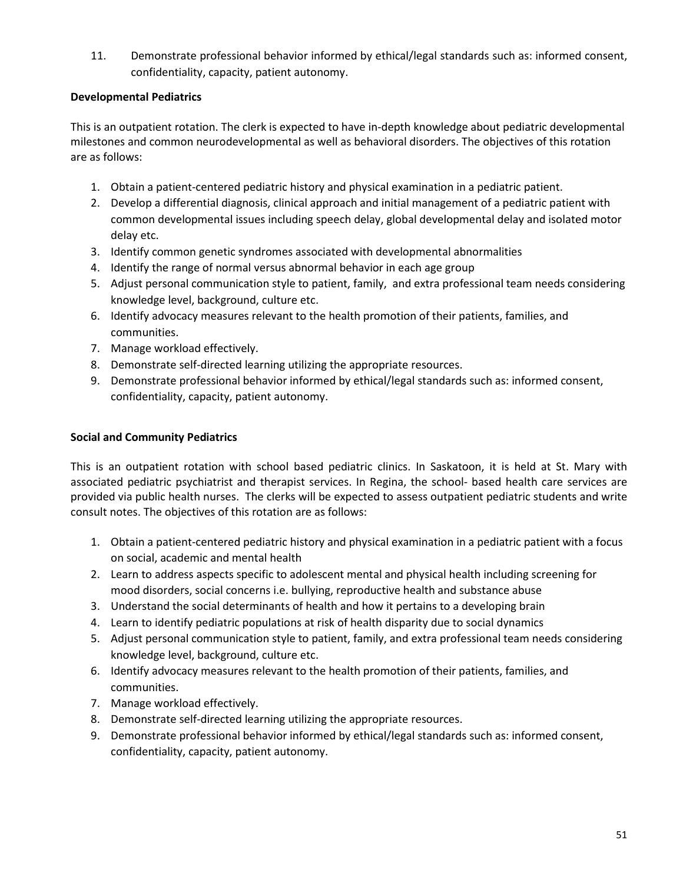11. Demonstrate professional behavior informed by ethical/legal standards such as: informed consent, confidentiality, capacity, patient autonomy.

**Developmental Pediatrics**

This is an outpatient rotation. The clerk is expected to have in-depth knowledge about pediatric developmental milestones and common neurodevelopmental as well as behavioral disorders. The objectives of this rotation are as follows:

1. Obtain a patient-centered pediatric history and physical examination in a pediatric patient.
2. Develop a differential diagnosis, clinical approach and initial management of a pediatric patient with common developmental issues including speech delay, global developmental delay and isolated motor delay etc.
3. Identify common genetic syndromes associated with developmental abnormalities
4. Identify the range of normal versus abnormal behavior in each age group
5. Adjust personal communication style to patient, family, and extra professional team needs considering knowledge level, background, culture etc.
6. Identify advocacy measures relevant to the health promotion of their patients, families, and communities.
7. Manage workload effectively.
8. Demonstrate self-directed learning utilizing the appropriate resources.
9. Demonstrate professional behavior informed by ethical/legal standards such as: informed consent, confidentiality, capacity, patient autonomy.

**Social and Community Pediatrics**

This is an outpatient rotation with school based pediatric clinics. In Saskatoon, it is held at St. Mary with associated pediatric psychiatrist and therapist services. In Regina, the school- based health care services are provided via public health nurses. The clerks will be expected to assess outpatient pediatric students and write consult notes. The objectives of this rotation are as follows:

1. Obtain a patient-centered pediatric history and physical examination in a pediatric patient with a focus on social, academic and mental health
2. Learn to address aspects specific to adolescent mental and physical health including screening for mood disorders, social concerns i.e. bullying, reproductive health and substance abuse
3. Understand the social determinants of health and how it pertains to a developing brain
4. Learn to identify pediatric populations at risk of health disparity due to social dynamics
5. Adjust personal communication style to patient, family, and extra professional team needs considering knowledge level, background, culture etc.
6. Identify advocacy measures relevant to the health promotion of their patients, families, and communities.
7. Manage workload effectively.
8. Demonstrate self-directed learning utilizing the appropriate resources.
9. Demonstrate professional behavior informed by ethical/legal standards such as: informed consent, confidentiality, capacity, patient autonomy.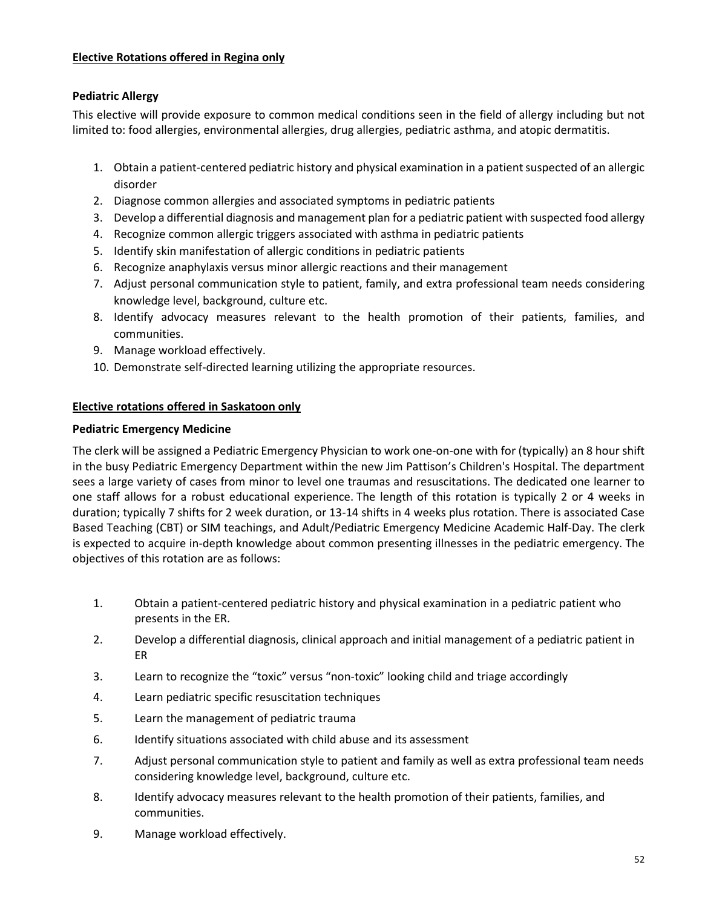## Elective Rotations offered in Regina only

### Pediatric Allergy

This elective will provide exposure to common medical conditions seen in the field of allergy including but not limited to: food allergies, environmental allergies, drug allergies, pediatric asthma, and atopic dermatitis.

1. Obtain a patient-centered pediatric history and physical examination in a patient suspected of an allergic disorder
2. Diagnose common allergies and associated symptoms in pediatric patients
3. Develop a differential diagnosis and management plan for a pediatric patient with suspected food allergy
4. Recognize common allergic triggers associated with asthma in pediatric patients
5. Identify skin manifestation of allergic conditions in pediatric patients
6. Recognize anaphylaxis versus minor allergic reactions and their management
7. Adjust personal communication style to patient, family, and extra professional team needs considering knowledge level, background, culture etc.
8. Identify advocacy measures relevant to the health promotion of their patients, families, and communities.
9. Manage workload effectively.
10. Demonstrate self-directed learning utilizing the appropriate resources.

## Elective rotations offered in Saskatoon only

### Pediatric Emergency Medicine

The clerk will be assigned a Pediatric Emergency Physician to work one-on-one with for (typically) an 8 hour shift in the busy Pediatric Emergency Department within the new Jim Pattison's Children's Hospital. The department sees a large variety of cases from minor to level one traumas and resuscitations. The dedicated one learner to one staff allows for a robust educational experience. The length of this rotation is typically 2 or 4 weeks in duration; typically 7 shifts for 2 week duration, or 13-14 shifts in 4 weeks plus rotation. There is associated Case Based Teaching (CBT) or SIM teachings, and Adult/Pediatric Emergency Medicine Academic Half-Day. The clerk is expected to acquire in-depth knowledge about common presenting illnesses in the pediatric emergency. The objectives of this rotation are as follows:

1. Obtain a patient-centered pediatric history and physical examination in a pediatric patient who presents in the ER.
2. Develop a differential diagnosis, clinical approach and initial management of a pediatric patient in ER
3. Learn to recognize the "toxic" versus "non-toxic" looking child and triage accordingly
4. Learn pediatric specific resuscitation techniques
5. Learn the management of pediatric trauma
6. Identify situations associated with child abuse and its assessment
7. Adjust personal communication style to patient and family as well as extra professional team needs considering knowledge level, background, culture etc.
8. Identify advocacy measures relevant to the health promotion of their patients, families, and communities.
9. Manage workload effectively.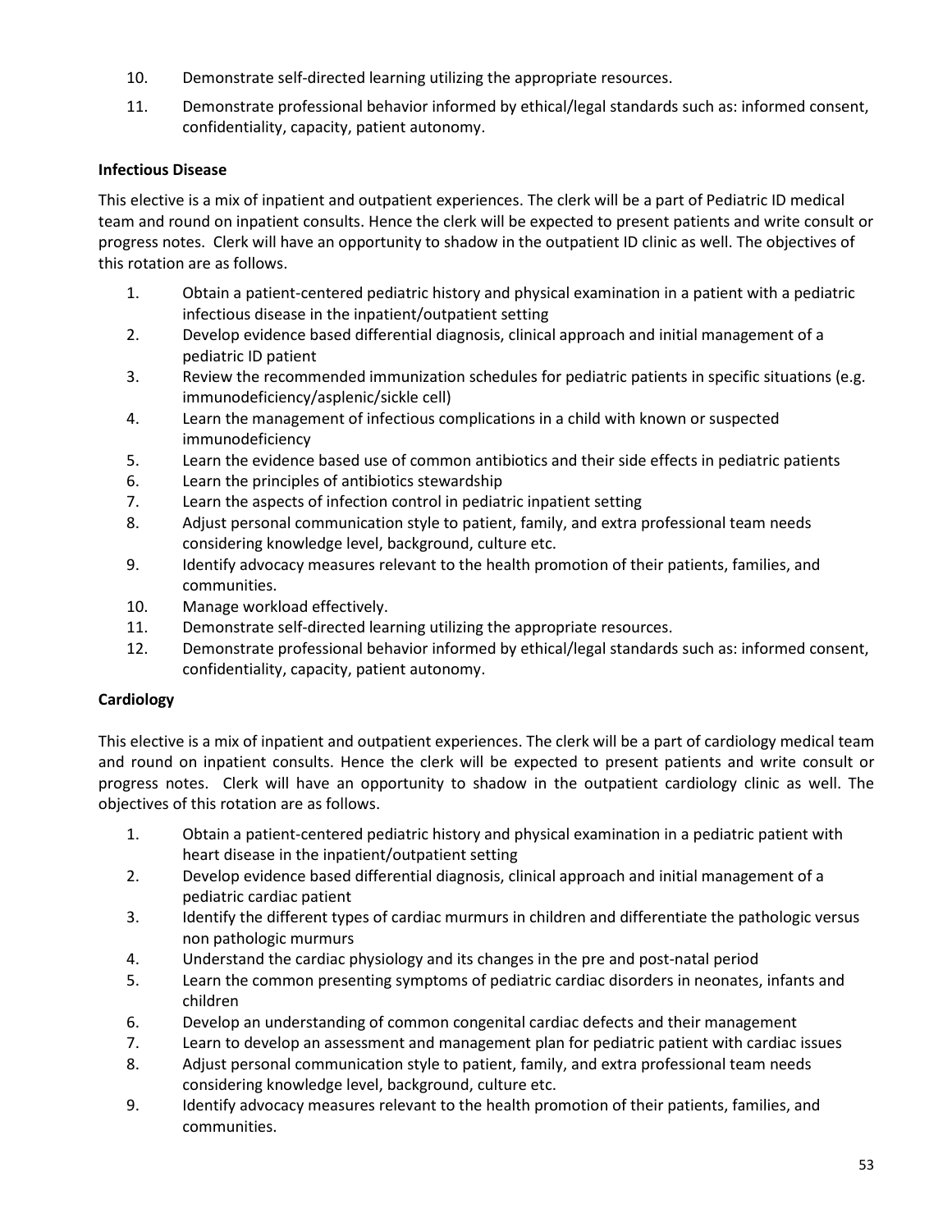10. Demonstrate self-directed learning utilizing the appropriate resources.
11. Demonstrate professional behavior informed by ethical/legal standards such as: informed consent, confidentiality, capacity, patient autonomy.

**Infectious Disease**

This elective is a mix of inpatient and outpatient experiences. The clerk will be a part of Pediatric ID medical team and round on inpatient consults. Hence the clerk will be expected to present patients and write consult or progress notes. Clerk will have an opportunity to shadow in the outpatient ID clinic as well. The objectives of this rotation are as follows.

1. Obtain a patient-centered pediatric history and physical examination in a patient with a pediatric infectious disease in the inpatient/outpatient setting
2. Develop evidence based differential diagnosis, clinical approach and initial management of a pediatric ID patient
3. Review the recommended immunization schedules for pediatric patients in specific situations (e.g. immunodeficiency/asplenic/sickle cell)
4. Learn the management of infectious complications in a child with known or suspected immunodeficiency
5. Learn the evidence based use of common antibiotics and their side effects in pediatric patients
6. Learn the principles of antibiotics stewardship
7. Learn the aspects of infection control in pediatric inpatient setting
8. Adjust personal communication style to patient, family, and extra professional team needs considering knowledge level, background, culture etc.
9. Identify advocacy measures relevant to the health promotion of their patients, families, and communities.
10. Manage workload effectively.
11. Demonstrate self-directed learning utilizing the appropriate resources.
12. Demonstrate professional behavior informed by ethical/legal standards such as: informed consent, confidentiality, capacity, patient autonomy.

**Cardiology**

This elective is a mix of inpatient and outpatient experiences. The clerk will be a part of cardiology medical team and round on inpatient consults. Hence the clerk will be expected to present patients and write consult or progress notes. Clerk will have an opportunity to shadow in the outpatient cardiology clinic as well. The objectives of this rotation are as follows.

1. Obtain a patient-centered pediatric history and physical examination in a pediatric patient with heart disease in the inpatient/outpatient setting
2. Develop evidence based differential diagnosis, clinical approach and initial management of a pediatric cardiac patient
3. Identify the different types of cardiac murmurs in children and differentiate the pathologic versus non pathologic murmurs
4. Understand the cardiac physiology and its changes in the pre and post-natal period
5. Learn the common presenting symptoms of pediatric cardiac disorders in neonates, infants and children
6. Develop an understanding of common congenital cardiac defects and their management
7. Learn to develop an assessment and management plan for pediatric patient with cardiac issues
8. Adjust personal communication style to patient, family, and extra professional team needs considering knowledge level, background, culture etc.
9. Identify advocacy measures relevant to the health promotion of their patients, families, and communities.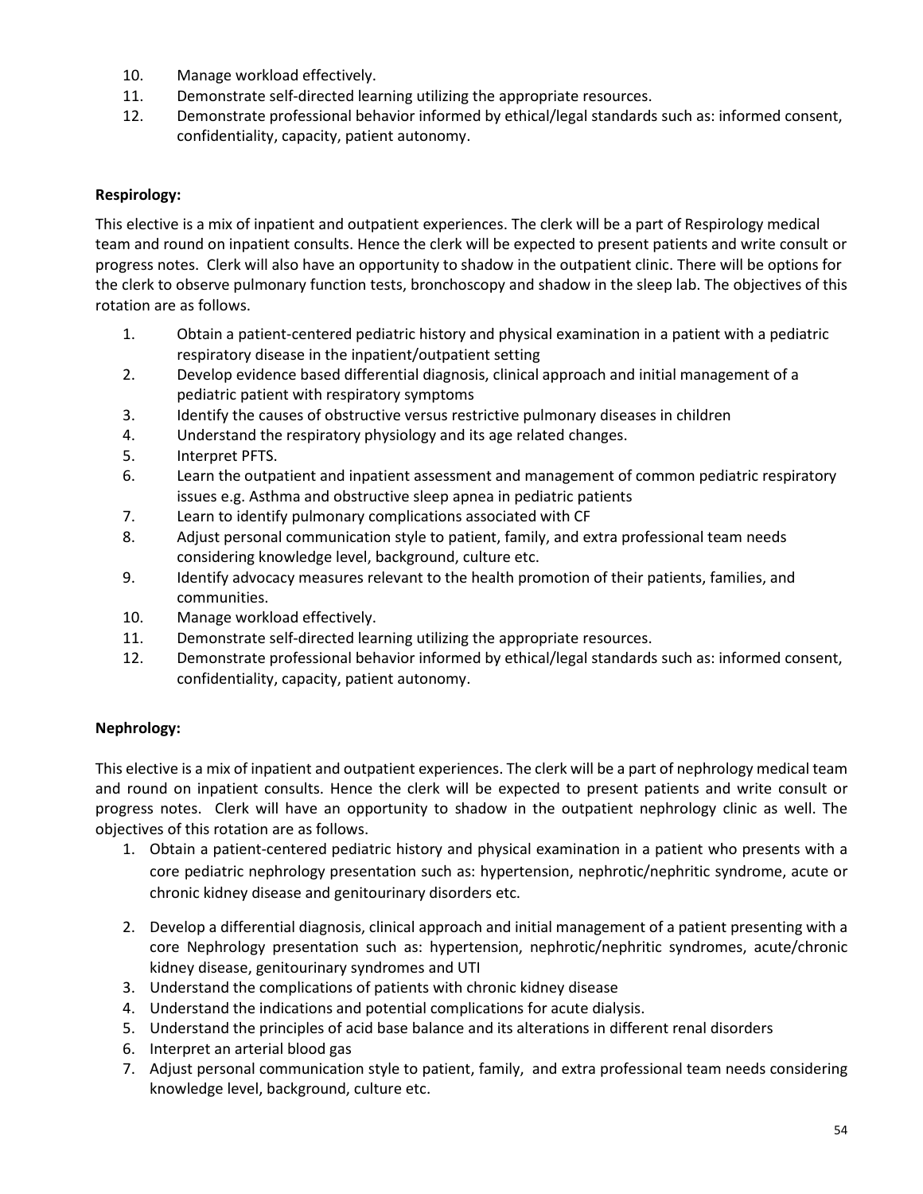10. Manage workload effectively.
11. Demonstrate self-directed learning utilizing the appropriate resources.
12. Demonstrate professional behavior informed by ethical/legal standards such as: informed consent, confidentiality, capacity, patient autonomy.

**Respirology:**

This elective is a mix of inpatient and outpatient experiences. The clerk will be a part of Respirology medical team and round on inpatient consults. Hence the clerk will be expected to present patients and write consult or progress notes. Clerk will also have an opportunity to shadow in the outpatient clinic. There will be options for the clerk to observe pulmonary function tests, bronchoscopy and shadow in the sleep lab. The objectives of this rotation are as follows.

1. Obtain a patient-centered pediatric history and physical examination in a patient with a pediatric respiratory disease in the inpatient/outpatient setting
2. Develop evidence based differential diagnosis, clinical approach and initial management of a pediatric patient with respiratory symptoms
3. Identify the causes of obstructive versus restrictive pulmonary diseases in children
4. Understand the respiratory physiology and its age related changes.
5. Interpret PFTS.
6. Learn the outpatient and inpatient assessment and management of common pediatric respiratory issues e.g. Asthma and obstructive sleep apnea in pediatric patients
7. Learn to identify pulmonary complications associated with CF
8. Adjust personal communication style to patient, family, and extra professional team needs considering knowledge level, background, culture etc.
9. Identify advocacy measures relevant to the health promotion of their patients, families, and communities.
10. Manage workload effectively.
11. Demonstrate self-directed learning utilizing the appropriate resources.
12. Demonstrate professional behavior informed by ethical/legal standards such as: informed consent, confidentiality, capacity, patient autonomy.

**Nephrology:**

This elective is a mix of inpatient and outpatient experiences. The clerk will be a part of nephrology medical team and round on inpatient consults. Hence the clerk will be expected to present patients and write consult or progress notes. Clerk will have an opportunity to shadow in the outpatient nephrology clinic as well. The objectives of this rotation are as follows.

1. Obtain a patient-centered pediatric history and physical examination in a patient who presents with a core pediatric nephrology presentation such as: hypertension, nephrotic/nephritic syndrome, acute or chronic kidney disease and genitourinary disorders etc.
2. Develop a differential diagnosis, clinical approach and initial management of a patient presenting with a core Nephrology presentation such as: hypertension, nephrotic/nephritic syndromes, acute/chronic kidney disease, genitourinary syndromes and UTI
3. Understand the complications of patients with chronic kidney disease
4. Understand the indications and potential complications for acute dialysis.
5. Understand the principles of acid base balance and its alterations in different renal disorders
6. Interpret an arterial blood gas
7. Adjust personal communication style to patient, family, and extra professional team needs considering knowledge level, background, culture etc.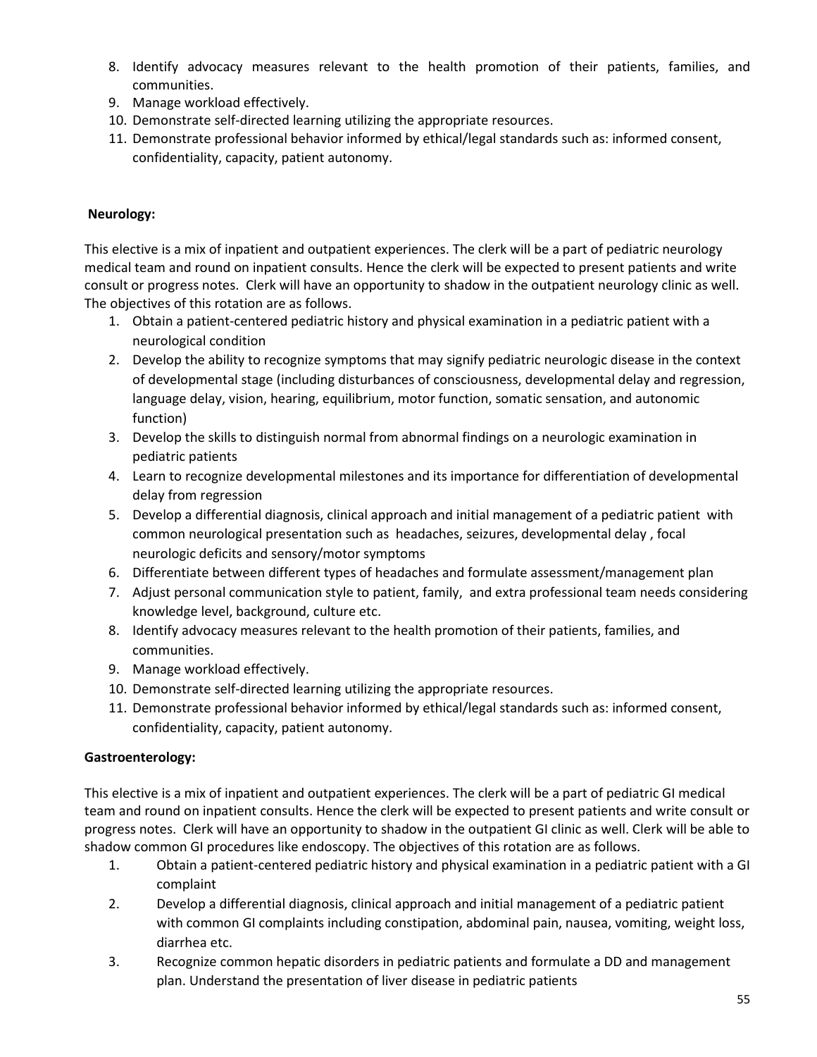8. Identify advocacy measures relevant to the health promotion of their patients, families, and communities.
9. Manage workload effectively.
10. Demonstrate self-directed learning utilizing the appropriate resources.
11. Demonstrate professional behavior informed by ethical/legal standards such as: informed consent, confidentiality, capacity, patient autonomy.

**Neurology:**

This elective is a mix of inpatient and outpatient experiences. The clerk will be a part of pediatric neurology medical team and round on inpatient consults. Hence the clerk will be expected to present patients and write consult or progress notes. Clerk will have an opportunity to shadow in the outpatient neurology clinic as well. The objectives of this rotation are as follows.

1. Obtain a patient-centered pediatric history and physical examination in a pediatric patient with a neurological condition
2. Develop the ability to recognize symptoms that may signify pediatric neurologic disease in the context of developmental stage (including disturbances of consciousness, developmental delay and regression, language delay, vision, hearing, equilibrium, motor function, somatic sensation, and autonomic function)
3. Develop the skills to distinguish normal from abnormal findings on a neurologic examination in pediatric patients
4. Learn to recognize developmental milestones and its importance for differentiation of developmental delay from regression
5. Develop a differential diagnosis, clinical approach and initial management of a pediatric patient with common neurological presentation such as headaches, seizures, developmental delay , focal neurologic deficits and sensory/motor symptoms
6. Differentiate between different types of headaches and formulate assessment/management plan
7. Adjust personal communication style to patient, family, and extra professional team needs considering knowledge level, background, culture etc.
8. Identify advocacy measures relevant to the health promotion of their patients, families, and communities.
9. Manage workload effectively.
10. Demonstrate self-directed learning utilizing the appropriate resources.
11. Demonstrate professional behavior informed by ethical/legal standards such as: informed consent, confidentiality, capacity, patient autonomy.

**Gastroenterology:**

This elective is a mix of inpatient and outpatient experiences. The clerk will be a part of pediatric GI medical team and round on inpatient consults. Hence the clerk will be expected to present patients and write consult or progress notes. Clerk will have an opportunity to shadow in the outpatient GI clinic as well. Clerk will be able to shadow common GI procedures like endoscopy. The objectives of this rotation are as follows.

1. Obtain a patient-centered pediatric history and physical examination in a pediatric patient with a GI complaint
2. Develop a differential diagnosis, clinical approach and initial management of a pediatric patient with common GI complaints including constipation, abdominal pain, nausea, vomiting, weight loss, diarrhea etc.
3. Recognize common hepatic disorders in pediatric patients and formulate a DD and management plan. Understand the presentation of liver disease in pediatric patients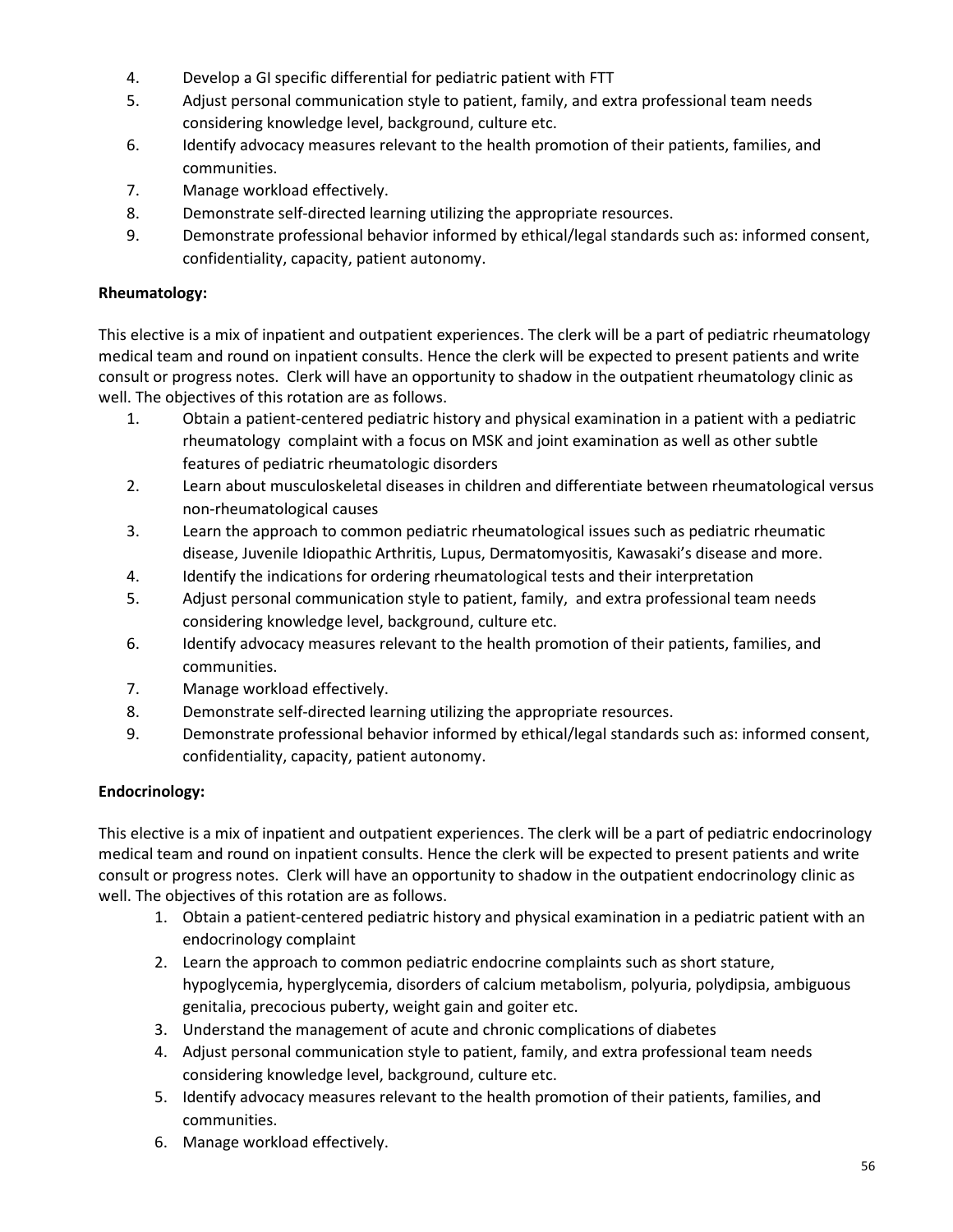4. Develop a GI specific differential for pediatric patient with FTT
5. Adjust personal communication style to patient, family, and extra professional team needs considering knowledge level, background, culture etc.
6. Identify advocacy measures relevant to the health promotion of their patients, families, and communities.
7. Manage workload effectively.
8. Demonstrate self-directed learning utilizing the appropriate resources.
9. Demonstrate professional behavior informed by ethical/legal standards such as: informed consent, confidentiality, capacity, patient autonomy.

**Rheumatology:**

This elective is a mix of inpatient and outpatient experiences. The clerk will be a part of pediatric rheumatology medical team and round on inpatient consults. Hence the clerk will be expected to present patients and write consult or progress notes. Clerk will have an opportunity to shadow in the outpatient rheumatology clinic as well. The objectives of this rotation are as follows.

1. Obtain a patient-centered pediatric history and physical examination in a patient with a pediatric rheumatology complaint with a focus on MSK and joint examination as well as other subtle features of pediatric rheumatologic disorders
2. Learn about musculoskeletal diseases in children and differentiate between rheumatological versus non-rheumatological causes
3. Learn the approach to common pediatric rheumatological issues such as pediatric rheumatic disease, Juvenile Idiopathic Arthritis, Lupus, Dermatomyositis, Kawasaki's disease and more.
4. Identify the indications for ordering rheumatological tests and their interpretation
5. Adjust personal communication style to patient, family, and extra professional team needs considering knowledge level, background, culture etc.
6. Identify advocacy measures relevant to the health promotion of their patients, families, and communities.
7. Manage workload effectively.
8. Demonstrate self-directed learning utilizing the appropriate resources.
9. Demonstrate professional behavior informed by ethical/legal standards such as: informed consent, confidentiality, capacity, patient autonomy.

**Endocrinology:**

This elective is a mix of inpatient and outpatient experiences. The clerk will be a part of pediatric endocrinology medical team and round on inpatient consults. Hence the clerk will be expected to present patients and write consult or progress notes. Clerk will have an opportunity to shadow in the outpatient endocrinology clinic as well. The objectives of this rotation are as follows.

1. Obtain a patient-centered pediatric history and physical examination in a pediatric patient with an endocrinology complaint
2. Learn the approach to common pediatric endocrine complaints such as short stature, hypoglycemia, hyperglycemia, disorders of calcium metabolism, polyuria, polydipsia, ambiguous genitalia, precocious puberty, weight gain and goiter etc.
3. Understand the management of acute and chronic complications of diabetes
4. Adjust personal communication style to patient, family, and extra professional team needs considering knowledge level, background, culture etc.
5. Identify advocacy measures relevant to the health promotion of their patients, families, and communities.
6. Manage workload effectively.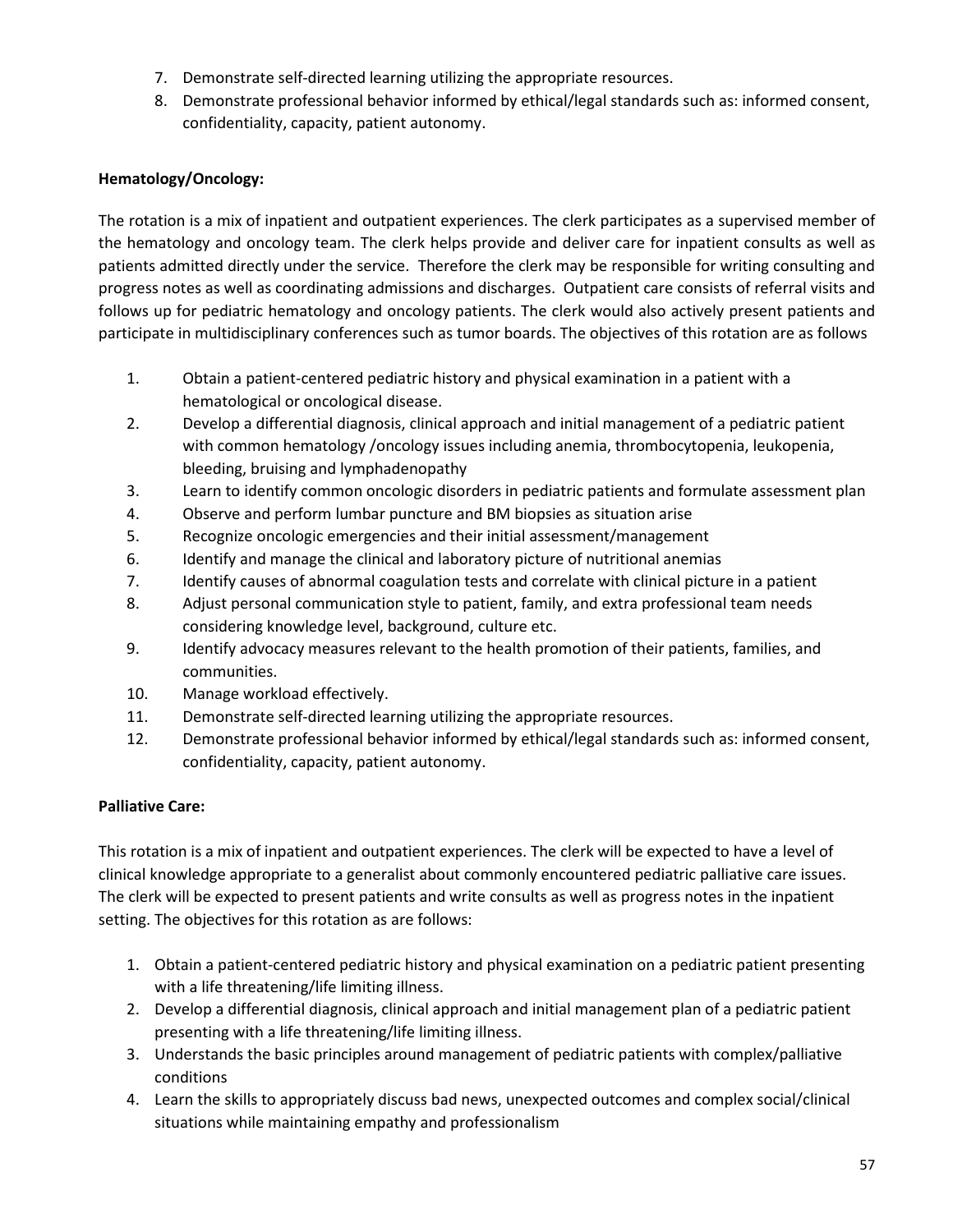7. Demonstrate self-directed learning utilizing the appropriate resources.
8. Demonstrate professional behavior informed by ethical/legal standards such as: informed consent, confidentiality, capacity, patient autonomy.

**Hematology/Oncology:**

The rotation is a mix of inpatient and outpatient experiences. The clerk participates as a supervised member of the hematology and oncology team. The clerk helps provide and deliver care for inpatient consults as well as patients admitted directly under the service. Therefore the clerk may be responsible for writing consulting and progress notes as well as coordinating admissions and discharges. Outpatient care consists of referral visits and follows up for pediatric hematology and oncology patients. The clerk would also actively present patients and participate in multidisciplinary conferences such as tumor boards. The objectives of this rotation are as follows

1. Obtain a patient-centered pediatric history and physical examination in a patient with a hematological or oncological disease.
2. Develop a differential diagnosis, clinical approach and initial management of a pediatric patient with common hematology /oncology issues including anemia, thrombocytopenia, leukopenia, bleeding, bruising and lymphadenopathy
3. Learn to identify common oncologic disorders in pediatric patients and formulate assessment plan
4. Observe and perform lumbar puncture and BM biopsies as situation arise
5. Recognize oncologic emergencies and their initial assessment/management
6. Identify and manage the clinical and laboratory picture of nutritional anemias
7. Identify causes of abnormal coagulation tests and correlate with clinical picture in a patient
8. Adjust personal communication style to patient, family, and extra professional team needs considering knowledge level, background, culture etc.
9. Identify advocacy measures relevant to the health promotion of their patients, families, and communities.
10. Manage workload effectively.
11. Demonstrate self-directed learning utilizing the appropriate resources.
12. Demonstrate professional behavior informed by ethical/legal standards such as: informed consent, confidentiality, capacity, patient autonomy.

**Palliative Care:**

This rotation is a mix of inpatient and outpatient experiences. The clerk will be expected to have a level of clinical knowledge appropriate to a generalist about commonly encountered pediatric palliative care issues. The clerk will be expected to present patients and write consults as well as progress notes in the inpatient setting. The objectives for this rotation as are follows:

1. Obtain a patient-centered pediatric history and physical examination on a pediatric patient presenting with a life threatening/life limiting illness.
2. Develop a differential diagnosis, clinical approach and initial management plan of a pediatric patient presenting with a life threatening/life limiting illness.
3. Understands the basic principles around management of pediatric patients with complex/palliative conditions
4. Learn the skills to appropriately discuss bad news, unexpected outcomes and complex social/clinical situations while maintaining empathy and professionalism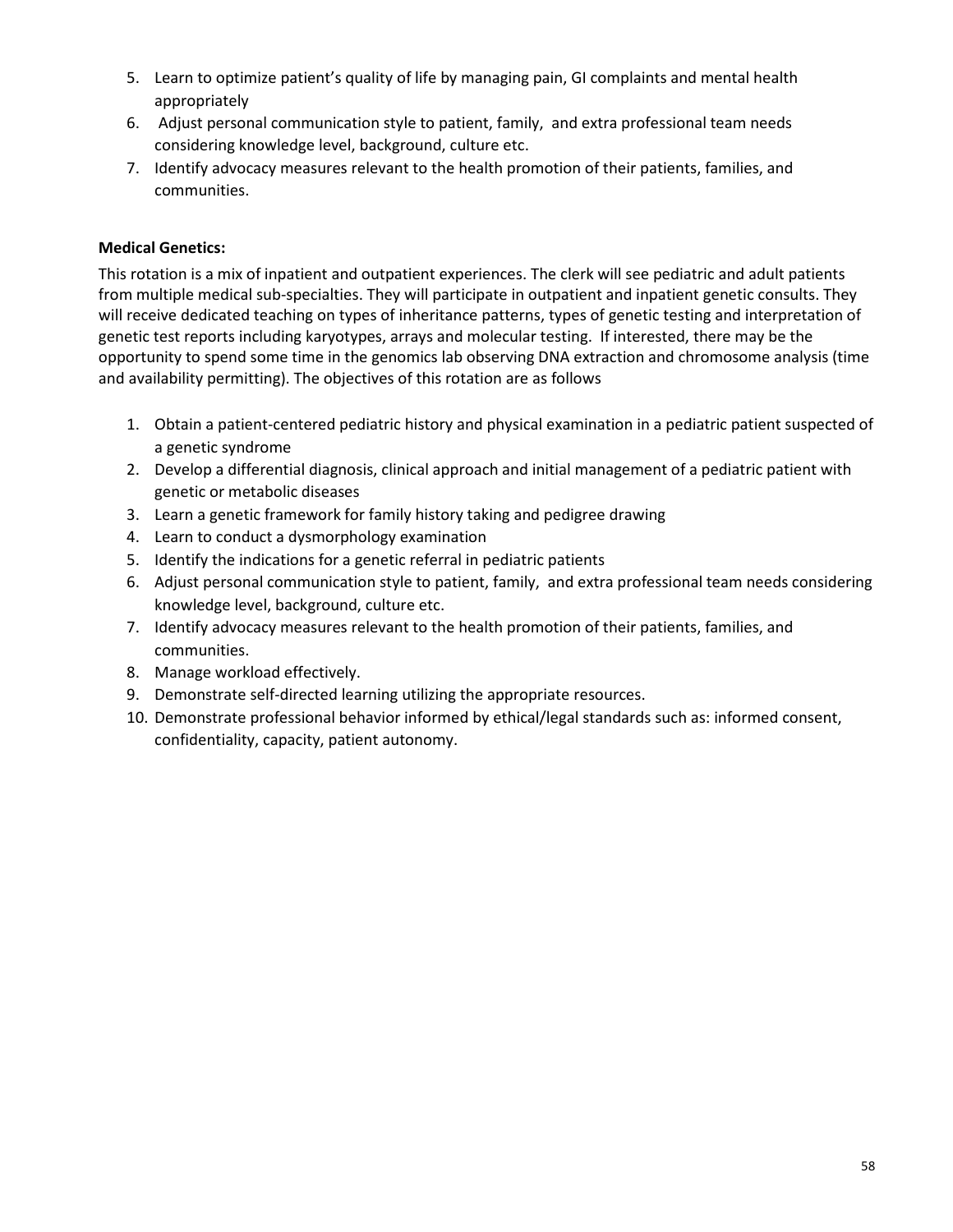5. Learn to optimize patient's quality of life by managing pain, GI complaints and mental health appropriately
6. Adjust personal communication style to patient, family, and extra professional team needs considering knowledge level, background, culture etc.
7. Identify advocacy measures relevant to the health promotion of their patients, families, and communities.

**Medical Genetics:**

This rotation is a mix of inpatient and outpatient experiences. The clerk will see pediatric and adult patients from multiple medical sub-specialties. They will participate in outpatient and inpatient genetic consults. They will receive dedicated teaching on types of inheritance patterns, types of genetic testing and interpretation of genetic test reports including karyotypes, arrays and molecular testing. If interested, there may be the opportunity to spend some time in the genomics lab observing DNA extraction and chromosome analysis (time and availability permitting). The objectives of this rotation are as follows

1. Obtain a patient-centered pediatric history and physical examination in a pediatric patient suspected of a genetic syndrome
2. Develop a differential diagnosis, clinical approach and initial management of a pediatric patient with genetic or metabolic diseases
3. Learn a genetic framework for family history taking and pedigree drawing
4. Learn to conduct a dysmorphology examination
5. Identify the indications for a genetic referral in pediatric patients
6. Adjust personal communication style to patient, family, and extra professional team needs considering knowledge level, background, culture etc.
7. Identify advocacy measures relevant to the health promotion of their patients, families, and communities.
8. Manage workload effectively.
9. Demonstrate self-directed learning utilizing the appropriate resources.
10. Demonstrate professional behavior informed by ethical/legal standards such as: informed consent, confidentiality, capacity, patient autonomy.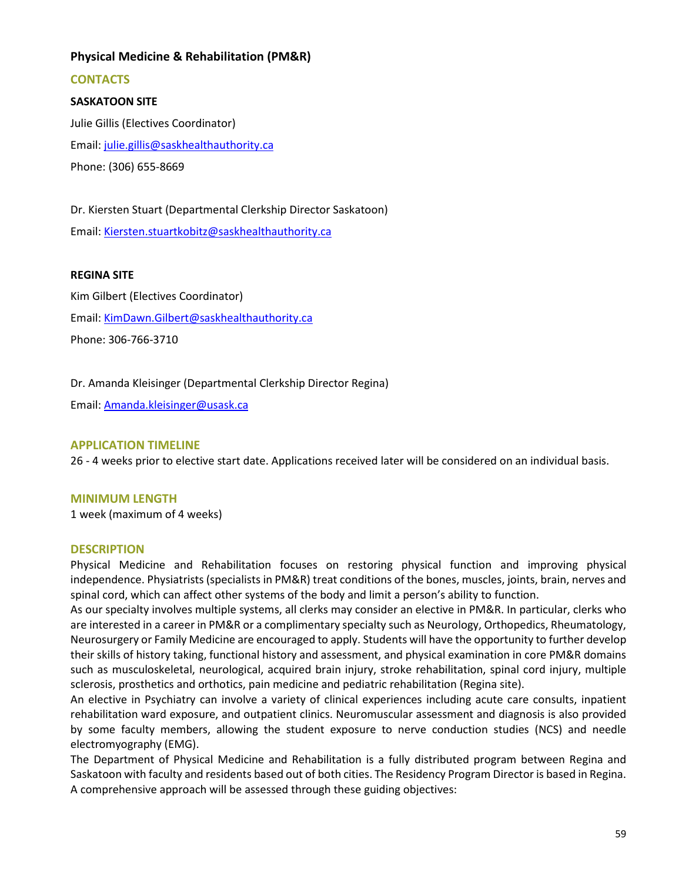## Physical Medicine & Rehabilitation (PM&R)

### CONTACTS

**SASKATOON SITE**

Julie Gillis (Electives Coordinator)

Email: julie.gillis@saskhealthauthority.ca

Phone: (306) 655-8669

Dr. Kiersten Stuart (Departmental Clerkship Director Saskatoon)

Email: Kiersten.stuartkobitz@saskhealthauthority.ca

**REGINA SITE**

Kim Gilbert (Electives Coordinator)

Email: KimDawn.Gilbert@saskhealthauthority.ca

Phone: 306-766-3710

Dr. Amanda Kleisinger (Departmental Clerkship Director Regina)

Email: Amanda.kleisinger@usask.ca

### APPLICATION TIMELINE

26 - 4 weeks prior to elective start date. Applications received later will be considered on an individual basis.

### MINIMUM LENGTH

1 week (maximum of 4 weeks)

### DESCRIPTION

Physical Medicine and Rehabilitation focuses on restoring physical function and improving physical independence. Physiatrists (specialists in PM&R) treat conditions of the bones, muscles, joints, brain, nerves and spinal cord, which can affect other systems of the body and limit a person's ability to function.

As our specialty involves multiple systems, all clerks may consider an elective in PM&R. In particular, clerks who are interested in a career in PM&R or a complimentary specialty such as Neurology, Orthopedics, Rheumatology, Neurosurgery or Family Medicine are encouraged to apply. Students will have the opportunity to further develop their skills of history taking, functional history and assessment, and physical examination in core PM&R domains such as musculoskeletal, neurological, acquired brain injury, stroke rehabilitation, spinal cord injury, multiple sclerosis, prosthetics and orthotics, pain medicine and pediatric rehabilitation (Regina site).

An elective in Psychiatry can involve a variety of clinical experiences including acute care consults, inpatient rehabilitation ward exposure, and outpatient clinics. Neuromuscular assessment and diagnosis is also provided by some faculty members, allowing the student exposure to nerve conduction studies (NCS) and needle electromyography (EMG).

The Department of Physical Medicine and Rehabilitation is a fully distributed program between Regina and Saskatoon with faculty and residents based out of both cities. The Residency Program Director is based in Regina.

A comprehensive approach will be assessed through these guiding objectives: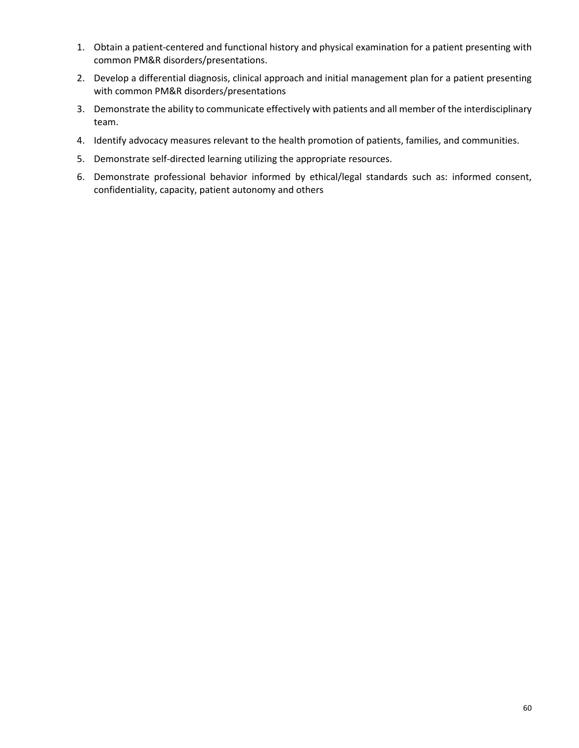1. Obtain a patient-centered and functional history and physical examination for a patient presenting with common PM&R disorders/presentations.
2. Develop a differential diagnosis, clinical approach and initial management plan for a patient presenting with common PM&R disorders/presentations
3. Demonstrate the ability to communicate effectively with patients and all member of the interdisciplinary team.
4. Identify advocacy measures relevant to the health promotion of patients, families, and communities.
5. Demonstrate self-directed learning utilizing the appropriate resources.
6. Demonstrate professional behavior informed by ethical/legal standards such as: informed consent, confidentiality, capacity, patient autonomy and others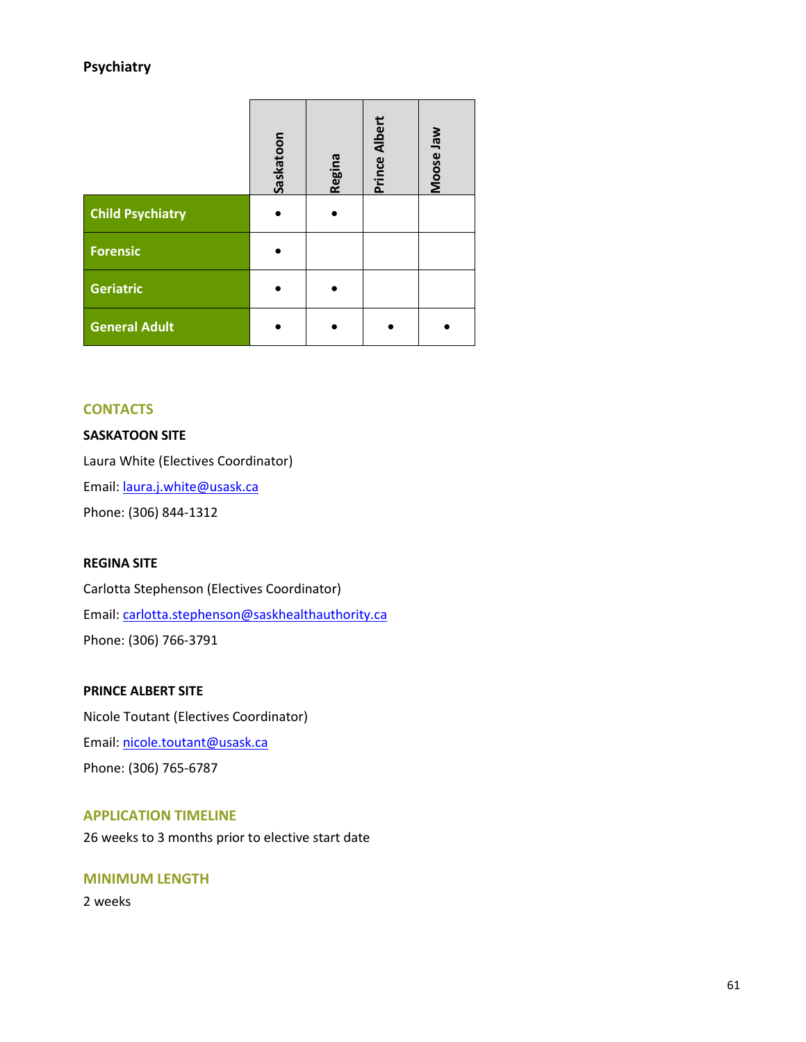## Psychiatry

| | Saskatoon | Regina | Prince Albert | Moose Jaw |
|---|---|---|---|---|
| **Child Psychiatry** | • | • | | |
| **Forensic** | • | | | |
| **Geriatric** | • | • | | |
| **General Adult** | • | • | • | • |

### CONTACTS

**SASKATOON SITE**

Laura White (Electives Coordinator)

Email: laura.j.white@usask.ca

Phone: (306) 844-1312

**REGINA SITE**

Carlotta Stephenson (Electives Coordinator)

Email: carlotta.stephenson@saskhealthauthority.ca

Phone: (306) 766-3791

**PRINCE ALBERT SITE**

Nicole Toutant (Electives Coordinator)

Email: nicole.toutant@usask.ca

Phone: (306) 765-6787

### APPLICATION TIMELINE

26 weeks to 3 months prior to elective start date

### MINIMUM LENGTH

2 weeks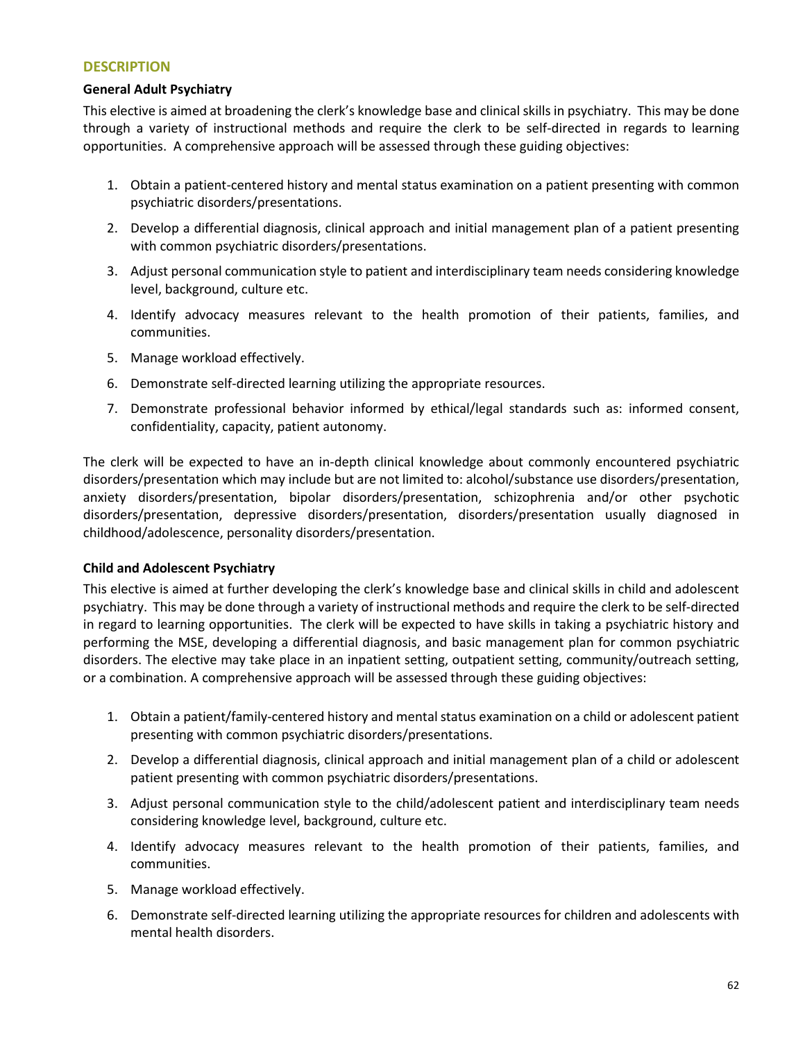## DESCRIPTION

**General Adult Psychiatry**

This elective is aimed at broadening the clerk's knowledge base and clinical skills in psychiatry. This may be done through a variety of instructional methods and require the clerk to be self-directed in regards to learning opportunities. A comprehensive approach will be assessed through these guiding objectives:

1. Obtain a patient-centered history and mental status examination on a patient presenting with common psychiatric disorders/presentations.
2. Develop a differential diagnosis, clinical approach and initial management plan of a patient presenting with common psychiatric disorders/presentations.
3. Adjust personal communication style to patient and interdisciplinary team needs considering knowledge level, background, culture etc.
4. Identify advocacy measures relevant to the health promotion of their patients, families, and communities.
5. Manage workload effectively.
6. Demonstrate self-directed learning utilizing the appropriate resources.
7. Demonstrate professional behavior informed by ethical/legal standards such as: informed consent, confidentiality, capacity, patient autonomy.

The clerk will be expected to have an in-depth clinical knowledge about commonly encountered psychiatric disorders/presentation which may include but are not limited to: alcohol/substance use disorders/presentation, anxiety disorders/presentation, bipolar disorders/presentation, schizophrenia and/or other psychotic disorders/presentation, depressive disorders/presentation, disorders/presentation usually diagnosed in childhood/adolescence, personality disorders/presentation.

**Child and Adolescent Psychiatry**

This elective is aimed at further developing the clerk's knowledge base and clinical skills in child and adolescent psychiatry. This may be done through a variety of instructional methods and require the clerk to be self-directed in regard to learning opportunities. The clerk will be expected to have skills in taking a psychiatric history and performing the MSE, developing a differential diagnosis, and basic management plan for common psychiatric disorders. The elective may take place in an inpatient setting, outpatient setting, community/outreach setting, or a combination. A comprehensive approach will be assessed through these guiding objectives:

1. Obtain a patient/family-centered history and mental status examination on a child or adolescent patient presenting with common psychiatric disorders/presentations.
2. Develop a differential diagnosis, clinical approach and initial management plan of a child or adolescent patient presenting with common psychiatric disorders/presentations.
3. Adjust personal communication style to the child/adolescent patient and interdisciplinary team needs considering knowledge level, background, culture etc.
4. Identify advocacy measures relevant to the health promotion of their patients, families, and communities.
5. Manage workload effectively.
6. Demonstrate self-directed learning utilizing the appropriate resources for children and adolescents with mental health disorders.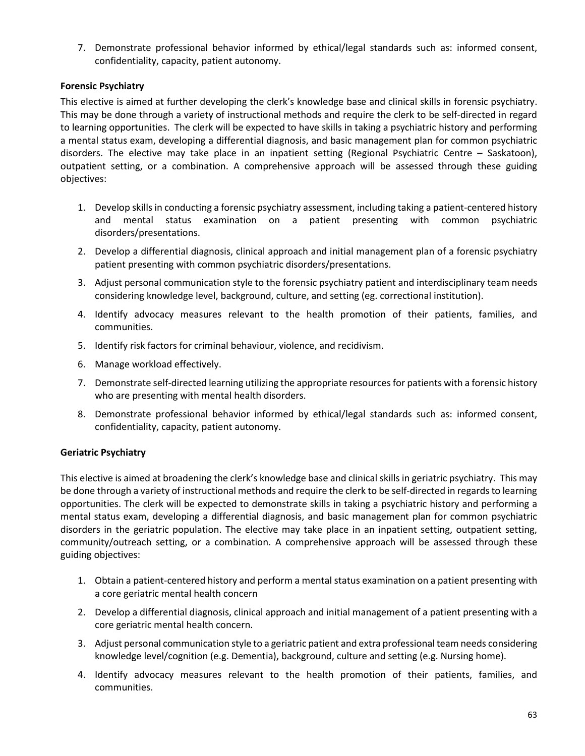7. Demonstrate professional behavior informed by ethical/legal standards such as: informed consent, confidentiality, capacity, patient autonomy.

**Forensic Psychiatry**

This elective is aimed at further developing the clerk's knowledge base and clinical skills in forensic psychiatry. This may be done through a variety of instructional methods and require the clerk to be self-directed in regard to learning opportunities. The clerk will be expected to have skills in taking a psychiatric history and performing a mental status exam, developing a differential diagnosis, and basic management plan for common psychiatric disorders. The elective may take place in an inpatient setting (Regional Psychiatric Centre – Saskatoon), outpatient setting, or a combination. A comprehensive approach will be assessed through these guiding objectives:

1. Develop skills in conducting a forensic psychiatry assessment, including taking a patient-centered history and mental status examination on a patient presenting with common psychiatric disorders/presentations.
2. Develop a differential diagnosis, clinical approach and initial management plan of a forensic psychiatry patient presenting with common psychiatric disorders/presentations.
3. Adjust personal communication style to the forensic psychiatry patient and interdisciplinary team needs considering knowledge level, background, culture, and setting (eg. correctional institution).
4. Identify advocacy measures relevant to the health promotion of their patients, families, and communities.
5. Identify risk factors for criminal behaviour, violence, and recidivism.
6. Manage workload effectively.
7. Demonstrate self-directed learning utilizing the appropriate resources for patients with a forensic history who are presenting with mental health disorders.
8. Demonstrate professional behavior informed by ethical/legal standards such as: informed consent, confidentiality, capacity, patient autonomy.

**Geriatric Psychiatry**

This elective is aimed at broadening the clerk's knowledge base and clinical skills in geriatric psychiatry. This may be done through a variety of instructional methods and require the clerk to be self-directed in regards to learning opportunities. The clerk will be expected to demonstrate skills in taking a psychiatric history and performing a mental status exam, developing a differential diagnosis, and basic management plan for common psychiatric disorders in the geriatric population. The elective may take place in an inpatient setting, outpatient setting, community/outreach setting, or a combination. A comprehensive approach will be assessed through these guiding objectives:

1. Obtain a patient-centered history and perform a mental status examination on a patient presenting with a core geriatric mental health concern
2. Develop a differential diagnosis, clinical approach and initial management of a patient presenting with a core geriatric mental health concern.
3. Adjust personal communication style to a geriatric patient and extra professional team needs considering knowledge level/cognition (e.g. Dementia), background, culture and setting (e.g. Nursing home).
4. Identify advocacy measures relevant to the health promotion of their patients, families, and communities.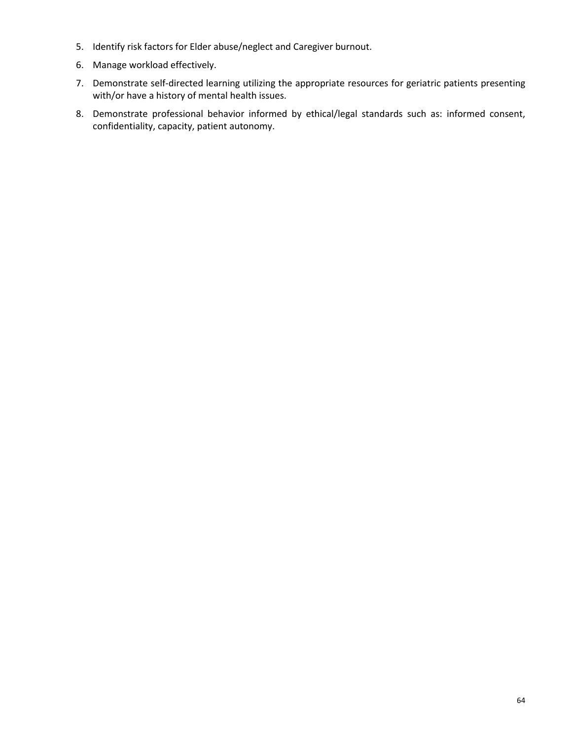5. Identify risk factors for Elder abuse/neglect and Caregiver burnout.
6. Manage workload effectively.
7. Demonstrate self-directed learning utilizing the appropriate resources for geriatric patients presenting with/or have a history of mental health issues.
8. Demonstrate professional behavior informed by ethical/legal standards such as: informed consent, confidentiality, capacity, patient autonomy.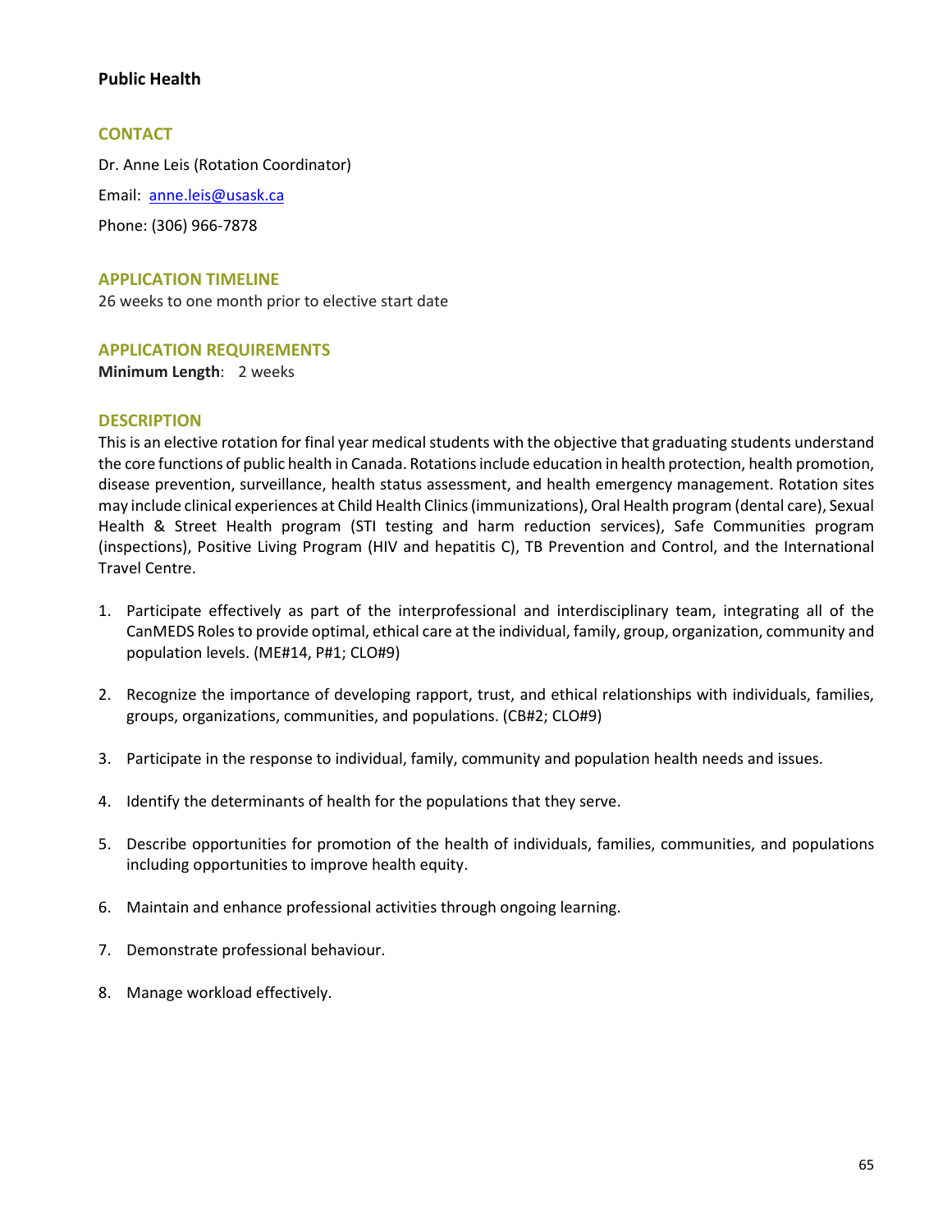## Public Health

### CONTACT

Dr. Anne Leis (Rotation Coordinator)

Email: anne.leis@usask.ca

Phone: (306) 966-7878

### APPLICATION TIMELINE

26 weeks to one month prior to elective start date

### APPLICATION REQUIREMENTS

**Minimum Length**: 2 weeks

### DESCRIPTION

This is an elective rotation for final year medical students with the objective that graduating students understand the core functions of public health in Canada. Rotations include education in health protection, health promotion, disease prevention, surveillance, health status assessment, and health emergency management. Rotation sites may include clinical experiences at Child Health Clinics (immunizations), Oral Health program (dental care), Sexual Health & Street Health program (STI testing and harm reduction services), Safe Communities program (inspections), Positive Living Program (HIV and hepatitis C), TB Prevention and Control, and the International Travel Centre.

1. Participate effectively as part of the interprofessional and interdisciplinary team, integrating all of the CanMEDS Roles to provide optimal, ethical care at the individual, family, group, organization, community and population levels. (ME#14, P#1; CLO#9)
2. Recognize the importance of developing rapport, trust, and ethical relationships with individuals, families, groups, organizations, communities, and populations. (CB#2; CLO#9)
3. Participate in the response to individual, family, community and population health needs and issues.
4. Identify the determinants of health for the populations that they serve.
5. Describe opportunities for promotion of the health of individuals, families, communities, and populations including opportunities to improve health equity.
6. Maintain and enhance professional activities through ongoing learning.
7. Demonstrate professional behaviour.
8. Manage workload effectively.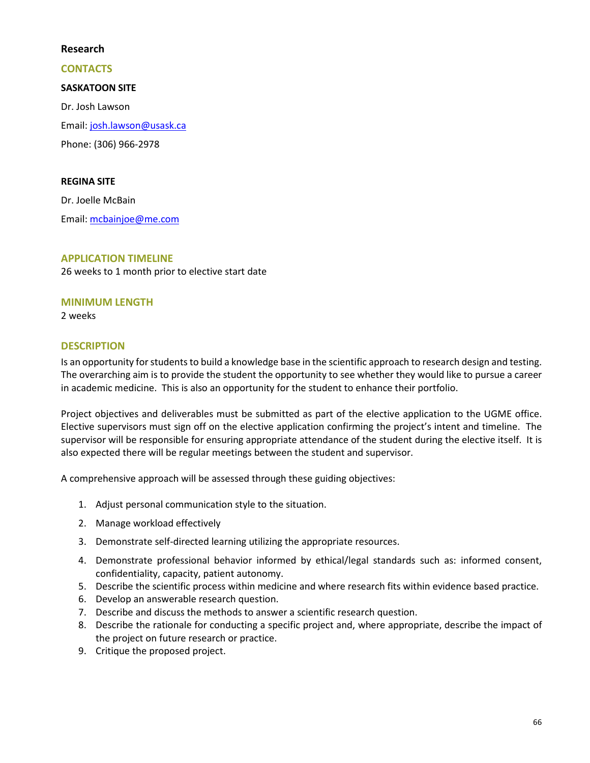## Research

### CONTACTS

**SASKATOON SITE**

Dr. Josh Lawson

Email: josh.lawson@usask.ca

Phone: (306) 966-2978

**REGINA SITE**

Dr. Joelle McBain

Email: mcbainjoe@me.com

### APPLICATION TIMELINE

26 weeks to 1 month prior to elective start date

### MINIMUM LENGTH

2 weeks

### DESCRIPTION

Is an opportunity for students to build a knowledge base in the scientific approach to research design and testing. The overarching aim is to provide the student the opportunity to see whether they would like to pursue a career in academic medicine. This is also an opportunity for the student to enhance their portfolio.

Project objectives and deliverables must be submitted as part of the elective application to the UGME office. Elective supervisors must sign off on the elective application confirming the project's intent and timeline. The supervisor will be responsible for ensuring appropriate attendance of the student during the elective itself. It is also expected there will be regular meetings between the student and supervisor.

A comprehensive approach will be assessed through these guiding objectives:

1. Adjust personal communication style to the situation.
2. Manage workload effectively
3. Demonstrate self-directed learning utilizing the appropriate resources.
4. Demonstrate professional behavior informed by ethical/legal standards such as: informed consent, confidentiality, capacity, patient autonomy.
5. Describe the scientific process within medicine and where research fits within evidence based practice.
6. Develop an answerable research question.
7. Describe and discuss the methods to answer a scientific research question.
8. Describe the rationale for conducting a specific project and, where appropriate, describe the impact of the project on future research or practice.
9. Critique the proposed project.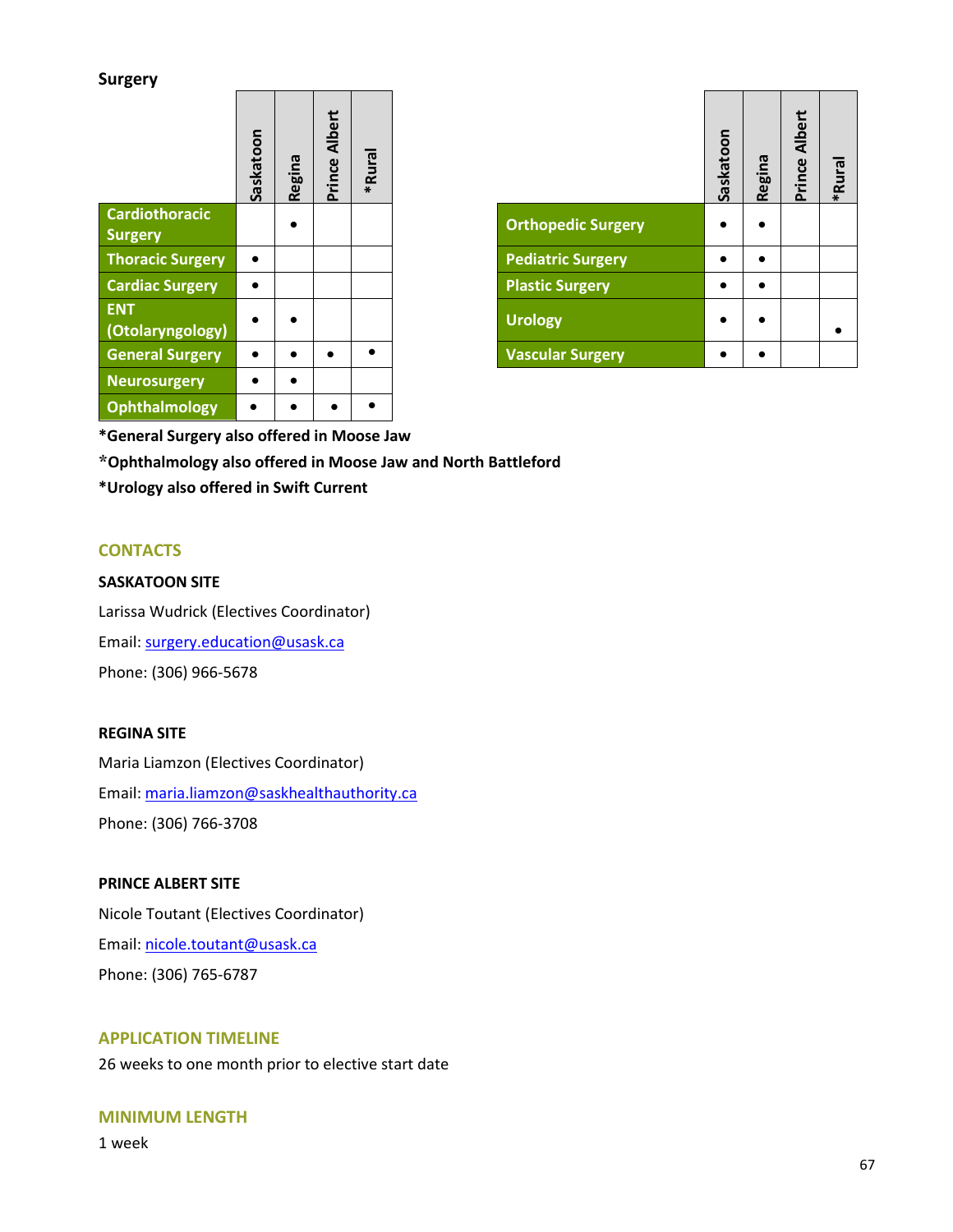**Surgery**

| | Saskatoon | Regina | Prince Albert | *Rural |
|---|---|---|---|---|
| Cardiothoracic Surgery | | • | | |
| Thoracic Surgery | • | | | |
| Cardiac Surgery | • | | | |
| ENT (Otolaryngology) | • | • | | |
| General Surgery | • | • | • | • |
| Neurosurgery | • | • | | |
| Ophthalmology | • | • | • | • |

| | Saskatoon | Regina | Prince Albert | *Rural |
|---|---|---|---|---|
| Orthopedic Surgery | • | • | | |
| Pediatric Surgery | • | • | | |
| Plastic Surgery | • | • | | |
| Urology | • | • | | • |
| Vascular Surgery | • | • | | |

**\*General Surgery also offered in Moose Jaw**

**\*Ophthalmology also offered in Moose Jaw and North Battleford**

**\*Urology also offered in Swift Current**

## CONTACTS

**SASKATOON SITE**

Larissa Wudrick (Electives Coordinator)

Email: surgery.education@usask.ca

Phone: (306) 966-5678

**REGINA SITE**

Maria Liamzon (Electives Coordinator)

Email: maria.liamzon@saskhealthauthority.ca

Phone: (306) 766-3708

**PRINCE ALBERT SITE**

Nicole Toutant (Electives Coordinator)

Email: nicole.toutant@usask.ca

Phone: (306) 765-6787

## APPLICATION TIMELINE

26 weeks to one month prior to elective start date

## MINIMUM LENGTH

1 week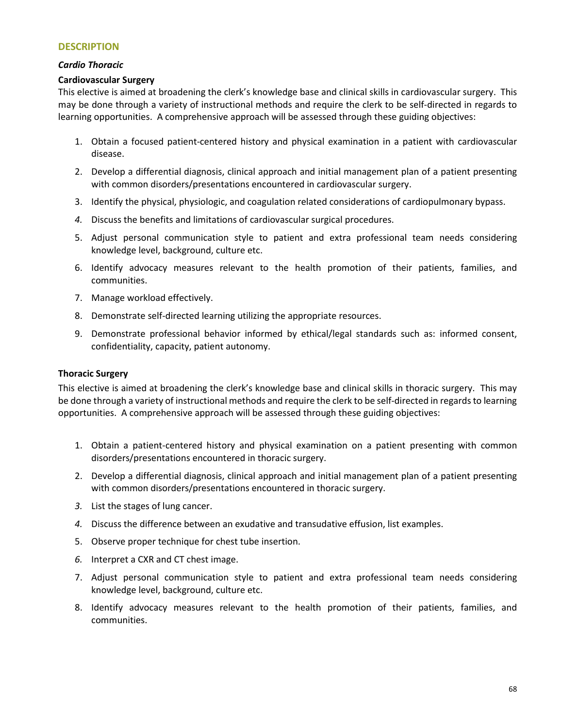## DESCRIPTION

*Cardio Thoracic*

**Cardiovascular Surgery**

This elective is aimed at broadening the clerk's knowledge base and clinical skills in cardiovascular surgery. This may be done through a variety of instructional methods and require the clerk to be self-directed in regards to learning opportunities. A comprehensive approach will be assessed through these guiding objectives:

1. Obtain a focused patient-centered history and physical examination in a patient with cardiovascular disease.
2. Develop a differential diagnosis, clinical approach and initial management plan of a patient presenting with common disorders/presentations encountered in cardiovascular surgery.
3. Identify the physical, physiologic, and coagulation related considerations of cardiopulmonary bypass.
4. Discuss the benefits and limitations of cardiovascular surgical procedures.
5. Adjust personal communication style to patient and extra professional team needs considering knowledge level, background, culture etc.
6. Identify advocacy measures relevant to the health promotion of their patients, families, and communities.
7. Manage workload effectively.
8. Demonstrate self-directed learning utilizing the appropriate resources.
9. Demonstrate professional behavior informed by ethical/legal standards such as: informed consent, confidentiality, capacity, patient autonomy.

**Thoracic Surgery**

This elective is aimed at broadening the clerk's knowledge base and clinical skills in thoracic surgery. This may be done through a variety of instructional methods and require the clerk to be self-directed in regards to learning opportunities. A comprehensive approach will be assessed through these guiding objectives:

1. Obtain a patient-centered history and physical examination on a patient presenting with common disorders/presentations encountered in thoracic surgery.
2. Develop a differential diagnosis, clinical approach and initial management plan of a patient presenting with common disorders/presentations encountered in thoracic surgery.
3. List the stages of lung cancer.
4. Discuss the difference between an exudative and transudative effusion, list examples.
5. Observe proper technique for chest tube insertion.
6. Interpret a CXR and CT chest image.
7. Adjust personal communication style to patient and extra professional team needs considering knowledge level, background, culture etc.
8. Identify advocacy measures relevant to the health promotion of their patients, families, and communities.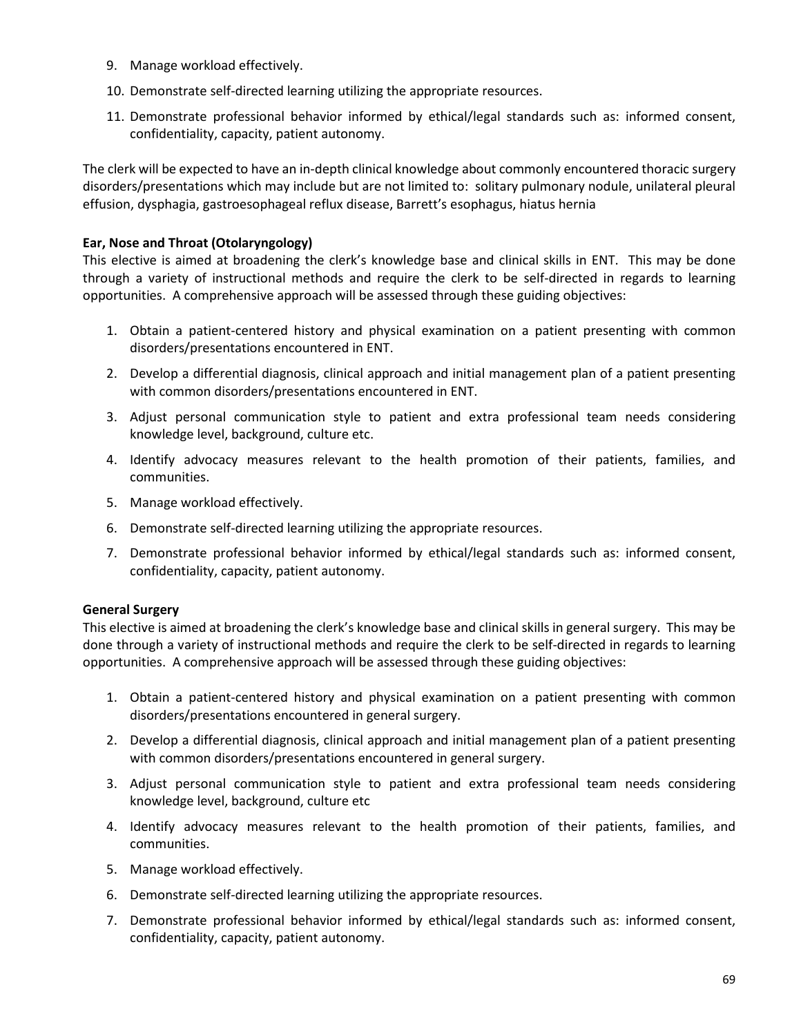9. Manage workload effectively.
10. Demonstrate self-directed learning utilizing the appropriate resources.
11. Demonstrate professional behavior informed by ethical/legal standards such as: informed consent, confidentiality, capacity, patient autonomy.

The clerk will be expected to have an in-depth clinical knowledge about commonly encountered thoracic surgery disorders/presentations which may include but are not limited to: solitary pulmonary nodule, unilateral pleural effusion, dysphagia, gastroesophageal reflux disease, Barrett's esophagus, hiatus hernia

**Ear, Nose and Throat (Otolaryngology)**

This elective is aimed at broadening the clerk's knowledge base and clinical skills in ENT. This may be done through a variety of instructional methods and require the clerk to be self-directed in regards to learning opportunities. A comprehensive approach will be assessed through these guiding objectives:

1. Obtain a patient-centered history and physical examination on a patient presenting with common disorders/presentations encountered in ENT.
2. Develop a differential diagnosis, clinical approach and initial management plan of a patient presenting with common disorders/presentations encountered in ENT.
3. Adjust personal communication style to patient and extra professional team needs considering knowledge level, background, culture etc.
4. Identify advocacy measures relevant to the health promotion of their patients, families, and communities.
5. Manage workload effectively.
6. Demonstrate self-directed learning utilizing the appropriate resources.
7. Demonstrate professional behavior informed by ethical/legal standards such as: informed consent, confidentiality, capacity, patient autonomy.

**General Surgery**

This elective is aimed at broadening the clerk's knowledge base and clinical skills in general surgery. This may be done through a variety of instructional methods and require the clerk to be self-directed in regards to learning opportunities. A comprehensive approach will be assessed through these guiding objectives:

1. Obtain a patient-centered history and physical examination on a patient presenting with common disorders/presentations encountered in general surgery.
2. Develop a differential diagnosis, clinical approach and initial management plan of a patient presenting with common disorders/presentations encountered in general surgery.
3. Adjust personal communication style to patient and extra professional team needs considering knowledge level, background, culture etc
4. Identify advocacy measures relevant to the health promotion of their patients, families, and communities.
5. Manage workload effectively.
6. Demonstrate self-directed learning utilizing the appropriate resources.
7. Demonstrate professional behavior informed by ethical/legal standards such as: informed consent, confidentiality, capacity, patient autonomy.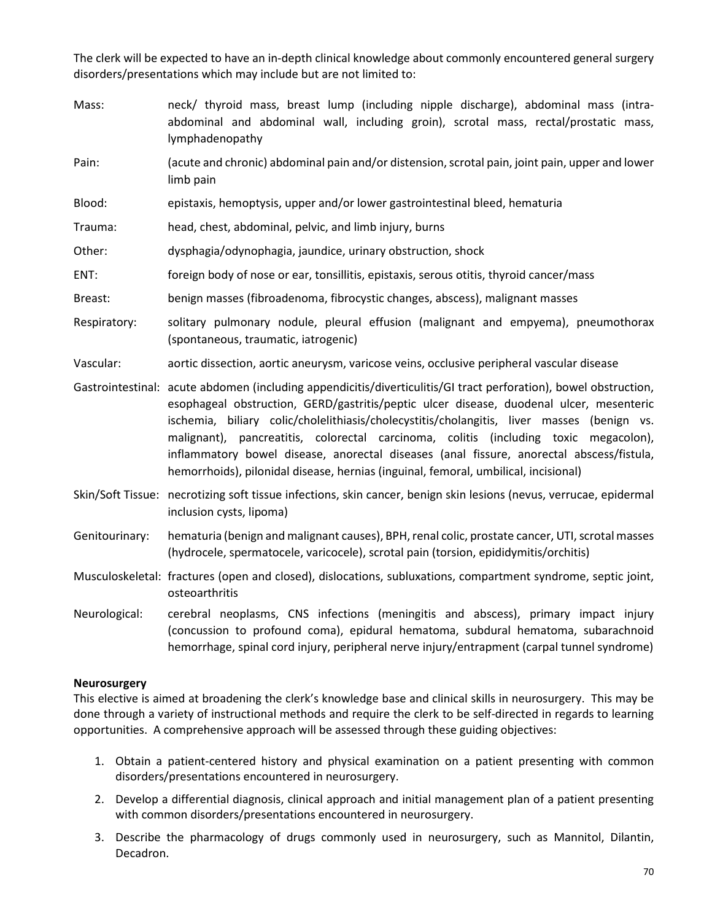The clerk will be expected to have an in-depth clinical knowledge about commonly encountered general surgery disorders/presentations which may include but are not limited to:

| | |
|---|---|
| Mass: | neck/ thyroid mass, breast lump (including nipple discharge), abdominal mass (intra-abdominal and abdominal wall, including groin), scrotal mass, rectal/prostatic mass, lymphadenopathy |
| Pain: | (acute and chronic) abdominal pain and/or distension, scrotal pain, joint pain, upper and lower limb pain |
| Blood: | epistaxis, hemoptysis, upper and/or lower gastrointestinal bleed, hematuria |
| Trauma: | head, chest, abdominal, pelvic, and limb injury, burns |
| Other: | dysphagia/odynophagia, jaundice, urinary obstruction, shock |
| ENT: | foreign body of nose or ear, tonsillitis, epistaxis, serous otitis, thyroid cancer/mass |
| Breast: | benign masses (fibroadenoma, fibrocystic changes, abscess), malignant masses |
| Respiratory: | solitary pulmonary nodule, pleural effusion (malignant and empyema), pneumothorax (spontaneous, traumatic, iatrogenic) |
| Vascular: | aortic dissection, aortic aneurysm, varicose veins, occlusive peripheral vascular disease |
| Gastrointestinal: | acute abdomen (including appendicitis/diverticulitis/GI tract perforation), bowel obstruction, esophageal obstruction, GERD/gastritis/peptic ulcer disease, duodenal ulcer, mesenteric ischemia, biliary colic/cholelithiasis/cholecystitis/cholangitis, liver masses (benign vs. malignant), pancreatitis, colorectal carcinoma, colitis (including toxic megacolon), inflammatory bowel disease, anorectal diseases (anal fissure, anorectal abscess/fistula, hemorrhoids), pilonidal disease, hernias (inguinal, femoral, umbilical, incisional) |
| Skin/Soft Tissue: | necrotizing soft tissue infections, skin cancer, benign skin lesions (nevus, verrucae, epidermal inclusion cysts, lipoma) |
| Genitourinary: | hematuria (benign and malignant causes), BPH, renal colic, prostate cancer, UTI, scrotal masses (hydrocele, spermatocele, varicocele), scrotal pain (torsion, epididymitis/orchitis) |
| Musculoskeletal: | fractures (open and closed), dislocations, subluxations, compartment syndrome, septic joint, osteoarthritis |
| Neurological: | cerebral neoplasms, CNS infections (meningitis and abscess), primary impact injury (concussion to profound coma), epidural hematoma, subdural hematoma, subarachnoid hemorrhage, spinal cord injury, peripheral nerve injury/entrapment (carpal tunnel syndrome) |

**Neurosurgery**

This elective is aimed at broadening the clerk's knowledge base and clinical skills in neurosurgery. This may be done through a variety of instructional methods and require the clerk to be self-directed in regards to learning opportunities. A comprehensive approach will be assessed through these guiding objectives:

1. Obtain a patient-centered history and physical examination on a patient presenting with common disorders/presentations encountered in neurosurgery.
2. Develop a differential diagnosis, clinical approach and initial management plan of a patient presenting with common disorders/presentations encountered in neurosurgery.
3. Describe the pharmacology of drugs commonly used in neurosurgery, such as Mannitol, Dilantin, Decadron.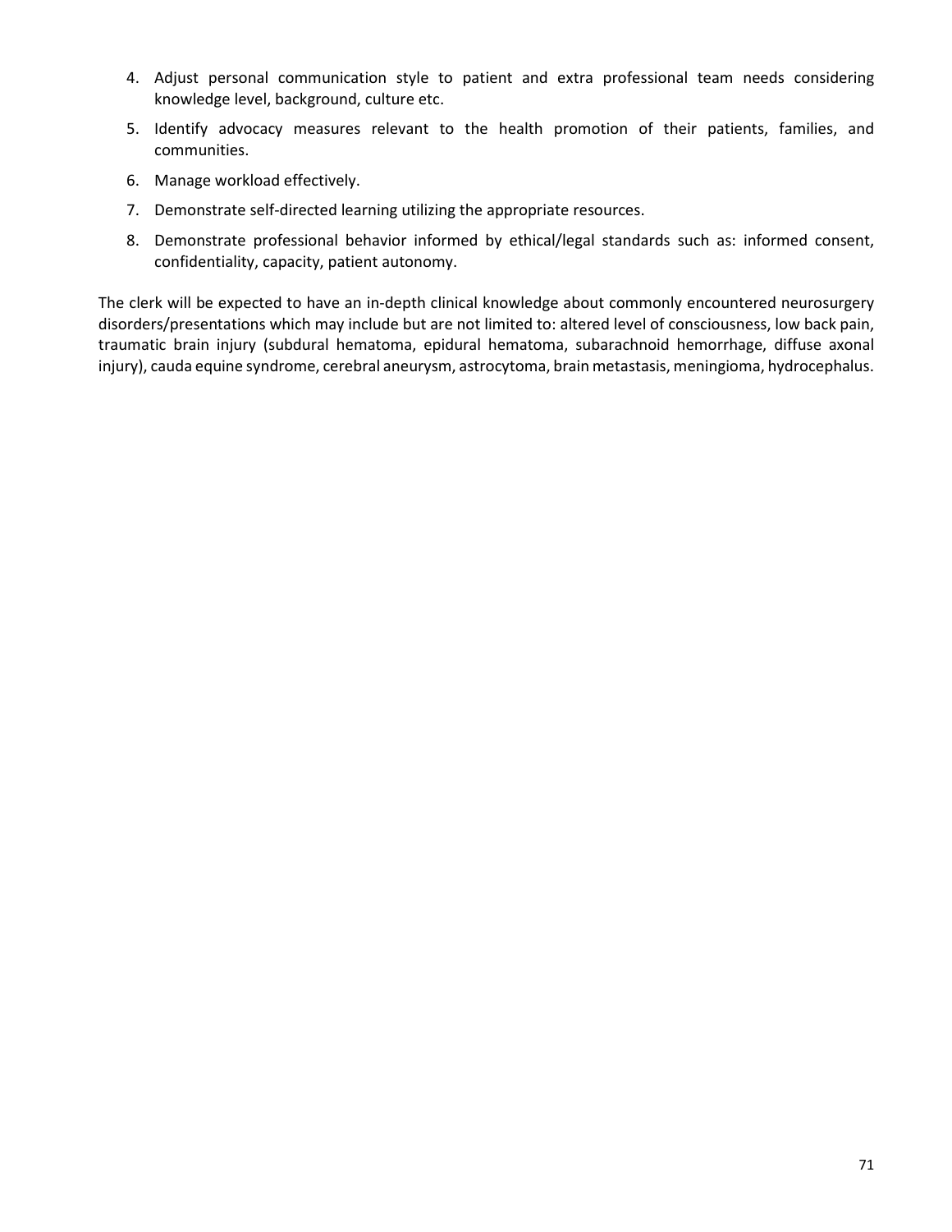4. Adjust personal communication style to patient and extra professional team needs considering knowledge level, background, culture etc.
5. Identify advocacy measures relevant to the health promotion of their patients, families, and communities.
6. Manage workload effectively.
7. Demonstrate self-directed learning utilizing the appropriate resources.
8. Demonstrate professional behavior informed by ethical/legal standards such as: informed consent, confidentiality, capacity, patient autonomy.

The clerk will be expected to have an in-depth clinical knowledge about commonly encountered neurosurgery disorders/presentations which may include but are not limited to: altered level of consciousness, low back pain, traumatic brain injury (subdural hematoma, epidural hematoma, subarachnoid hemorrhage, diffuse axonal injury), cauda equine syndrome, cerebral aneurysm, astrocytoma, brain metastasis, meningioma, hydrocephalus.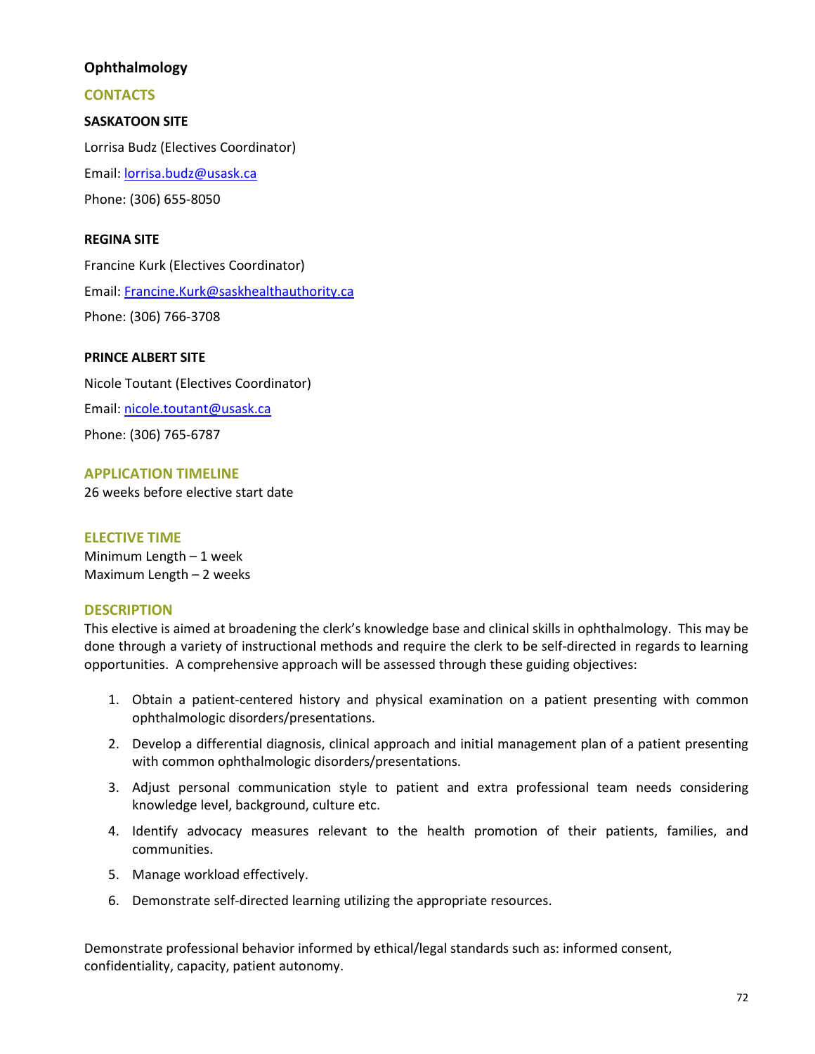## Ophthalmology

### CONTACTS

**SASKATOON SITE**

Lorrisa Budz (Electives Coordinator)

Email: lorrisa.budz@usask.ca

Phone: (306) 655-8050

**REGINA SITE**

Francine Kurk (Electives Coordinator)

Email: Francine.Kurk@saskhealthauthority.ca

Phone: (306) 766-3708

**PRINCE ALBERT SITE**

Nicole Toutant (Electives Coordinator)

Email: nicole.toutant@usask.ca

Phone: (306) 765-6787

### APPLICATION TIMELINE

26 weeks before elective start date

### ELECTIVE TIME

Minimum Length – 1 week
Maximum Length – 2 weeks

### DESCRIPTION

This elective is aimed at broadening the clerk's knowledge base and clinical skills in ophthalmology. This may be done through a variety of instructional methods and require the clerk to be self-directed in regards to learning opportunities. A comprehensive approach will be assessed through these guiding objectives:

1. Obtain a patient-centered history and physical examination on a patient presenting with common ophthalmologic disorders/presentations.
2. Develop a differential diagnosis, clinical approach and initial management plan of a patient presenting with common ophthalmologic disorders/presentations.
3. Adjust personal communication style to patient and extra professional team needs considering knowledge level, background, culture etc.
4. Identify advocacy measures relevant to the health promotion of their patients, families, and communities.
5. Manage workload effectively.
6. Demonstrate self-directed learning utilizing the appropriate resources.

Demonstrate professional behavior informed by ethical/legal standards such as: informed consent, confidentiality, capacity, patient autonomy.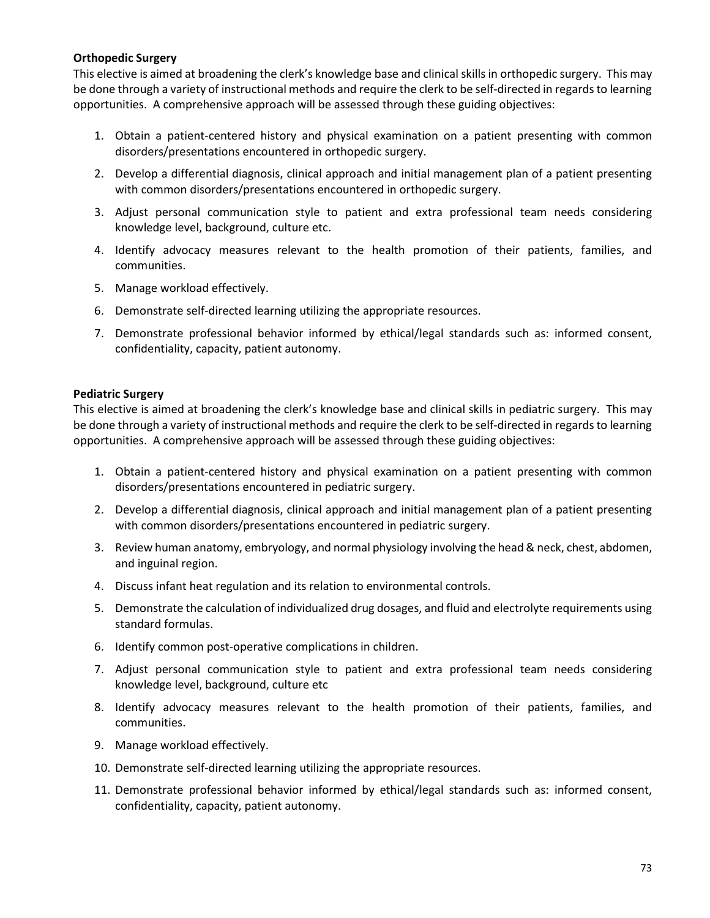**Orthopedic Surgery**

This elective is aimed at broadening the clerk's knowledge base and clinical skills in orthopedic surgery. This may be done through a variety of instructional methods and require the clerk to be self-directed in regards to learning opportunities. A comprehensive approach will be assessed through these guiding objectives:

1. Obtain a patient-centered history and physical examination on a patient presenting with common disorders/presentations encountered in orthopedic surgery.
2. Develop a differential diagnosis, clinical approach and initial management plan of a patient presenting with common disorders/presentations encountered in orthopedic surgery.
3. Adjust personal communication style to patient and extra professional team needs considering knowledge level, background, culture etc.
4. Identify advocacy measures relevant to the health promotion of their patients, families, and communities.
5. Manage workload effectively.
6. Demonstrate self-directed learning utilizing the appropriate resources.
7. Demonstrate professional behavior informed by ethical/legal standards such as: informed consent, confidentiality, capacity, patient autonomy.

**Pediatric Surgery**

This elective is aimed at broadening the clerk's knowledge base and clinical skills in pediatric surgery. This may be done through a variety of instructional methods and require the clerk to be self-directed in regards to learning opportunities. A comprehensive approach will be assessed through these guiding objectives:

1. Obtain a patient-centered history and physical examination on a patient presenting with common disorders/presentations encountered in pediatric surgery.
2. Develop a differential diagnosis, clinical approach and initial management plan of a patient presenting with common disorders/presentations encountered in pediatric surgery.
3. Review human anatomy, embryology, and normal physiology involving the head & neck, chest, abdomen, and inguinal region.
4. Discuss infant heat regulation and its relation to environmental controls.
5. Demonstrate the calculation of individualized drug dosages, and fluid and electrolyte requirements using standard formulas.
6. Identify common post-operative complications in children.
7. Adjust personal communication style to patient and extra professional team needs considering knowledge level, background, culture etc
8. Identify advocacy measures relevant to the health promotion of their patients, families, and communities.
9. Manage workload effectively.
10. Demonstrate self-directed learning utilizing the appropriate resources.
11. Demonstrate professional behavior informed by ethical/legal standards such as: informed consent, confidentiality, capacity, patient autonomy.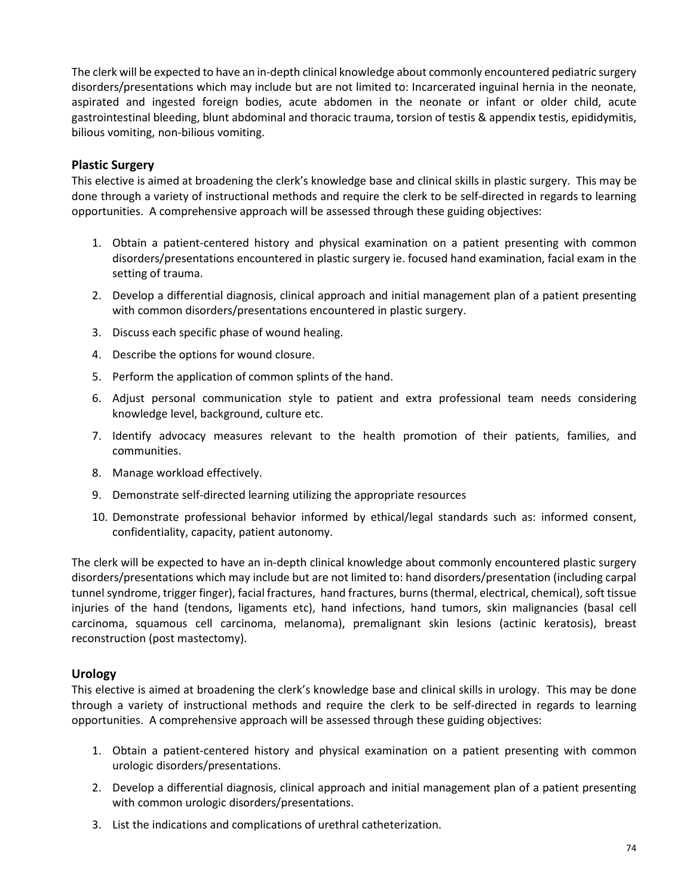The clerk will be expected to have an in-depth clinical knowledge about commonly encountered pediatric surgery disorders/presentations which may include but are not limited to: Incarcerated inguinal hernia in the neonate, aspirated and ingested foreign bodies, acute abdomen in the neonate or infant or older child, acute gastrointestinal bleeding, blunt abdominal and thoracic trauma, torsion of testis & appendix testis, epididymitis, bilious vomiting, non-bilious vomiting.

### Plastic Surgery

This elective is aimed at broadening the clerk's knowledge base and clinical skills in plastic surgery. This may be done through a variety of instructional methods and require the clerk to be self-directed in regards to learning opportunities. A comprehensive approach will be assessed through these guiding objectives:

1. Obtain a patient-centered history and physical examination on a patient presenting with common disorders/presentations encountered in plastic surgery ie. focused hand examination, facial exam in the setting of trauma.
2. Develop a differential diagnosis, clinical approach and initial management plan of a patient presenting with common disorders/presentations encountered in plastic surgery.
3. Discuss each specific phase of wound healing.
4. Describe the options for wound closure.
5. Perform the application of common splints of the hand.
6. Adjust personal communication style to patient and extra professional team needs considering knowledge level, background, culture etc.
7. Identify advocacy measures relevant to the health promotion of their patients, families, and communities.
8. Manage workload effectively.
9. Demonstrate self-directed learning utilizing the appropriate resources
10. Demonstrate professional behavior informed by ethical/legal standards such as: informed consent, confidentiality, capacity, patient autonomy.

The clerk will be expected to have an in-depth clinical knowledge about commonly encountered plastic surgery disorders/presentations which may include but are not limited to: hand disorders/presentation (including carpal tunnel syndrome, trigger finger), facial fractures, hand fractures, burns (thermal, electrical, chemical), soft tissue injuries of the hand (tendons, ligaments etc), hand infections, hand tumors, skin malignancies (basal cell carcinoma, squamous cell carcinoma, melanoma), premalignant skin lesions (actinic keratosis), breast reconstruction (post mastectomy).

### Urology

This elective is aimed at broadening the clerk's knowledge base and clinical skills in urology. This may be done through a variety of instructional methods and require the clerk to be self-directed in regards to learning opportunities. A comprehensive approach will be assessed through these guiding objectives:

1. Obtain a patient-centered history and physical examination on a patient presenting with common urologic disorders/presentations.
2. Develop a differential diagnosis, clinical approach and initial management plan of a patient presenting with common urologic disorders/presentations.
3. List the indications and complications of urethral catheterization.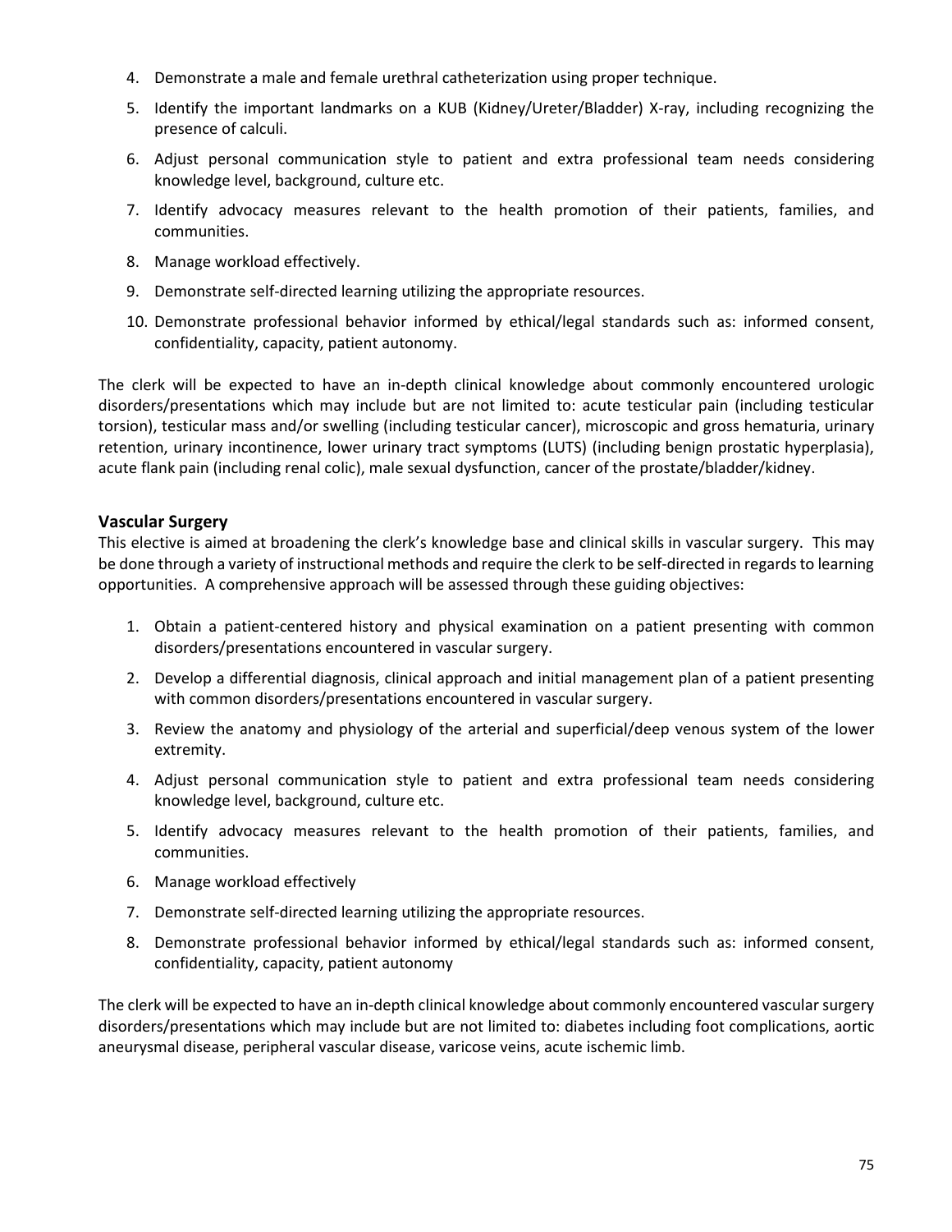4. Demonstrate a male and female urethral catheterization using proper technique.
5. Identify the important landmarks on a KUB (Kidney/Ureter/Bladder) X-ray, including recognizing the presence of calculi.
6. Adjust personal communication style to patient and extra professional team needs considering knowledge level, background, culture etc.
7. Identify advocacy measures relevant to the health promotion of their patients, families, and communities.
8. Manage workload effectively.
9. Demonstrate self-directed learning utilizing the appropriate resources.
10. Demonstrate professional behavior informed by ethical/legal standards such as: informed consent, confidentiality, capacity, patient autonomy.

The clerk will be expected to have an in-depth clinical knowledge about commonly encountered urologic disorders/presentations which may include but are not limited to: acute testicular pain (including testicular torsion), testicular mass and/or swelling (including testicular cancer), microscopic and gross hematuria, urinary retention, urinary incontinence, lower urinary tract symptoms (LUTS) (including benign prostatic hyperplasia), acute flank pain (including renal colic), male sexual dysfunction, cancer of the prostate/bladder/kidney.

### Vascular Surgery

This elective is aimed at broadening the clerk's knowledge base and clinical skills in vascular surgery. This may be done through a variety of instructional methods and require the clerk to be self-directed in regards to learning opportunities. A comprehensive approach will be assessed through these guiding objectives:

1. Obtain a patient-centered history and physical examination on a patient presenting with common disorders/presentations encountered in vascular surgery.
2. Develop a differential diagnosis, clinical approach and initial management plan of a patient presenting with common disorders/presentations encountered in vascular surgery.
3. Review the anatomy and physiology of the arterial and superficial/deep venous system of the lower extremity.
4. Adjust personal communication style to patient and extra professional team needs considering knowledge level, background, culture etc.
5. Identify advocacy measures relevant to the health promotion of their patients, families, and communities.
6. Manage workload effectively
7. Demonstrate self-directed learning utilizing the appropriate resources.
8. Demonstrate professional behavior informed by ethical/legal standards such as: informed consent, confidentiality, capacity, patient autonomy

The clerk will be expected to have an in-depth clinical knowledge about commonly encountered vascular surgery disorders/presentations which may include but are not limited to: diabetes including foot complications, aortic aneurysmal disease, peripheral vascular disease, varicose veins, acute ischemic limb.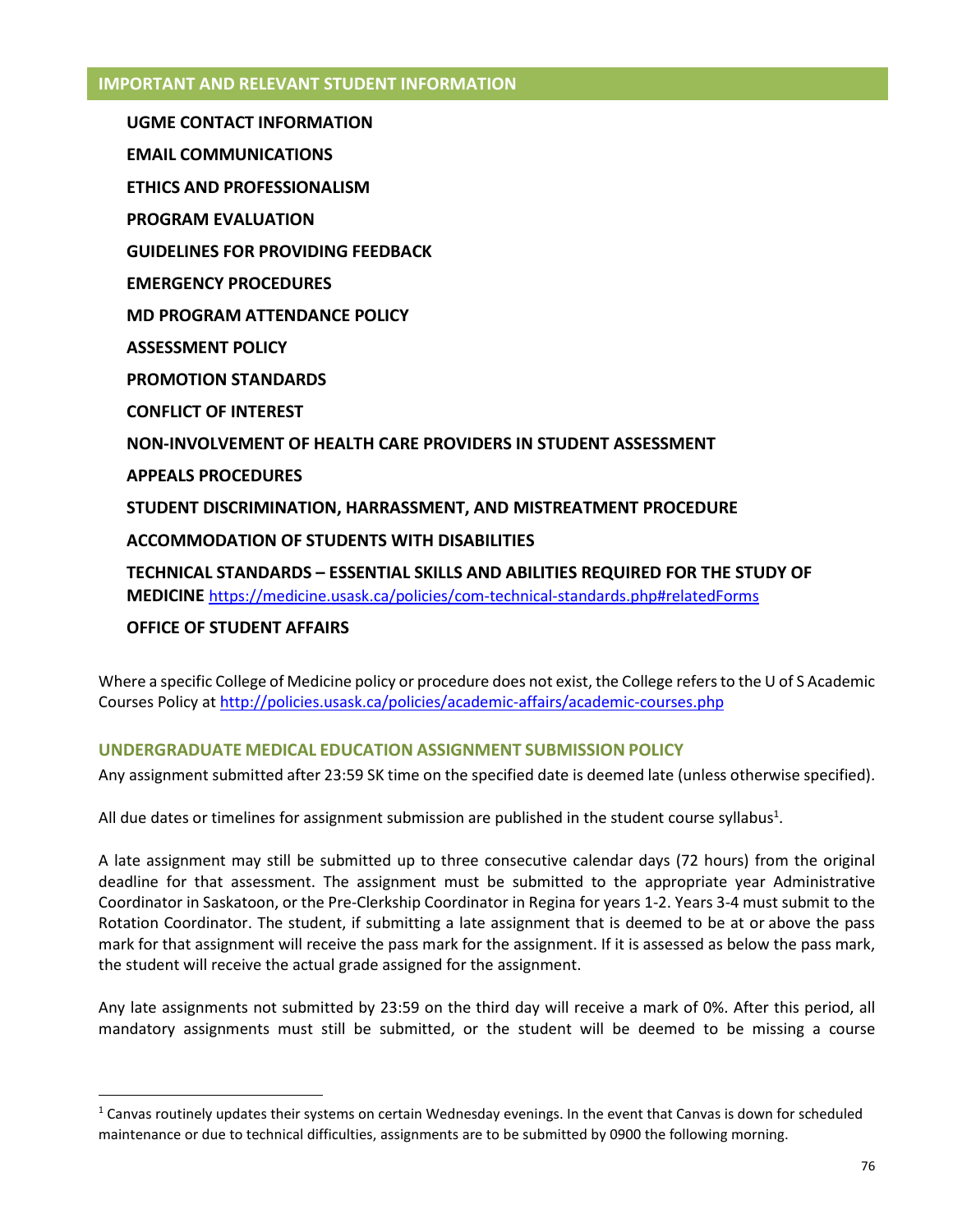## IMPORTANT AND RELEVANT STUDENT INFORMATION

**UGME CONTACT INFORMATION**

**EMAIL COMMUNICATIONS**

**ETHICS AND PROFESSIONALISM**

**PROGRAM EVALUATION**

**GUIDELINES FOR PROVIDING FEEDBACK**

**EMERGENCY PROCEDURES**

**MD PROGRAM ATTENDANCE POLICY**

**ASSESSMENT POLICY**

**PROMOTION STANDARDS**

**CONFLICT OF INTEREST**

**NON-INVOLVEMENT OF HEALTH CARE PROVIDERS IN STUDENT ASSESSMENT**

**APPEALS PROCEDURES**

**STUDENT DISCRIMINATION, HARRASSMENT, AND MISTREATMENT PROCEDURE**

**ACCOMMODATION OF STUDENTS WITH DISABILITIES**

**TECHNICAL STANDARDS – ESSENTIAL SKILLS AND ABILITIES REQUIRED FOR THE STUDY OF MEDICINE** https://medicine.usask.ca/policies/com-technical-standards.php#relatedForms

**OFFICE OF STUDENT AFFAIRS**

Where a specific College of Medicine policy or procedure does not exist, the College refers to the U of S Academic Courses Policy at http://policies.usask.ca/policies/academic-affairs/academic-courses.php

### UNDERGRADUATE MEDICAL EDUCATION ASSIGNMENT SUBMISSION POLICY

Any assignment submitted after 23:59 SK time on the specified date is deemed late (unless otherwise specified).

All due dates or timelines for assignment submission are published in the student course syllabus[1].

A late assignment may still be submitted up to three consecutive calendar days (72 hours) from the original deadline for that assessment. The assignment must be submitted to the appropriate year Administrative Coordinator in Saskatoon, or the Pre-Clerkship Coordinator in Regina for years 1-2. Years 3-4 must submit to the Rotation Coordinator. The student, if submitting a late assignment that is deemed to be at or above the pass mark for that assignment will receive the pass mark for the assignment. If it is assessed as below the pass mark, the student will receive the actual grade assigned for the assignment.

Any late assignments not submitted by 23:59 on the third day will receive a mark of 0%. After this period, all mandatory assignments must still be submitted, or the student will be deemed to be missing a course

[1] Canvas routinely updates their systems on certain Wednesday evenings. In the event that Canvas is down for scheduled maintenance or due to technical difficulties, assignments are to be submitted by 0900 the following morning.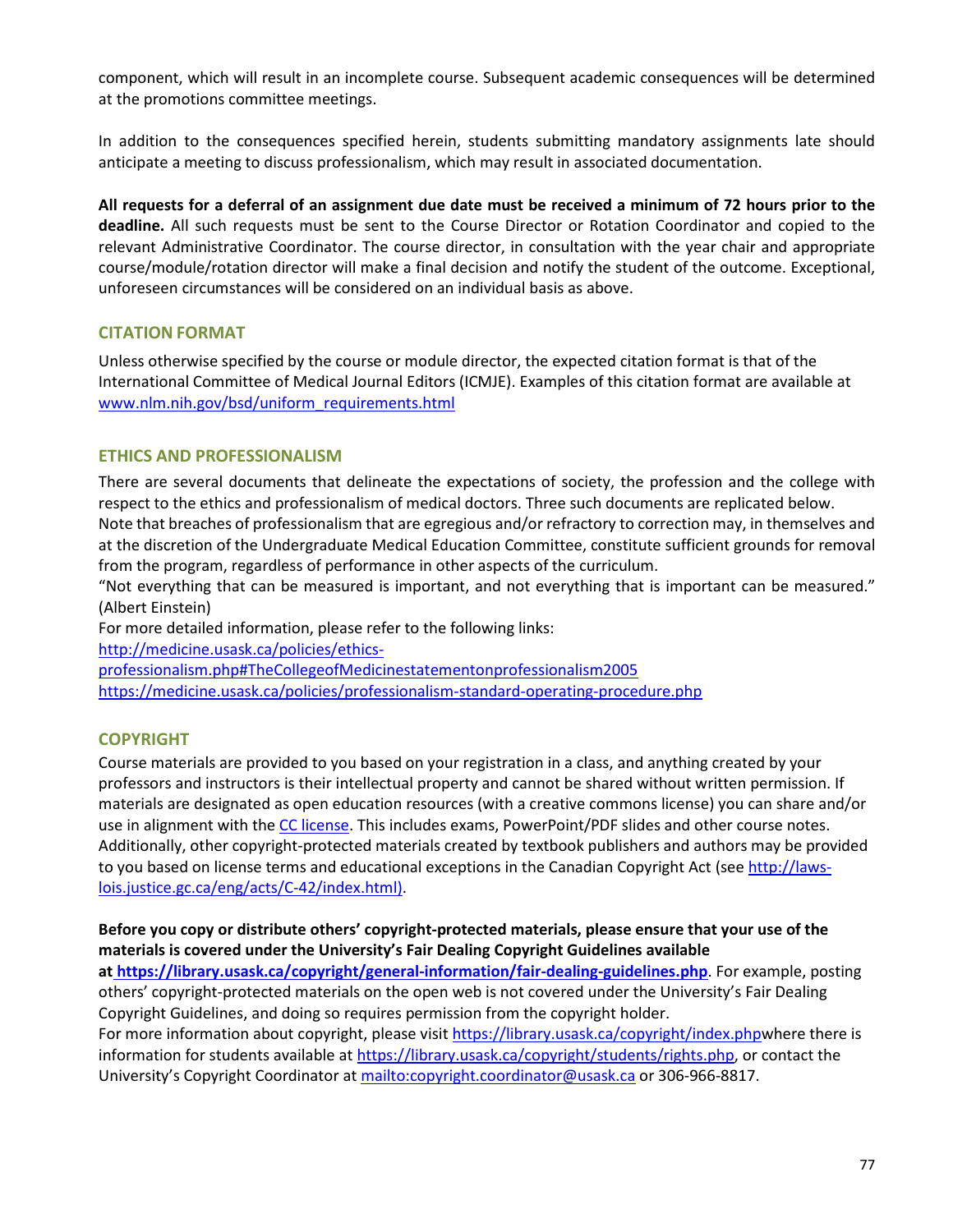component, which will result in an incomplete course. Subsequent academic consequences will be determined at the promotions committee meetings.

In addition to the consequences specified herein, students submitting mandatory assignments late should anticipate a meeting to discuss professionalism, which may result in associated documentation.

**All requests for a deferral of an assignment due date must be received a minimum of 72 hours prior to the deadline.** All such requests must be sent to the Course Director or Rotation Coordinator and copied to the relevant Administrative Coordinator. The course director, in consultation with the year chair and appropriate course/module/rotation director will make a final decision and notify the student of the outcome. Exceptional, unforeseen circumstances will be considered on an individual basis as above.

## CITATION FORMAT

Unless otherwise specified by the course or module director, the expected citation format is that of the International Committee of Medical Journal Editors (ICMJE). Examples of this citation format are available at www.nlm.nih.gov/bsd/uniform_requirements.html

## ETHICS AND PROFESSIONALISM

There are several documents that delineate the expectations of society, the profession and the college with respect to the ethics and professionalism of medical doctors. Three such documents are replicated below.
Note that breaches of professionalism that are egregious and/or refractory to correction may, in themselves and at the discretion of the Undergraduate Medical Education Committee, constitute sufficient grounds for removal from the program, regardless of performance in other aspects of the curriculum.
"Not everything that can be measured is important, and not everything that is important can be measured." (Albert Einstein)
For more detailed information, please refer to the following links:
http://medicine.usask.ca/policies/ethics-professionalism.php#TheCollegeofMedicinestatementonprofessionalism2005
https://medicine.usask.ca/policies/professionalism-standard-operating-procedure.php

## COPYRIGHT

Course materials are provided to you based on your registration in a class, and anything created by your professors and instructors is their intellectual property and cannot be shared without written permission. If materials are designated as open education resources (with a creative commons license) you can share and/or use in alignment with the CC license. This includes exams, PowerPoint/PDF slides and other course notes. Additionally, other copyright-protected materials created by textbook publishers and authors may be provided to you based on license terms and educational exceptions in the Canadian Copyright Act (see http://laws-lois.justice.gc.ca/eng/acts/C-42/index.html).

**Before you copy or distribute others' copyright-protected materials, please ensure that your use of the materials is covered under the University's Fair Dealing Copyright Guidelines available at https://library.usask.ca/copyright/general-information/fair-dealing-guidelines.php**. For example, posting others' copyright-protected materials on the open web is not covered under the University's Fair Dealing Copyright Guidelines, and doing so requires permission from the copyright holder.
For more information about copyright, please visit https://library.usask.ca/copyright/index.phpwhere there is information for students available at https://library.usask.ca/copyright/students/rights.php, or contact the University's Copyright Coordinator at mailto:copyright.coordinator@usask.ca or 306-966-8817.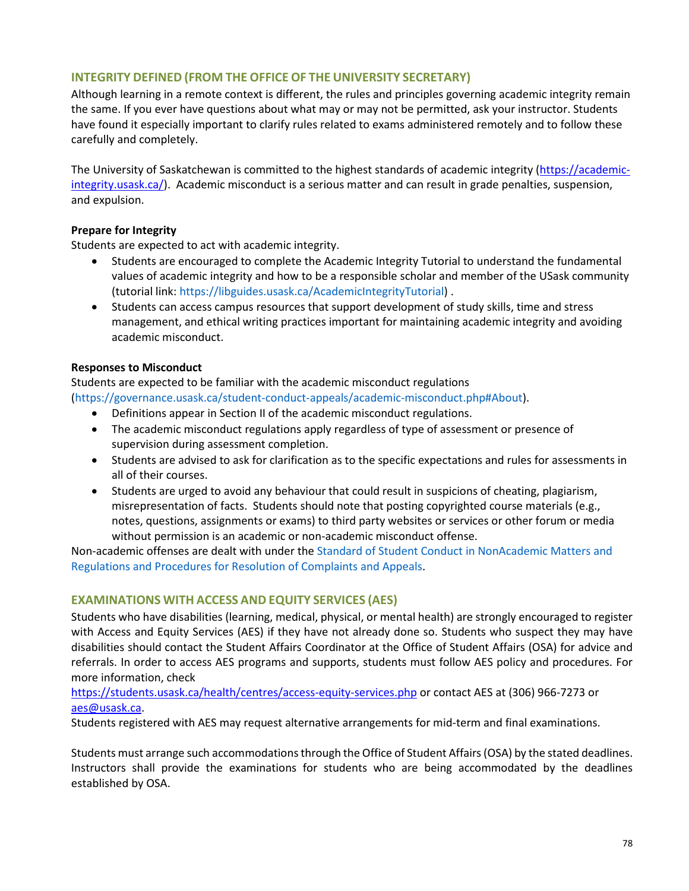## INTEGRITY DEFINED (FROM THE OFFICE OF THE UNIVERSITY SECRETARY)

Although learning in a remote context is different, the rules and principles governing academic integrity remain the same. If you ever have questions about what may or may not be permitted, ask your instructor. Students have found it especially important to clarify rules related to exams administered remotely and to follow these carefully and completely.

The University of Saskatchewan is committed to the highest standards of academic integrity (https://academic-integrity.usask.ca/). Academic misconduct is a serious matter and can result in grade penalties, suspension, and expulsion.

**Prepare for Integrity**

Students are expected to act with academic integrity.

- Students are encouraged to complete the Academic Integrity Tutorial to understand the fundamental values of academic integrity and how to be a responsible scholar and member of the USask community (tutorial link: https://libguides.usask.ca/AcademicIntegrityTutorial) .
- Students can access campus resources that support development of study skills, time and stress management, and ethical writing practices important for maintaining academic integrity and avoiding academic misconduct.

**Responses to Misconduct**

Students are expected to be familiar with the academic misconduct regulations (https://governance.usask.ca/student-conduct-appeals/academic-misconduct.php#About).

- Definitions appear in Section II of the academic misconduct regulations.
- The academic misconduct regulations apply regardless of type of assessment or presence of supervision during assessment completion.
- Students are advised to ask for clarification as to the specific expectations and rules for assessments in all of their courses.
- Students are urged to avoid any behaviour that could result in suspicions of cheating, plagiarism, misrepresentation of facts. Students should note that posting copyrighted course materials (e.g., notes, questions, assignments or exams) to third party websites or services or other forum or media without permission is an academic or non-academic misconduct offense.

Non-academic offenses are dealt with under the Standard of Student Conduct in NonAcademic Matters and Regulations and Procedures for Resolution of Complaints and Appeals.

## EXAMINATIONS WITH ACCESS AND EQUITY SERVICES (AES)

Students who have disabilities (learning, medical, physical, or mental health) are strongly encouraged to register with Access and Equity Services (AES) if they have not already done so. Students who suspect they may have disabilities should contact the Student Affairs Coordinator at the Office of Student Affairs (OSA) for advice and referrals. In order to access AES programs and supports, students must follow AES policy and procedures. For more information, check https://students.usask.ca/health/centres/access-equity-services.php or contact AES at (306) 966-7273 or aes@usask.ca.

Students registered with AES may request alternative arrangements for mid-term and final examinations.

Students must arrange such accommodations through the Office of Student Affairs (OSA) by the stated deadlines. Instructors shall provide the examinations for students who are being accommodated by the deadlines established by OSA.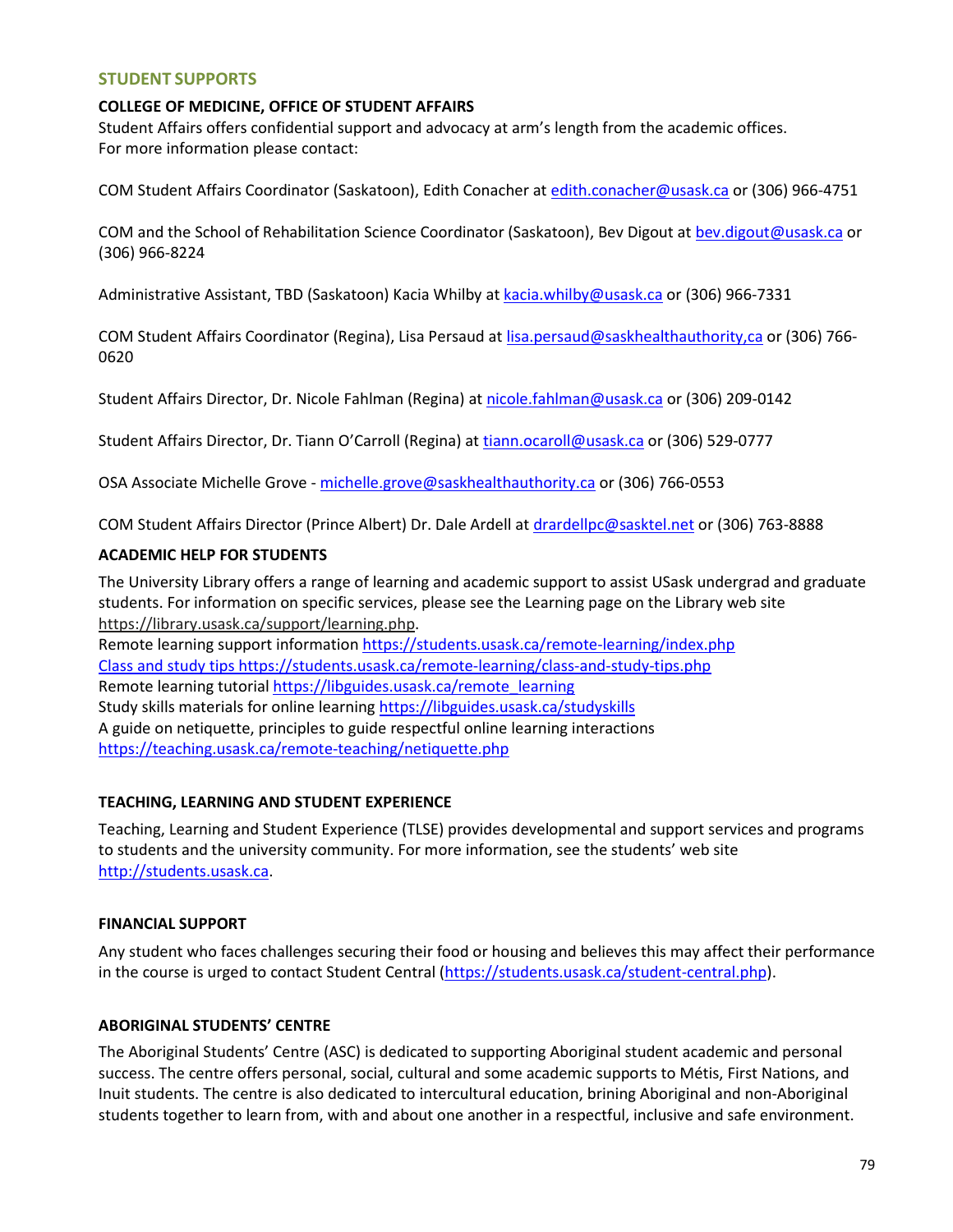## STUDENT SUPPORTS

**COLLEGE OF MEDICINE, OFFICE OF STUDENT AFFAIRS**

Student Affairs offers confidential support and advocacy at arm's length from the academic offices.
For more information please contact:

COM Student Affairs Coordinator (Saskatoon), Edith Conacher at edith.conacher@usask.ca or (306) 966-4751

COM and the School of Rehabilitation Science Coordinator (Saskatoon), Bev Digout at bev.digout@usask.ca or (306) 966-8224

Administrative Assistant, TBD (Saskatoon) Kacia Whilby at kacia.whilby@usask.ca or (306) 966-7331

COM Student Affairs Coordinator (Regina), Lisa Persaud at lisa.persaud@saskhealthauthority,ca or (306) 766-0620

Student Affairs Director, Dr. Nicole Fahlman (Regina) at nicole.fahlman@usask.ca or (306) 209-0142

Student Affairs Director, Dr. Tiann O'Carroll (Regina) at tiann.ocaroll@usask.ca or (306) 529-0777

OSA Associate Michelle Grove - michelle.grove@saskhealthauthority.ca or (306) 766-0553

COM Student Affairs Director (Prince Albert) Dr. Dale Ardell at drardellpc@sasktel.net or (306) 763-8888

**ACADEMIC HELP FOR STUDENTS**

The University Library offers a range of learning and academic support to assist USask undergrad and graduate students. For information on specific services, please see the Learning page on the Library web site https://library.usask.ca/support/learning.php.
Remote learning support information https://students.usask.ca/remote-learning/index.php
Class and study tips https://students.usask.ca/remote-learning/class-and-study-tips.php
Remote learning tutorial https://libguides.usask.ca/remote_learning
Study skills materials for online learning https://libguides.usask.ca/studyskills
A guide on netiquette, principles to guide respectful online learning interactions
https://teaching.usask.ca/remote-teaching/netiquette.php

**TEACHING, LEARNING AND STUDENT EXPERIENCE**

Teaching, Learning and Student Experience (TLSE) provides developmental and support services and programs to students and the university community. For more information, see the students' web site http://students.usask.ca.

**FINANCIAL SUPPORT**

Any student who faces challenges securing their food or housing and believes this may affect their performance in the course is urged to contact Student Central (https://students.usask.ca/student-central.php).

**ABORIGINAL STUDENTS' CENTRE**

The Aboriginal Students' Centre (ASC) is dedicated to supporting Aboriginal student academic and personal success. The centre offers personal, social, cultural and some academic supports to Métis, First Nations, and Inuit students. The centre is also dedicated to intercultural education, brining Aboriginal and non-Aboriginal students together to learn from, with and about one another in a respectful, inclusive and safe environment.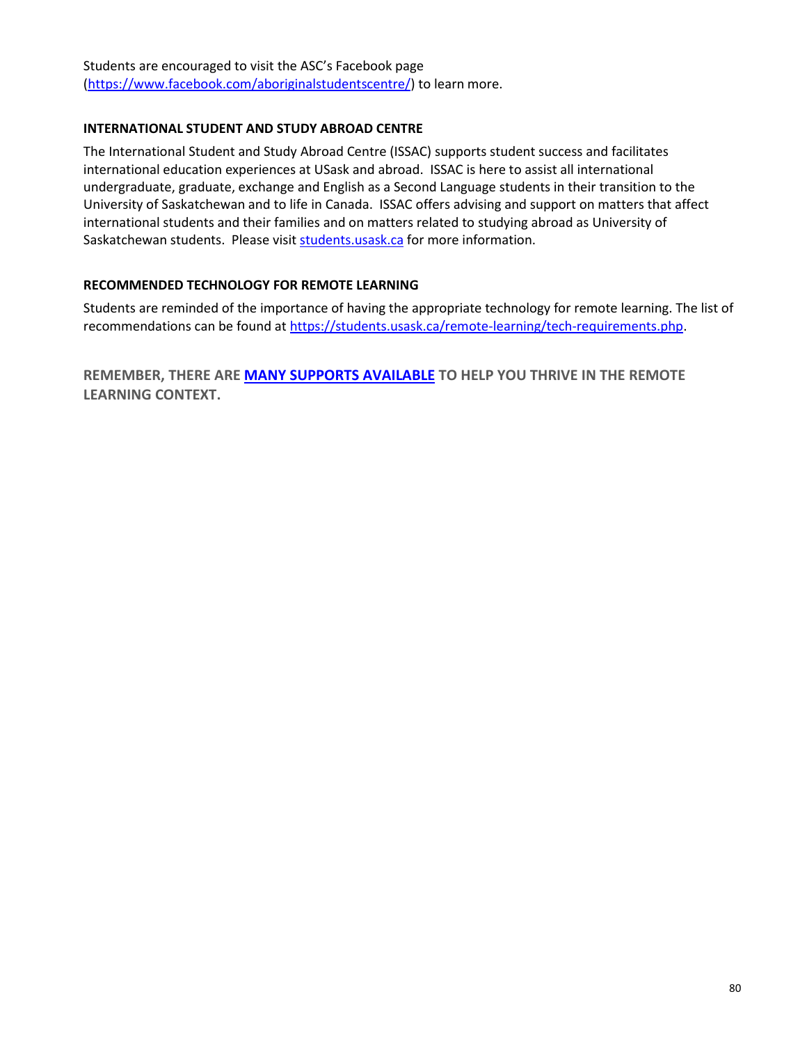Students are encouraged to visit the ASC's Facebook page (https://www.facebook.com/aboriginalstudentscentre/) to learn more.

**INTERNATIONAL STUDENT AND STUDY ABROAD CENTRE**

The International Student and Study Abroad Centre (ISSAC) supports student success and facilitates international education experiences at USask and abroad. ISSAC is here to assist all international undergraduate, graduate, exchange and English as a Second Language students in their transition to the University of Saskatchewan and to life in Canada. ISSAC offers advising and support on matters that affect international students and their families and on matters related to studying abroad as University of Saskatchewan students. Please visit students.usask.ca for more information.

**RECOMMENDED TECHNOLOGY FOR REMOTE LEARNING**

Students are reminded of the importance of having the appropriate technology for remote learning. The list of recommendations can be found at https://students.usask.ca/remote-learning/tech-requirements.php.

**REMEMBER, THERE ARE MANY SUPPORTS AVAILABLE TO HELP YOU THRIVE IN THE REMOTE LEARNING CONTEXT.**